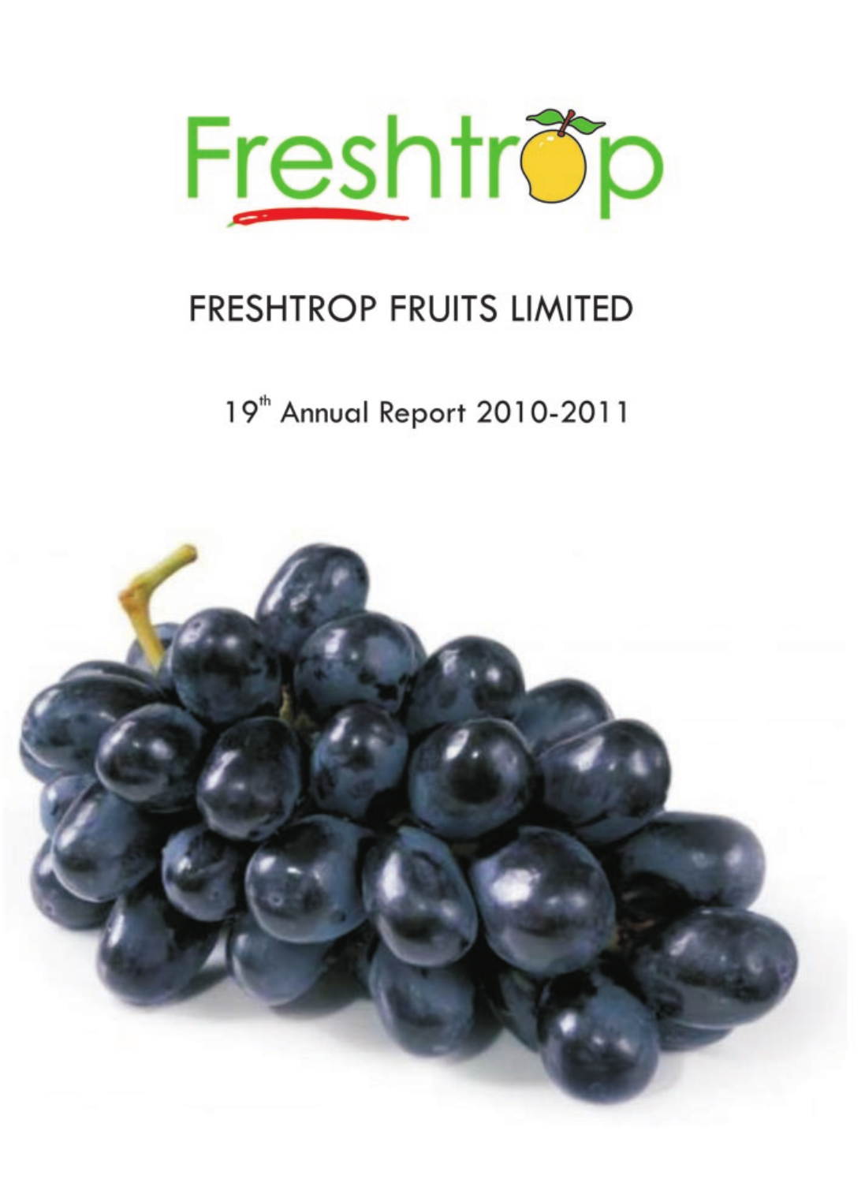Freshtrop

# FRESHTROP FRUITS LIMITED

19th Annual Report 2010-2011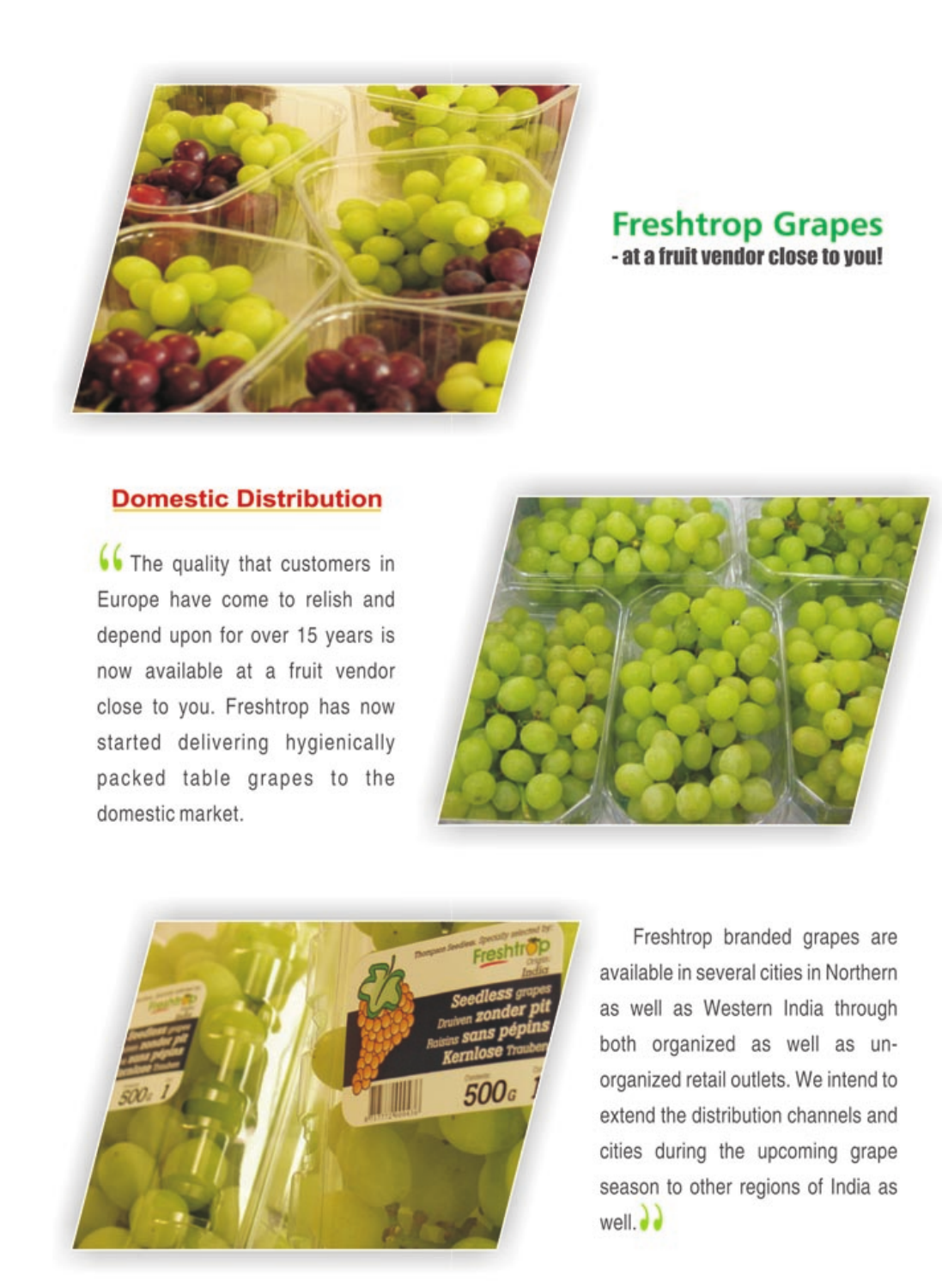## Freshtrop Grapes

**- at a fruit vendor close to you!**

## Domestic Distribution

"The quality that customers in Europe have come to relish and depend upon for over 15 years is now available at a fruit vendor close to you. Freshtrop has now started delivering hygienically packed table grapes to the domestic market.

Freshtrop branded grapes are available in several cities in Northern as well as Western India through both organized as well as un-organized retail outlets. We intend to extend the distribution channels and cities during the upcoming grape season to other regions of India as well."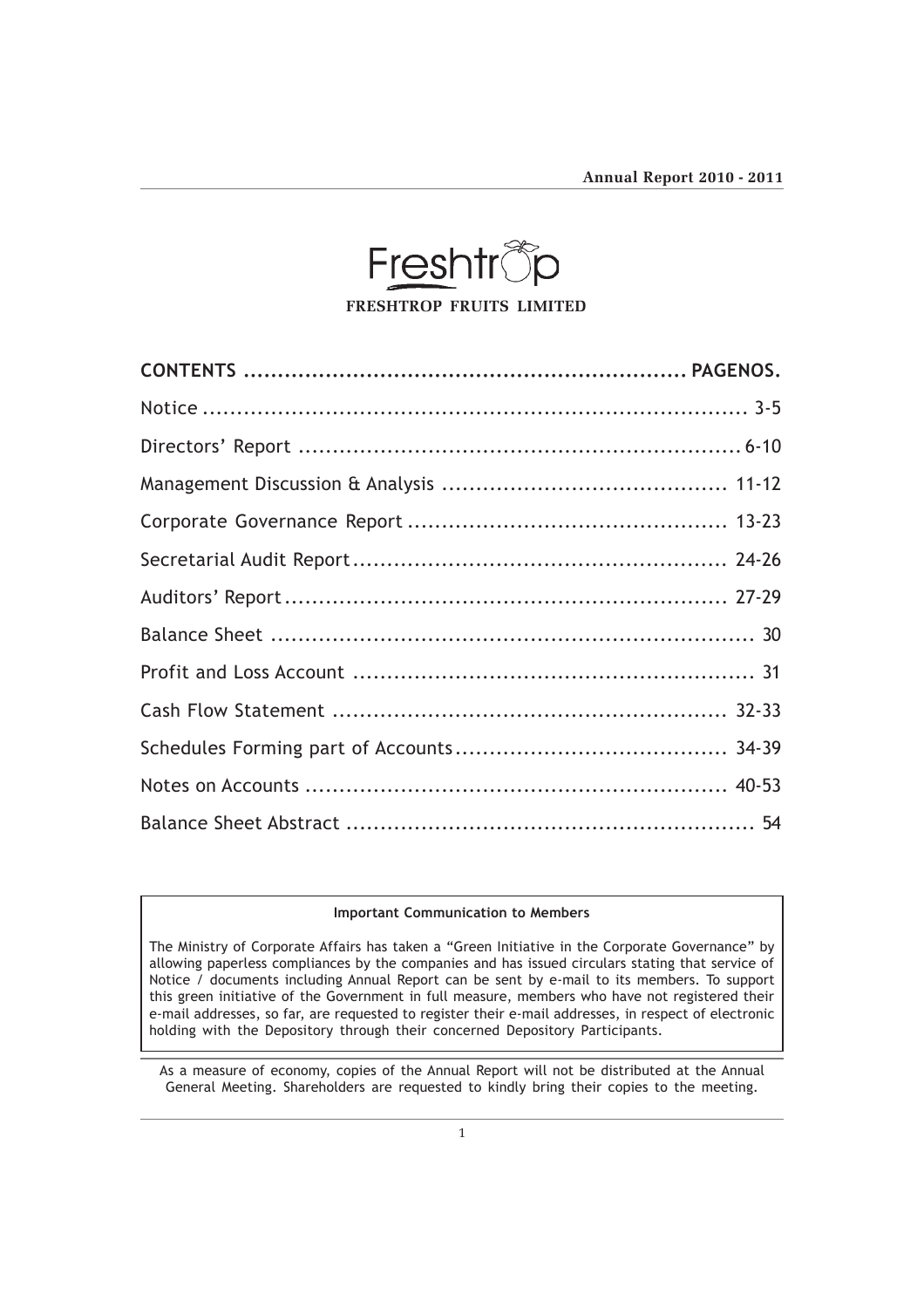# FRESHTROP FRUITS LIMITED

| CONTENTS | PAGENOS. |
|---|---|
| Notice | 3-5 |
| Directors' Report | 6-10 |
| Management Discussion & Analysis | 11-12 |
| Corporate Governance Report | 13-23 |
| Secretarial Audit Report | 24-26 |
| Auditors' Report | 27-29 |
| Balance Sheet | 30 |
| Profit and Loss Account | 31 |
| Cash Flow Statement | 32-33 |
| Schedules Forming part of Accounts | 34-39 |
| Notes on Accounts | 40-53 |
| Balance Sheet Abstract | 54 |

**Important Communication to Members**

The Ministry of Corporate Affairs has taken a "Green Initiative in the Corporate Governance" by allowing paperless compliances by the companies and has issued circulars stating that service of Notice / documents including Annual Report can be sent by e-mail to its members. To support this green initiative of the Government in full measure, members who have not registered their e-mail addresses, so far, are requested to register their e-mail addresses, in respect of electronic holding with the Depository through their concerned Depository Participants.

As a measure of economy, copies of the Annual Report will not be distributed at the Annual General Meeting. Shareholders are requested to kindly bring their copies to the meeting.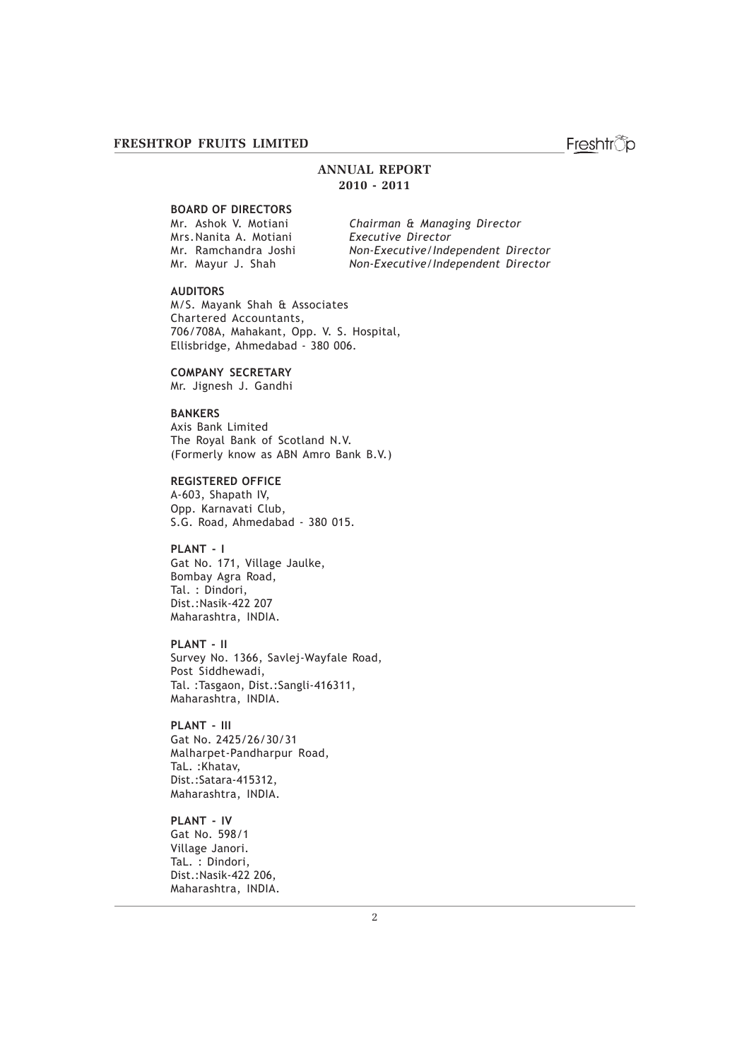# ANNUAL REPORT
## 2010 - 2011

**BOARD OF DIRECTORS**

| | |
|---|---|
| Mr. Ashok V. Motiani | *Chairman & Managing Director* |
| Mrs.Nanita A. Motiani | *Executive Director* |
| Mr. Ramchandra Joshi | *Non-Executive/Independent Director* |
| Mr. Mayur J. Shah | *Non-Executive/Independent Director* |

**AUDITORS**

M/S. Mayank Shah & Associates
Chartered Accountants,
706/708A, Mahakant, Opp. V. S. Hospital,
Ellisbridge, Ahmedabad - 380 006.

**COMPANY SECRETARY**

Mr. Jignesh J. Gandhi

**BANKERS**

Axis Bank Limited
The Royal Bank of Scotland N.V.
(Formerly know as ABN Amro Bank B.V.)

**REGISTERED OFFICE**

A-603, Shapath IV,
Opp. Karnavati Club,
S.G. Road, Ahmedabad - 380 015.

**PLANT - I**

Gat No. 171, Village Jaulke,
Bombay Agra Road,
Tal. : Dindori,
Dist.:Nasik-422 207
Maharashtra, INDIA.

**PLANT - II**

Survey No. 1366, Savlej-Wayfale Road,
Post Siddhewadi,
Tal. :Tasgaon, Dist.:Sangli-416311,
Maharashtra, INDIA.

**PLANT - III**

Gat No. 2425/26/30/31
Malharpet-Pandharpur Road,
TaL. :Khatav,
Dist.:Satara-415312,
Maharashtra, INDIA.

**PLANT - IV**

Gat No. 598/1
Village Janori.
TaL. : Dindori,
Dist.:Nasik-422 206,
Maharashtra, INDIA.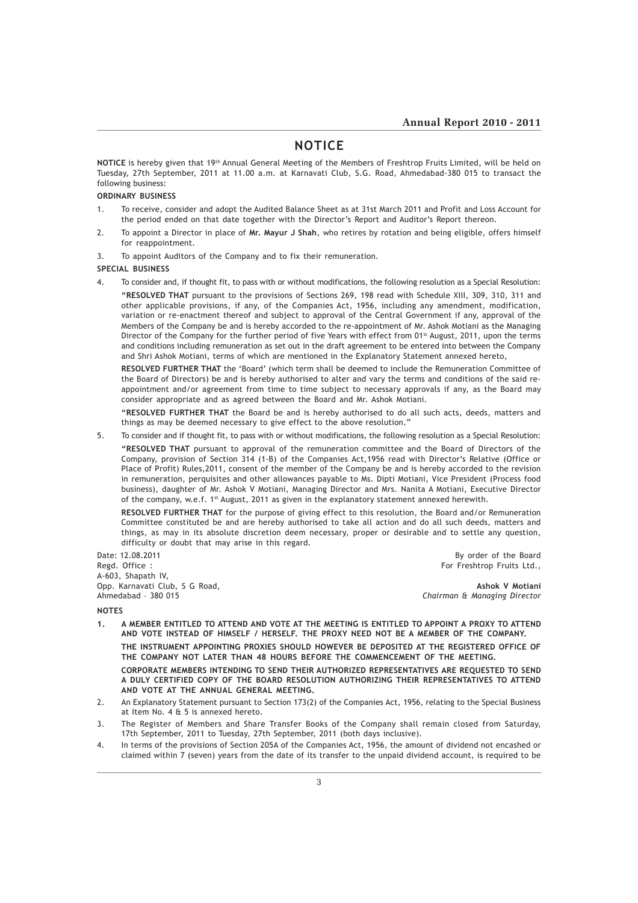# NOTICE

**NOTICE** is hereby given that 19th Annual General Meeting of the Members of Freshtrop Fruits Limited, will be held on Tuesday, 27th September, 2011 at 11.00 a.m. at Karnavati Club, S.G. Road, Ahmedabad-380 015 to transact the following business:

**ORDINARY BUSINESS**

1. To receive, consider and adopt the Audited Balance Sheet as at 31st March 2011 and Profit and Loss Account for the period ended on that date together with the Director's Report and Auditor's Report thereon.
2. To appoint a Director in place of **Mr. Mayur J Shah**, who retires by rotation and being eligible, offers himself for reappointment.
3. To appoint Auditors of the Company and to fix their remuneration.

**SPECIAL BUSINESS**

4. To consider and, if thought fit, to pass with or without modifications, the following resolution as a Special Resolution:

   **"RESOLVED THAT** pursuant to the provisions of Sections 269, 198 read with Schedule XIII, 309, 310, 311 and other applicable provisions, if any, of the Companies Act, 1956, including any amendment, modification, variation or re-enactment thereof and subject to approval of the Central Government if any, approval of the Members of the Company be and is hereby accorded to the re-appointment of Mr. Ashok Motiani as the Managing Director of the Company for the further period of five Years with effect from 01st August, 2011, upon the terms and conditions including remuneration as set out in the draft agreement to be entered into between the Company and Shri Ashok Motiani, terms of which are mentioned in the Explanatory Statement annexed hereto,

   **RESOLVED FURTHER THAT** the 'Board' (which term shall be deemed to include the Remuneration Committee of the Board of Directors) be and is hereby authorised to alter and vary the terms and conditions of the said re-appointment and/or agreement from time to time subject to necessary approvals if any, as the Board may consider appropriate and as agreed between the Board and Mr. Ashok Motiani.

   **"RESOLVED FURTHER THAT** the Board be and is hereby authorised to do all such acts, deeds, matters and things as may be deemed necessary to give effect to the above resolution."

5. To consider and if thought fit, to pass with or without modifications, the following resolution as a Special Resolution:

   **"RESOLVED THAT** pursuant to approval of the remuneration committee and the Board of Directors of the Company, provision of Section 314 (1-B) of the Companies Act,1956 read with Director's Relative (Office or Place of Profit) Rules,2011, consent of the member of the Company be and is hereby accorded to the revision in remuneration, perquisites and other allowances payable to Ms. Dipti Motiani, Vice President (Process food business), daughter of Mr. Ashok V Motiani, Managing Director and Mrs. Nanita A Motiani, Executive Director of the company, w.e.f. 1st August, 2011 as given in the explanatory statement annexed herewith.

   **RESOLVED FURTHER THAT** for the purpose of giving effect to this resolution, the Board and/or Remuneration Committee constituted be and are hereby authorised to take all action and do all such deeds, matters and things, as may in its absolute discretion deem necessary, proper or desirable and to settle any question, difficulty or doubt that may arise in this regard.

Date: 12.08.2011
Regd. Office :
A-603, Shapath IV,
Opp. Karnavati Club, S G Road,
Ahmedabad – 380 015

By order of the Board
For Freshtrop Fruits Ltd.,

**Ashok V Motiani**
*Chairman & Managing Director*

**NOTES**

1. **A MEMBER ENTITLED TO ATTEND AND VOTE AT THE MEETING IS ENTITLED TO APPOINT A PROXY TO ATTEND AND VOTE INSTEAD OF HIMSELF / HERSELF. THE PROXY NEED NOT BE A MEMBER OF THE COMPANY.**

   **THE INSTRUMENT APPOINTING PROXIES SHOULD HOWEVER BE DEPOSITED AT THE REGISTERED OFFICE OF THE COMPANY NOT LATER THAN 48 HOURS BEFORE THE COMMENCEMENT OF THE MEETING.**

   **CORPORATE MEMBERS INTENDING TO SEND THEIR AUTHORIZED REPRESENTATIVES ARE REQUESTED TO SEND A DULY CERTIFIED COPY OF THE BOARD RESOLUTION AUTHORIZING THEIR REPRESENTATIVES TO ATTEND AND VOTE AT THE ANNUAL GENERAL MEETING.**

2. An Explanatory Statement pursuant to Section 173(2) of the Companies Act, 1956, relating to the Special Business at Item No. 4 & 5 is annexed hereto.
3. The Register of Members and Share Transfer Books of the Company shall remain closed from Saturday, 17th September, 2011 to Tuesday, 27th September, 2011 (both days inclusive).
4. In terms of the provisions of Section 205A of the Companies Act, 1956, the amount of dividend not encashed or claimed within 7 (seven) years from the date of its transfer to the unpaid dividend account, is required to be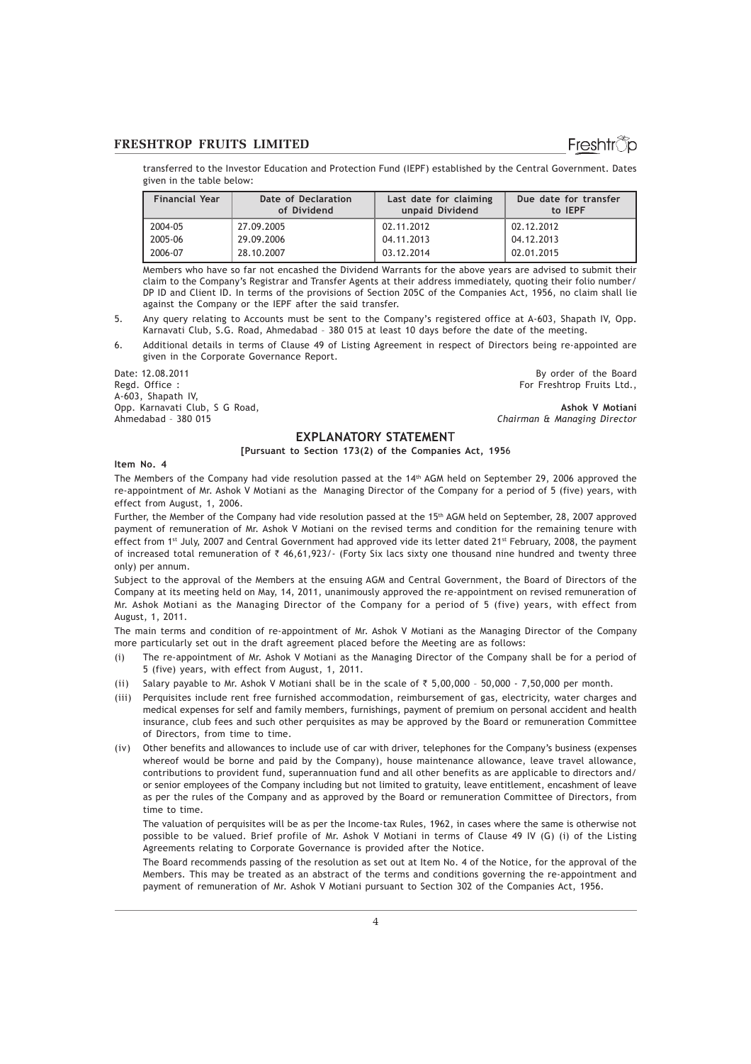transferred to the Investor Education and Protection Fund (IEPF) established by the Central Government. Dates given in the table below:

| Financial Year | Date of Declaration of Dividend | Last date for claiming unpaid Dividend | Due date for transfer to IEPF |
|---|---|---|---|
| 2004-05 | 27.09.2005 | 02.11.2012 | 02.12.2012 |
| 2005-06 | 29.09.2006 | 04.11.2013 | 04.12.2013 |
| 2006-07 | 28.10.2007 | 03.12.2014 | 02.01.2015 |

Members who have so far not encashed the Dividend Warrants for the above years are advised to submit their claim to the Company's Registrar and Transfer Agents at their address immediately, quoting their folio number/ DP ID and Client ID. In terms of the provisions of Section 205C of the Companies Act, 1956, no claim shall lie against the Company or the IEPF after the said transfer.

5. Any query relating to Accounts must be sent to the Company's registered office at A-603, Shapath IV, Opp. Karnavati Club, S.G. Road, Ahmedabad – 380 015 at least 10 days before the date of the meeting.

6. Additional details in terms of Clause 49 of Listing Agreement in respect of Directors being re-appointed are given in the Corporate Governance Report.

Date: 12.08.2011
Regd. Office :
A-603, Shapath IV,
Opp. Karnavati Club, S G Road,
Ahmedabad – 380 015

By order of the Board
For Freshtrop Fruits Ltd.,

**Ashok V Motiani**
*Chairman & Managing Director*

## EXPLANATORY STATEMENT

**[Pursuant to Section 173(2) of the Companies Act, 1956**

**Item No. 4**

The Members of the Company had vide resolution passed at the 14th AGM held on September 29, 2006 approved the re-appointment of Mr. Ashok V Motiani as the Managing Director of the Company for a period of 5 (five) years, with effect from August, 1, 2006.

Further, the Member of the Company had vide resolution passed at the 15th AGM held on September, 28, 2007 approved payment of remuneration of Mr. Ashok V Motiani on the revised terms and condition for the remaining tenure with effect from 1st July, 2007 and Central Government had approved vide its letter dated 21st February, 2008, the payment of increased total remuneration of ₹ 46,61,923/- (Forty Six lacs sixty one thousand nine hundred and twenty three only) per annum.

Subject to the approval of the Members at the ensuing AGM and Central Government, the Board of Directors of the Company at its meeting held on May, 14, 2011, unanimously approved the re-appointment on revised remuneration of Mr. Ashok Motiani as the Managing Director of the Company for a period of 5 (five) years, with effect from August, 1, 2011.

The main terms and condition of re-appointment of Mr. Ashok V Motiani as the Managing Director of the Company more particularly set out in the draft agreement placed before the Meeting are as follows:

(i) The re-appointment of Mr. Ashok V Motiani as the Managing Director of the Company shall be for a period of 5 (five) years, with effect from August, 1, 2011.

(ii) Salary payable to Mr. Ashok V Motiani shall be in the scale of ₹ 5,00,000 – 50,000 - 7,50,000 per month.

(iii) Perquisites include rent free furnished accommodation, reimbursement of gas, electricity, water charges and medical expenses for self and family members, furnishings, payment of premium on personal accident and health insurance, club fees and such other perquisites as may be approved by the Board or remuneration Committee of Directors, from time to time.

(iv) Other benefits and allowances to include use of car with driver, telephones for the Company's business (expenses whereof would be borne and paid by the Company), house maintenance allowance, leave travel allowance, contributions to provident fund, superannuation fund and all other benefits as are applicable to directors and/ or senior employees of the Company including but not limited to gratuity, leave entitlement, encashment of leave as per the rules of the Company and as approved by the Board or remuneration Committee of Directors, from time to time.

The valuation of perquisites will be as per the Income-tax Rules, 1962, in cases where the same is otherwise not possible to be valued. Brief profile of Mr. Ashok V Motiani in terms of Clause 49 IV (G) (i) of the Listing Agreements relating to Corporate Governance is provided after the Notice.

The Board recommends passing of the resolution as set out at Item No. 4 of the Notice, for the approval of the Members. This may be treated as an abstract of the terms and conditions governing the re-appointment and payment of remuneration of Mr. Ashok V Motiani pursuant to Section 302 of the Companies Act, 1956.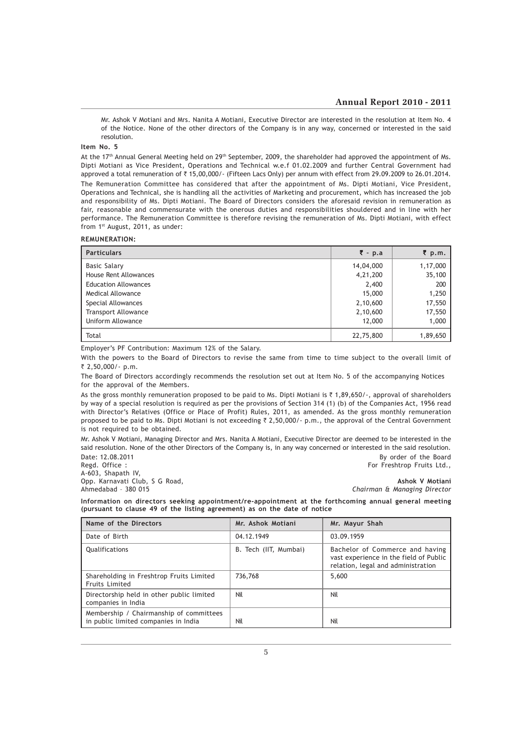Mr. Ashok V Motiani and Mrs. Nanita A Motiani, Executive Director are interested in the resolution at Item No. 4 of the Notice. None of the other directors of the Company is in any way, concerned or interested in the said resolution.

**Item No. 5**

At the 17th Annual General Meeting held on 29th September, 2009, the shareholder had approved the appointment of Ms. Dipti Motiani as Vice President, Operations and Technical w.e.f 01.02.2009 and further Central Government had approved a total remuneration of ₹ 15,00,000/- (Fifteen Lacs Only) per annum with effect from 29.09.2009 to 26.01.2014.

The Remuneration Committee has considered that after the appointment of Ms. Dipti Motiani, Vice President, Operations and Technical, she is handling all the activities of Marketing and procurement, which has increased the job and responsibility of Ms. Dipti Motiani. The Board of Directors considers the aforesaid revision in remuneration as fair, reasonable and commensurate with the onerous duties and responsibilities shouldered and in line with her performance. The Remuneration Committee is therefore revising the remuneration of Ms. Dipti Motiani, with effect from 1st August, 2011, as under:

**REMUNERATION:**

| Particulars | ₹ - p.a | ₹ p.m. |
|---|---|---|
| Basic Salary | 14,04,000 | 1,17,000 |
| House Rent Allowances | 4,21,200 | 35,100 |
| Education Allowances | 2,400 | 200 |
| Medical Allowance | 15,000 | 1,250 |
| Special Allowances | 2,10,600 | 17,550 |
| Transport Allowance | 2,10,600 | 17,550 |
| Uniform Allowance | 12,000 | 1,000 |
| Total | 22,75,800 | 1,89,650 |

Employer's PF Contribution: Maximum 12% of the Salary.

With the powers to the Board of Directors to revise the same from time to time subject to the overall limit of ₹ 2,50,000/- p.m.

The Board of Directors accordingly recommends the resolution set out at Item No. 5 of the accompanying Notices for the approval of the Members.

As the gross monthly remuneration proposed to be paid to Ms. Dipti Motiani is ₹ 1,89,650/-, approval of shareholders by way of a special resolution is required as per the provisions of Section 314 (1) (b) of the Companies Act, 1956 read with Director's Relatives (Office or Place of Profit) Rules, 2011, as amended. As the gross monthly remuneration proposed to be paid to Ms. Dipti Motiani is not exceeding ₹ 2,50,000/- p.m., the approval of the Central Government is not required to be obtained.

Mr. Ashok V Motiani, Managing Director and Mrs. Nanita A Motiani, Executive Director are deemed to be interested in the said resolution. None of the other Directors of the Company is, in any way concerned or interested in the said resolution.

Date: 12.08.2011
Regd. Office :
A-603, Shapath IV,
Opp. Karnavati Club, S G Road,
Ahmedabad – 380 015

By order of the Board
For Freshtrop Fruits Ltd.,

**Ashok V Motiani**
*Chairman & Managing Director*

**Information on directors seeking appointment/re-appointment at the forthcoming annual general meeting (pursuant to clause 49 of the listing agreement) as on the date of notice**

| Name of the Directors | Mr. Ashok Motiani | Mr. Mayur Shah |
|---|---|---|
| Date of Birth | 04.12.1949 | 03.09.1959 |
| Qualifications | B. Tech (IIT, Mumbai) | Bachelor of Commerce and having vast experience in the field of Public relation, legal and administration |
| Shareholding in Freshtrop Fruits Limited Fruits Limited | 736,768 | 5,600 |
| Directorship held in other public limited companies in India | Nil | Nil |
| Membership / Chairmanship of committees in public limited companies in India | Nil | Nil |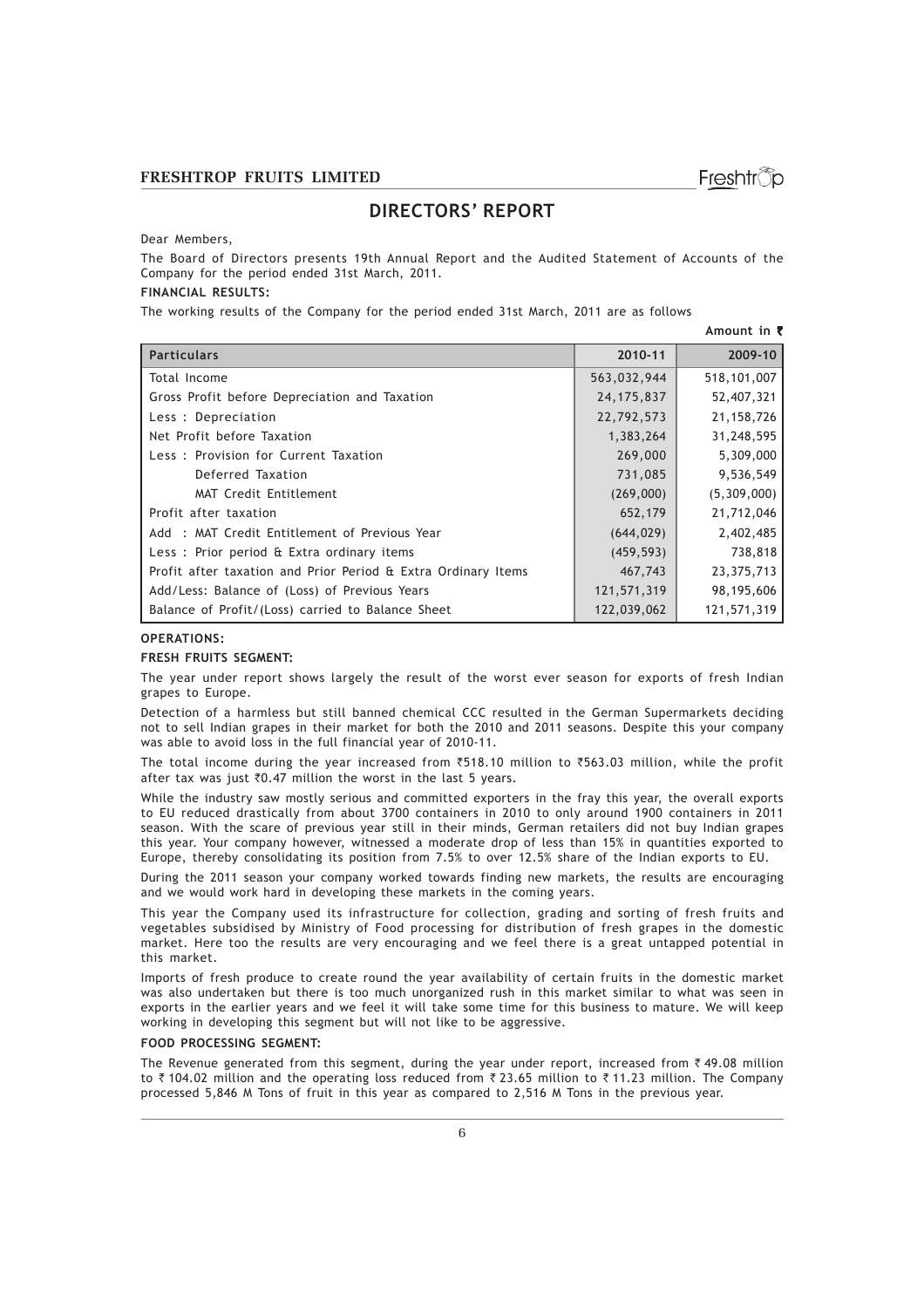# DIRECTORS' REPORT

Dear Members,

The Board of Directors presents 19th Annual Report and the Audited Statement of Accounts of the Company for the period ended 31st March, 2011.

**FINANCIAL RESULTS:**

The working results of the Company for the period ended 31st March, 2011 are as follows

**Amount in ₹**

| Particulars | 2010-11 | 2009-10 |
|---|---|---|
| Total Income | 563,032,944 | 518,101,007 |
| Gross Profit before Depreciation and Taxation | 24,175,837 | 52,407,321 |
| Less : Depreciation | 22,792,573 | 21,158,726 |
| Net Profit before Taxation | 1,383,264 | 31,248,595 |
| Less : Provision for Current Taxation | 269,000 | 5,309,000 |
| Deferred Taxation | 731,085 | 9,536,549 |
| MAT Credit Entitlement | (269,000) | (5,309,000) |
| Profit after taxation | 652,179 | 21,712,046 |
| Add : MAT Credit Entitlement of Previous Year | (644,029) | 2,402,485 |
| Less : Prior period & Extra ordinary items | (459,593) | 738,818 |
| Profit after taxation and Prior Period & Extra Ordinary Items | 467,743 | 23,375,713 |
| Add/Less: Balance of (Loss) of Previous Years | 121,571,319 | 98,195,606 |
| Balance of Profit/(Loss) carried to Balance Sheet | 122,039,062 | 121,571,319 |

**OPERATIONS:**

**FRESH FRUITS SEGMENT:**

The year under report shows largely the result of the worst ever season for exports of fresh Indian grapes to Europe.

Detection of a harmless but still banned chemical CCC resulted in the German Supermarkets deciding not to sell Indian grapes in their market for both the 2010 and 2011 seasons. Despite this your company was able to avoid loss in the full financial year of 2010-11.

The total income during the year increased from ₹518.10 million to ₹563.03 million, while the profit after tax was just ₹0.47 million the worst in the last 5 years.

While the industry saw mostly serious and committed exporters in the fray this year, the overall exports to EU reduced drastically from about 3700 containers in 2010 to only around 1900 containers in 2011 season. With the scare of previous year still in their minds, German retailers did not buy Indian grapes this year. Your company however, witnessed a moderate drop of less than 15% in quantities exported to Europe, thereby consolidating its position from 7.5% to over 12.5% share of the Indian exports to EU.

During the 2011 season your company worked towards finding new markets, the results are encouraging and we would work hard in developing these markets in the coming years.

This year the Company used its infrastructure for collection, grading and sorting of fresh fruits and vegetables subsidised by Ministry of Food processing for distribution of fresh grapes in the domestic market. Here too the results are very encouraging and we feel there is a great untapped potential in this market.

Imports of fresh produce to create round the year availability of certain fruits in the domestic market was also undertaken but there is too much unorganized rush in this market similar to what was seen in exports in the earlier years and we feel it will take some time for this business to mature. We will keep working in developing this segment but will not like to be aggressive.

**FOOD PROCESSING SEGMENT:**

The Revenue generated from this segment, during the year under report, increased from ₹ 49.08 million to ₹ 104.02 million and the operating loss reduced from ₹ 23.65 million to ₹ 11.23 million. The Company processed 5,846 M Tons of fruit in this year as compared to 2,516 M Tons in the previous year.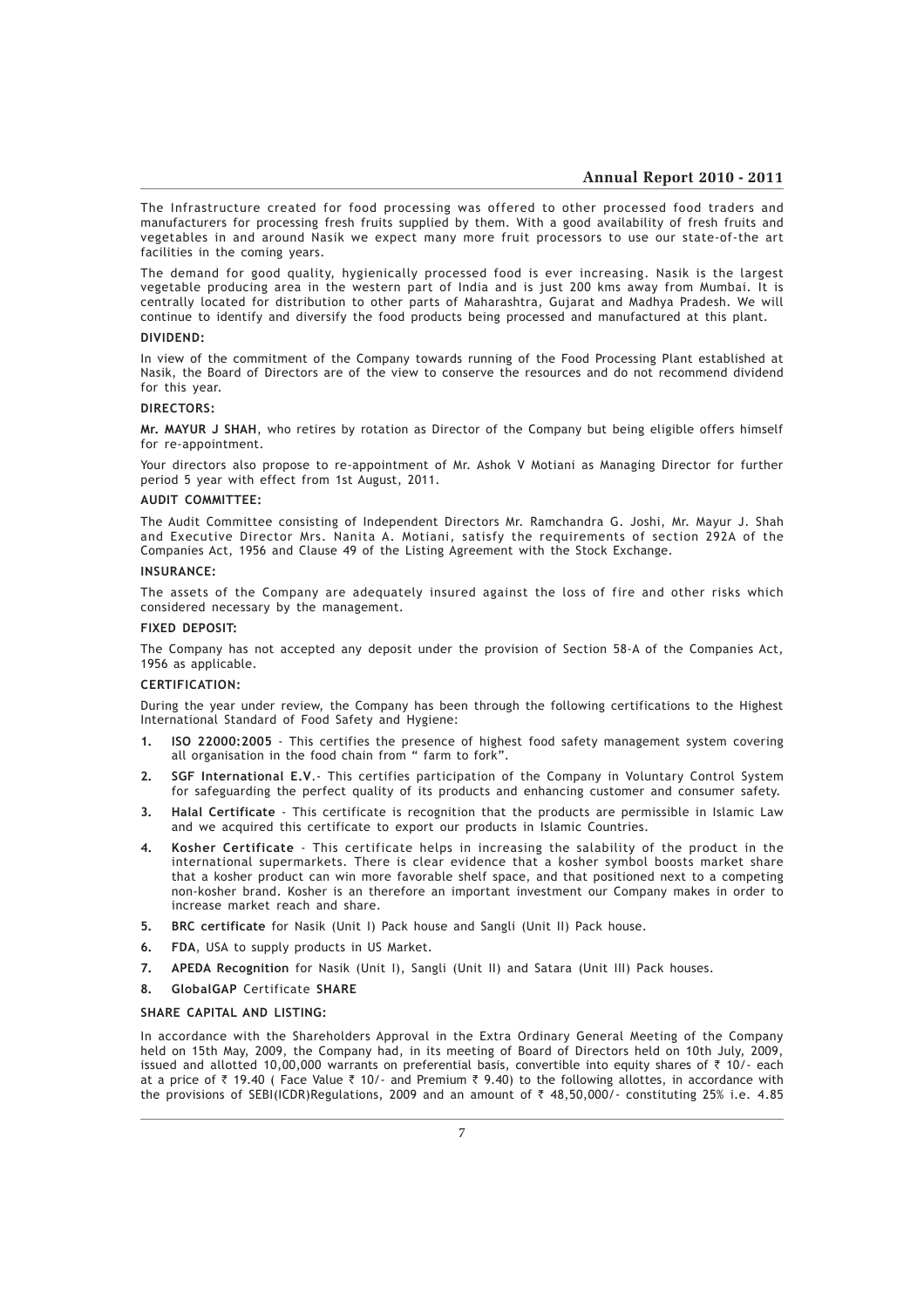The Infrastructure created for food processing was offered to other processed food traders and manufacturers for processing fresh fruits supplied by them. With a good availability of fresh fruits and vegetables in and around Nasik we expect many more fruit processors to use our state-of-the art facilities in the coming years.

The demand for good quality, hygienically processed food is ever increasing. Nasik is the largest vegetable producing area in the western part of India and is just 200 kms away from Mumbai. It is centrally located for distribution to other parts of Maharashtra, Gujarat and Madhya Pradesh. We will continue to identify and diversify the food products being processed and manufactured at this plant.

**DIVIDEND:**

In view of the commitment of the Company towards running of the Food Processing Plant established at Nasik, the Board of Directors are of the view to conserve the resources and do not recommend dividend for this year.

**DIRECTORS:**

**Mr. MAYUR J SHAH**, who retires by rotation as Director of the Company but being eligible offers himself for re-appointment.

Your directors also propose to re-appointment of Mr. Ashok V Motiani as Managing Director for further period 5 year with effect from 1st August, 2011.

**AUDIT COMMITTEE:**

The Audit Committee consisting of Independent Directors Mr. Ramchandra G. Joshi, Mr. Mayur J. Shah and Executive Director Mrs. Nanita A. Motiani, satisfy the requirements of section 292A of the Companies Act, 1956 and Clause 49 of the Listing Agreement with the Stock Exchange.

**INSURANCE:**

The assets of the Company are adequately insured against the loss of fire and other risks which considered necessary by the management.

**FIXED DEPOSIT:**

The Company has not accepted any deposit under the provision of Section 58-A of the Companies Act, 1956 as applicable.

**CERTIFICATION:**

During the year under review, the Company has been through the following certifications to the Highest International Standard of Food Safety and Hygiene:

1. **ISO 22000:2005** - This certifies the presence of highest food safety management system covering all organisation in the food chain from " farm to fork".
2. **SGF International E.V**.- This certifies participation of the Company in Voluntary Control System for safeguarding the perfect quality of its products and enhancing customer and consumer safety.
3. **Halal Certificate** - This certificate is recognition that the products are permissible in Islamic Law and we acquired this certificate to export our products in Islamic Countries.
4. **Kosher Certificate** - This certificate helps in increasing the salability of the product in the international supermarkets. There is clear evidence that a kosher symbol boosts market share that a kosher product can win more favorable shelf space, and that positioned next to a competing non-kosher brand. Kosher is an therefore an important investment our Company makes in order to increase market reach and share.
5. **BRC certificate** for Nasik (Unit I) Pack house and Sangli (Unit II) Pack house.
6. **FDA**, USA to supply products in US Market.
7. **APEDA Recognition** for Nasik (Unit I), Sangli (Unit II) and Satara (Unit III) Pack houses.
8. **GlobalGAP** Certificate **SHARE**

**SHARE CAPITAL AND LISTING:**

In accordance with the Shareholders Approval in the Extra Ordinary General Meeting of the Company held on 15th May, 2009, the Company had, in its meeting of Board of Directors held on 10th July, 2009, issued and allotted 10,00,000 warrants on preferential basis, convertible into equity shares of ₹ 10/- each at a price of ₹ 19.40 ( Face Value ₹ 10/- and Premium ₹ 9.40) to the following allottes, in accordance with the provisions of SEBI(ICDR)Regulations, 2009 and an amount of ₹ 48,50,000/- constituting 25% i.e. 4.85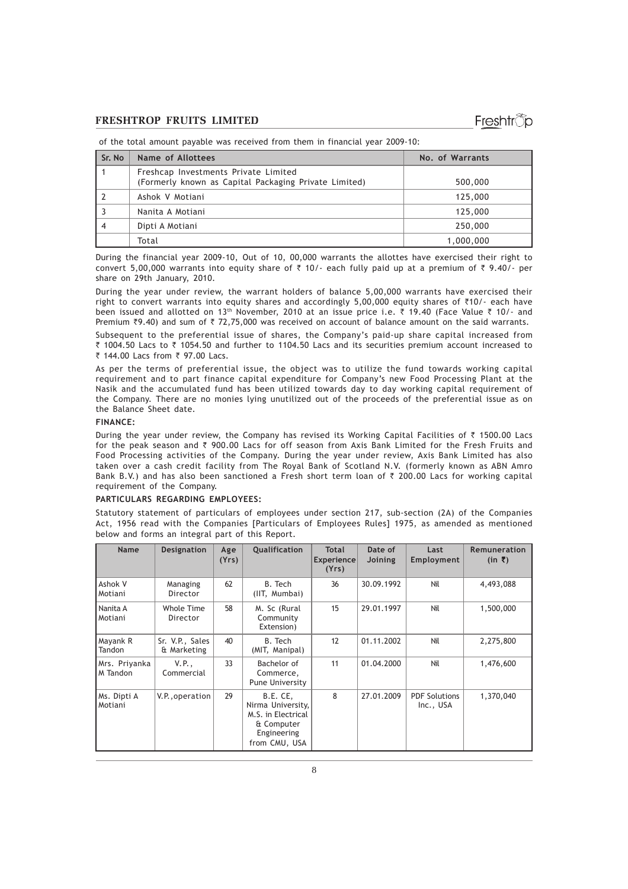of the total amount payable was received from them in financial year 2009-10:

| Sr. No | Name of Allottees | No. of Warrants |
|---|---|---|
| 1 | Freshcap Investments Private Limited (Formerly known as Capital Packaging Private Limited) | 500,000 |
| 2 | Ashok V Motiani | 125,000 |
| 3 | Nanita A Motiani | 125,000 |
| 4 | Dipti A Motiani | 250,000 |
| | Total | 1,000,000 |

During the financial year 2009-10, Out of 10, 00,000 warrants the allottes have exercised their right to convert 5,00,000 warrants into equity share of ₹ 10/- each fully paid up at a premium of ₹ 9.40/- per share on 29th January, 2010.

During the year under review, the warrant holders of balance 5,00,000 warrants have exercised their right to convert warrants into equity shares and accordingly 5,00,000 equity shares of ₹10/- each have been issued and allotted on 13th November, 2010 at an issue price i.e. ₹ 19.40 (Face Value ₹ 10/- and Premium ₹9.40) and sum of ₹ 72,75,000 was received on account of balance amount on the said warrants.

Subsequent to the preferential issue of shares, the Company's paid-up share capital increased from ₹ 1004.50 Lacs to ₹ 1054.50 and further to 1104.50 Lacs and its securities premium account increased to ₹ 144.00 Lacs from ₹ 97.00 Lacs.

As per the terms of preferential issue, the object was to utilize the fund towards working capital requirement and to part finance capital expenditure for Company's new Food Processing Plant at the Nasik and the accumulated fund has been utilized towards day to day working capital requirement of the Company. There are no monies lying unutilized out of the proceeds of the preferential issue as on the Balance Sheet date.

**FINANCE:**

During the year under review, the Company has revised its Working Capital Facilities of ₹ 1500.00 Lacs for the peak season and ₹ 900.00 Lacs for off season from Axis Bank Limited for the Fresh Fruits and Food Processing activities of the Company. During the year under review, Axis Bank Limited has also taken over a cash credit facility from The Royal Bank of Scotland N.V. (formerly known as ABN Amro Bank B.V.) and has also been sanctioned a Fresh short term loan of ₹ 200.00 Lacs for working capital requirement of the Company.

**PARTICULARS REGARDING EMPLOYEES:**

Statutory statement of particulars of employees under section 217, sub-section (2A) of the Companies Act, 1956 read with the Companies [Particulars of Employees Rules] 1975, as amended as mentioned below and forms an integral part of this Report.

| Name | Designation | Age (Yrs) | Qualification | Total Experience (Yrs) | Date of Joining | Last Employment | Remuneration (in ₹) |
|---|---|---|---|---|---|---|---|
| Ashok V Motiani | Managing Director | 62 | B. Tech (IIT, Mumbai) | 36 | 30.09.1992 | Nil | 4,493,088 |
| Nanita A Motiani | Whole Time Director | 58 | M. Sc (Rural Community Extension) | 15 | 29.01.1997 | Nil | 1,500,000 |
| Mayank R Tandon | Sr. V.P., Sales & Marketing | 40 | B. Tech (MIT, Manipal) | 12 | 01.11.2002 | Nil | 2,275,800 |
| Mrs. Priyanka M Tandon | V.P., Commercial | 33 | Bachelor of Commerce, Pune University | 11 | 01.04.2000 | Nil | 1,476,600 |
| Ms. Dipti A Motiani | V.P.,operation | 29 | B.E. CE, Nirma University, M.S. in Electrical & Computer Engineering from CMU, USA | 8 | 27.01.2009 | PDF Solutions Inc., USA | 1,370,040 |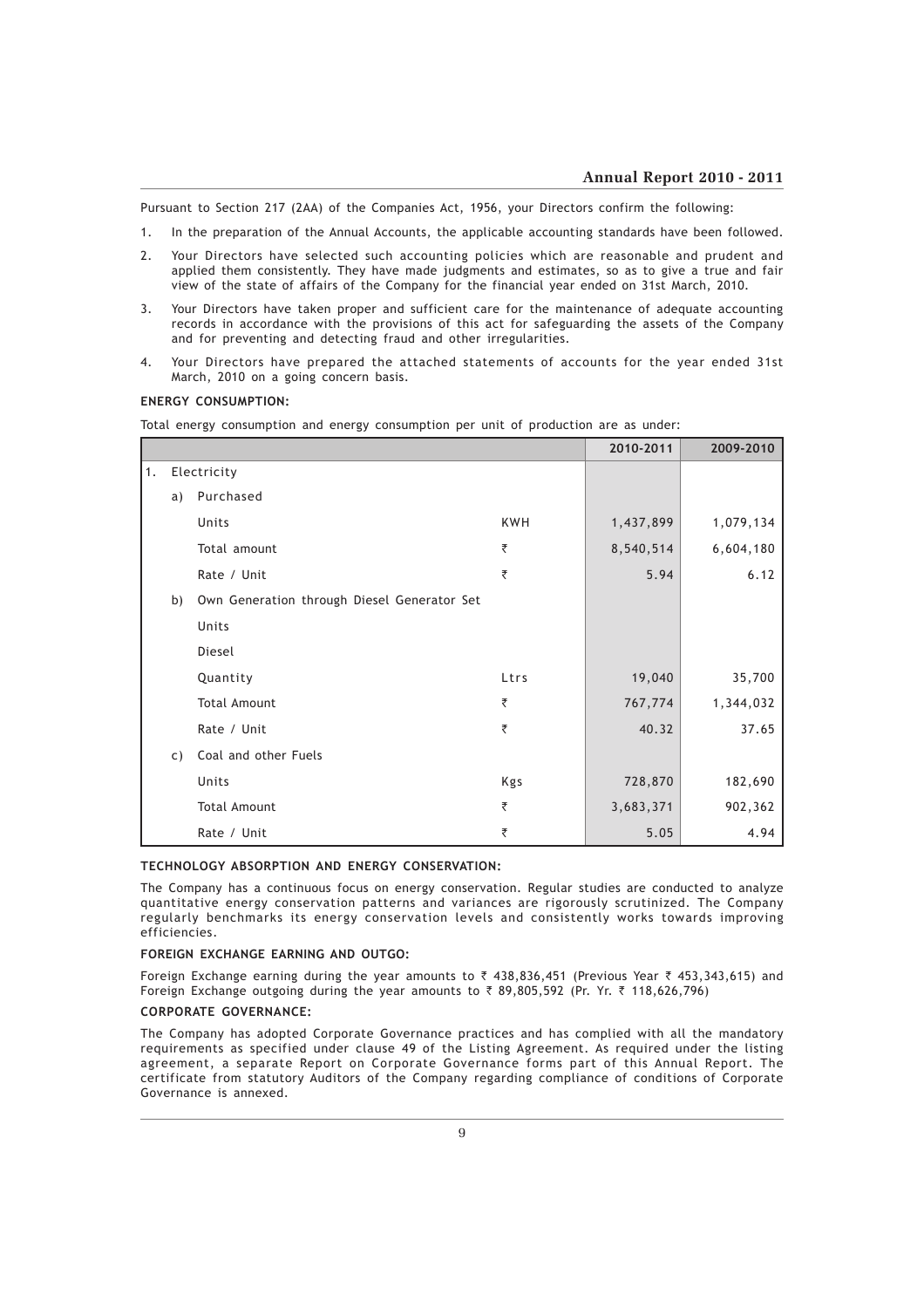Pursuant to Section 217 (2AA) of the Companies Act, 1956, your Directors confirm the following:

1. In the preparation of the Annual Accounts, the applicable accounting standards have been followed.
2. Your Directors have selected such accounting policies which are reasonable and prudent and applied them consistently. They have made judgments and estimates, so as to give a true and fair view of the state of affairs of the Company for the financial year ended on 31st March, 2010.
3. Your Directors have taken proper and sufficient care for the maintenance of adequate accounting records in accordance with the provisions of this act for safeguarding the assets of the Company and for preventing and detecting fraud and other irregularities.
4. Your Directors have prepared the attached statements of accounts for the year ended 31st March, 2010 on a going concern basis.

**ENERGY CONSUMPTION:**

Total energy consumption and energy consumption per unit of production are as under:

| | | | | 2010-2011 | 2009-2010 |
|---|---|---|---|---|---|
| 1. | Electricity | | | | |
| | a) | Purchased | | | |
| | | Units | KWH | 1,437,899 | 1,079,134 |
| | | Total amount | ₹ | 8,540,514 | 6,604,180 |
| | | Rate / Unit | ₹ | 5.94 | 6.12 |
| | b) | Own Generation through Diesel Generator Set | | | |
| | | Units | | | |
| | | Diesel | | | |
| | | Quantity | Ltrs | 19,040 | 35,700 |
| | | Total Amount | ₹ | 767,774 | 1,344,032 |
| | | Rate / Unit | ₹ | 40.32 | 37.65 |
| | c) | Coal and other Fuels | | | |
| | | Units | Kgs | 728,870 | 182,690 |
| | | Total Amount | ₹ | 3,683,371 | 902,362 |
| | | Rate / Unit | ₹ | 5.05 | 4.94 |

**TECHNOLOGY ABSORPTION AND ENERGY CONSERVATION:**

The Company has a continuous focus on energy conservation. Regular studies are conducted to analyze quantitative energy conservation patterns and variances are rigorously scrutinized. The Company regularly benchmarks its energy conservation levels and consistently works towards improving efficiencies.

**FOREIGN EXCHANGE EARNING AND OUTGO:**

Foreign Exchange earning during the year amounts to ₹ 438,836,451 (Previous Year ₹ 453,343,615) and Foreign Exchange outgoing during the year amounts to ₹ 89,805,592 (Pr. Yr. ₹ 118,626,796)

**CORPORATE GOVERNANCE:**

The Company has adopted Corporate Governance practices and has complied with all the mandatory requirements as specified under clause 49 of the Listing Agreement. As required under the listing agreement, a separate Report on Corporate Governance forms part of this Annual Report. The certificate from statutory Auditors of the Company regarding compliance of conditions of Corporate Governance is annexed.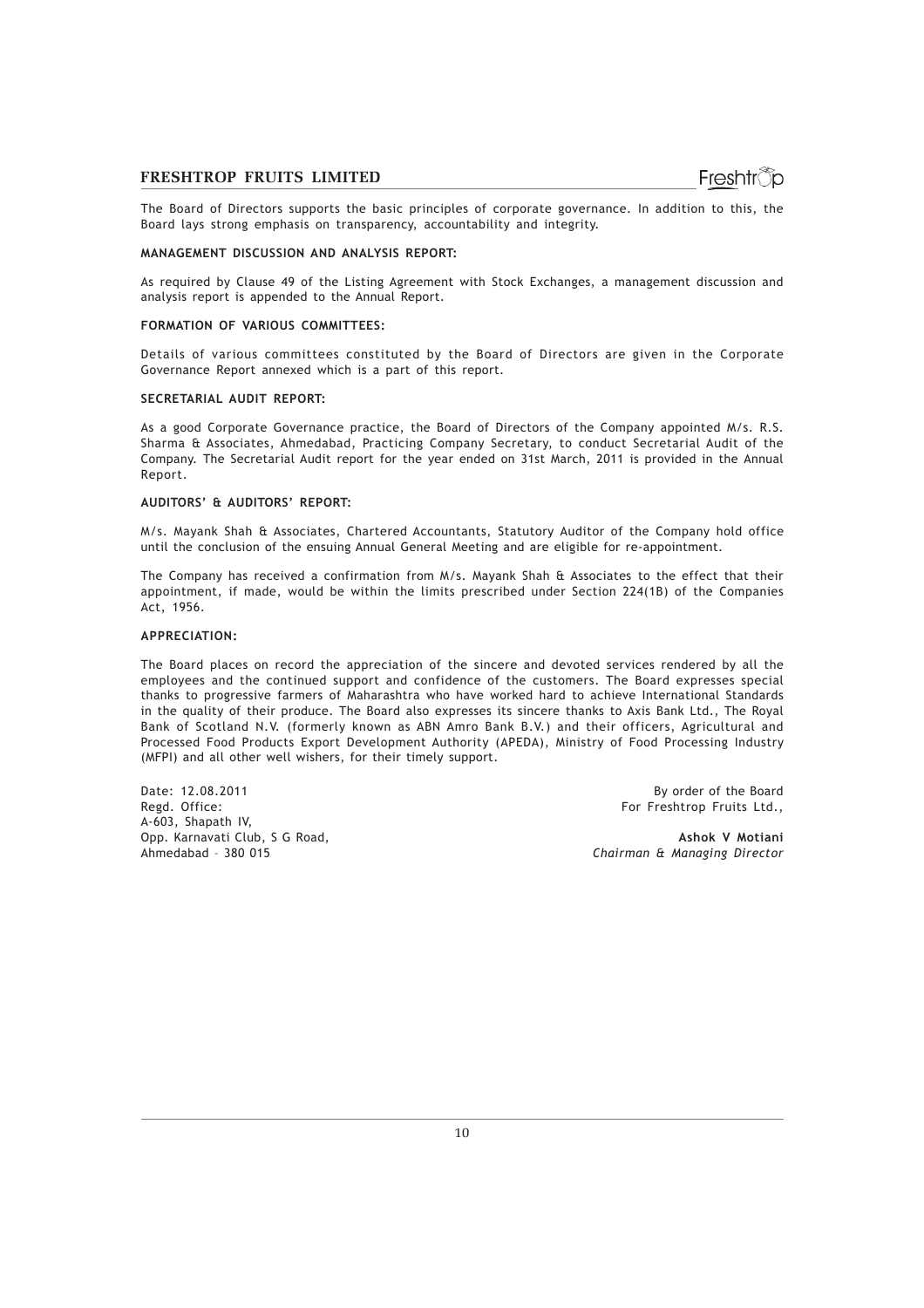The Board of Directors supports the basic principles of corporate governance. In addition to this, the Board lays strong emphasis on transparency, accountability and integrity.

**MANAGEMENT DISCUSSION AND ANALYSIS REPORT:**

As required by Clause 49 of the Listing Agreement with Stock Exchanges, a management discussion and analysis report is appended to the Annual Report.

**FORMATION OF VARIOUS COMMITTEES:**

Details of various committees constituted by the Board of Directors are given in the Corporate Governance Report annexed which is a part of this report.

**SECRETARIAL AUDIT REPORT:**

As a good Corporate Governance practice, the Board of Directors of the Company appointed M/s. R.S. Sharma & Associates, Ahmedabad, Practicing Company Secretary, to conduct Secretarial Audit of the Company. The Secretarial Audit report for the year ended on 31st March, 2011 is provided in the Annual Report.

**AUDITORS' & AUDITORS' REPORT:**

M/s. Mayank Shah & Associates, Chartered Accountants, Statutory Auditor of the Company hold office until the conclusion of the ensuing Annual General Meeting and are eligible for re-appointment.

The Company has received a confirmation from M/s. Mayank Shah & Associates to the effect that their appointment, if made, would be within the limits prescribed under Section 224(1B) of the Companies Act, 1956.

**APPRECIATION:**

The Board places on record the appreciation of the sincere and devoted services rendered by all the employees and the continued support and confidence of the customers. The Board expresses special thanks to progressive farmers of Maharashtra who have worked hard to achieve International Standards in the quality of their produce. The Board also expresses its sincere thanks to Axis Bank Ltd., The Royal Bank of Scotland N.V. (formerly known as ABN Amro Bank B.V.) and their officers, Agricultural and Processed Food Products Export Development Authority (APEDA), Ministry of Food Processing Industry (MFPI) and all other well wishers, for their timely support.

Date: 12.08.2011
Regd. Office:
A-603, Shapath IV,
Opp. Karnavati Club, S G Road,
Ahmedabad – 380 015

By order of the Board
For Freshtrop Fruits Ltd.,

**Ashok V Motiani**
*Chairman & Managing Director*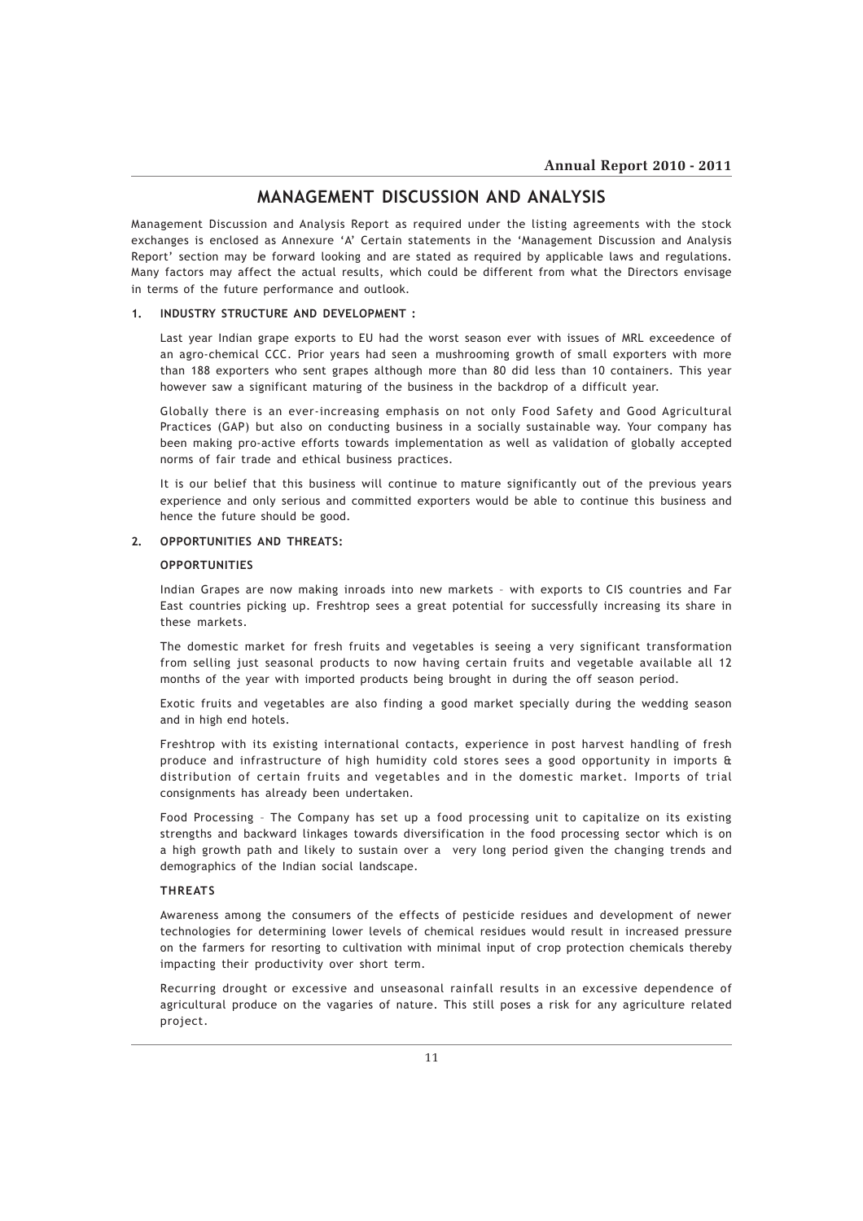# MANAGEMENT DISCUSSION AND ANALYSIS

Management Discussion and Analysis Report as required under the listing agreements with the stock exchanges is enclosed as Annexure 'A' Certain statements in the 'Management Discussion and Analysis Report' section may be forward looking and are stated as required by applicable laws and regulations. Many factors may affect the actual results, which could be different from what the Directors envisage in terms of the future performance and outlook.

## 1. INDUSTRY STRUCTURE AND DEVELOPMENT :

Last year Indian grape exports to EU had the worst season ever with issues of MRL exceedence of an agro-chemical CCC. Prior years had seen a mushrooming growth of small exporters with more than 188 exporters who sent grapes although more than 80 did less than 10 containers. This year however saw a significant maturing of the business in the backdrop of a difficult year.

Globally there is an ever-increasing emphasis on not only Food Safety and Good Agricultural Practices (GAP) but also on conducting business in a socially sustainable way. Your company has been making pro-active efforts towards implementation as well as validation of globally accepted norms of fair trade and ethical business practices.

It is our belief that this business will continue to mature significantly out of the previous years experience and only serious and committed exporters would be able to continue this business and hence the future should be good.

## 2. OPPORTUNITIES AND THREATS:

### OPPORTUNITIES

Indian Grapes are now making inroads into new markets – with exports to CIS countries and Far East countries picking up. Freshtrop sees a great potential for successfully increasing its share in these markets.

The domestic market for fresh fruits and vegetables is seeing a very significant transformation from selling just seasonal products to now having certain fruits and vegetable available all 12 months of the year with imported products being brought in during the off season period.

Exotic fruits and vegetables are also finding a good market specially during the wedding season and in high end hotels.

Freshtrop with its existing international contacts, experience in post harvest handling of fresh produce and infrastructure of high humidity cold stores sees a good opportunity in imports & distribution of certain fruits and vegetables and in the domestic market. Imports of trial consignments has already been undertaken.

Food Processing – The Company has set up a food processing unit to capitalize on its existing strengths and backward linkages towards diversification in the food processing sector which is on a high growth path and likely to sustain over a very long period given the changing trends and demographics of the Indian social landscape.

### THREATS

Awareness among the consumers of the effects of pesticide residues and development of newer technologies for determining lower levels of chemical residues would result in increased pressure on the farmers for resorting to cultivation with minimal input of crop protection chemicals thereby impacting their productivity over short term.

Recurring drought or excessive and unseasonal rainfall results in an excessive dependence of agricultural produce on the vagaries of nature. This still poses a risk for any agriculture related project.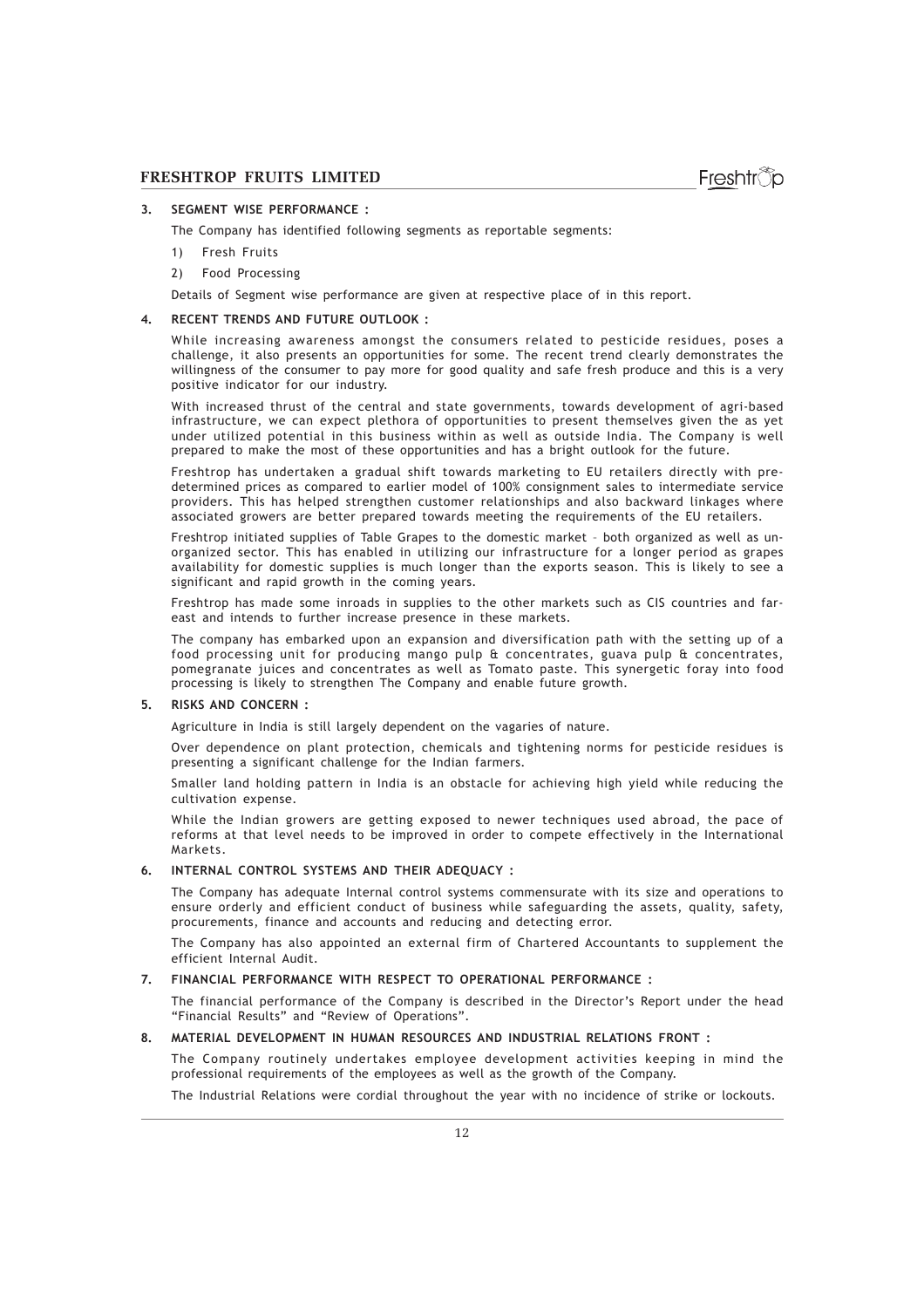### 3. SEGMENT WISE PERFORMANCE :

The Company has identified following segments as reportable segments:

1) Fresh Fruits
2) Food Processing

Details of Segment wise performance are given at respective place of in this report.

### 4. RECENT TRENDS AND FUTURE OUTLOOK :

While increasing awareness amongst the consumers related to pesticide residues, poses a challenge, it also presents an opportunities for some. The recent trend clearly demonstrates the willingness of the consumer to pay more for good quality and safe fresh produce and this is a very positive indicator for our industry.

With increased thrust of the central and state governments, towards development of agri-based infrastructure, we can expect plethora of opportunities to present themselves given the as yet under utilized potential in this business within as well as outside India. The Company is well prepared to make the most of these opportunities and has a bright outlook for the future.

Freshtrop has undertaken a gradual shift towards marketing to EU retailers directly with pre-determined prices as compared to earlier model of 100% consignment sales to intermediate service providers. This has helped strengthen customer relationships and also backward linkages where associated growers are better prepared towards meeting the requirements of the EU retailers.

Freshtrop initiated supplies of Table Grapes to the domestic market – both organized as well as un-organized sector. This has enabled in utilizing our infrastructure for a longer period as grapes availability for domestic supplies is much longer than the exports season. This is likely to see a significant and rapid growth in the coming years.

Freshtrop has made some inroads in supplies to the other markets such as CIS countries and far-east and intends to further increase presence in these markets.

The company has embarked upon an expansion and diversification path with the setting up of a food processing unit for producing mango pulp & concentrates, guava pulp & concentrates, pomegranate juices and concentrates as well as Tomato paste. This synergetic foray into food processing is likely to strengthen The Company and enable future growth.

### 5. RISKS AND CONCERN :

Agriculture in India is still largely dependent on the vagaries of nature.

Over dependence on plant protection, chemicals and tightening norms for pesticide residues is presenting a significant challenge for the Indian farmers.

Smaller land holding pattern in India is an obstacle for achieving high yield while reducing the cultivation expense.

While the Indian growers are getting exposed to newer techniques used abroad, the pace of reforms at that level needs to be improved in order to compete effectively in the International Markets.

### 6. INTERNAL CONTROL SYSTEMS AND THEIR ADEQUACY :

The Company has adequate Internal control systems commensurate with its size and operations to ensure orderly and efficient conduct of business while safeguarding the assets, quality, safety, procurements, finance and accounts and reducing and detecting error.

The Company has also appointed an external firm of Chartered Accountants to supplement the efficient Internal Audit.

### 7. FINANCIAL PERFORMANCE WITH RESPECT TO OPERATIONAL PERFORMANCE :

The financial performance of the Company is described in the Director's Report under the head "Financial Results" and "Review of Operations".

### 8. MATERIAL DEVELOPMENT IN HUMAN RESOURCES AND INDUSTRIAL RELATIONS FRONT :

The Company routinely undertakes employee development activities keeping in mind the professional requirements of the employees as well as the growth of the Company.

The Industrial Relations were cordial throughout the year with no incidence of strike or lockouts.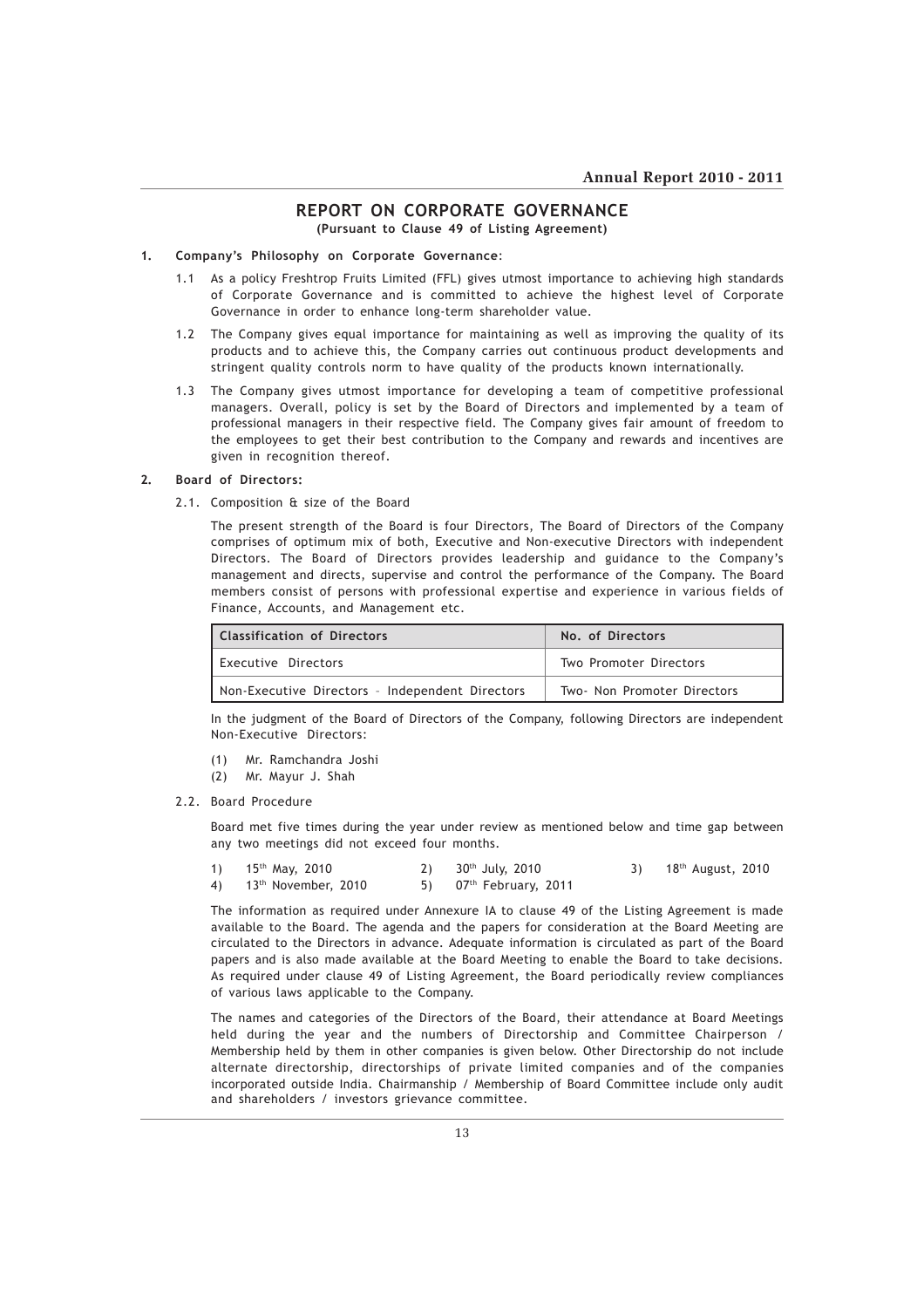## REPORT ON CORPORATE GOVERNANCE

**(Pursuant to Clause 49 of Listing Agreement)**

### 1. Company's Philosophy on Corporate Governance:

1.1 As a policy Freshtrop Fruits Limited (FFL) gives utmost importance to achieving high standards of Corporate Governance and is committed to achieve the highest level of Corporate Governance in order to enhance long-term shareholder value.

1.2 The Company gives equal importance for maintaining as well as improving the quality of its products and to achieve this, the Company carries out continuous product developments and stringent quality controls norm to have quality of the products known internationally.

1.3 The Company gives utmost importance for developing a team of competitive professional managers. Overall, policy is set by the Board of Directors and implemented by a team of professional managers in their respective field. The Company gives fair amount of freedom to the employees to get their best contribution to the Company and rewards and incentives are given in recognition thereof.

### 2. Board of Directors:

2.1. Composition & size of the Board

The present strength of the Board is four Directors, The Board of Directors of the Company comprises of optimum mix of both, Executive and Non-executive Directors with independent Directors. The Board of Directors provides leadership and guidance to the Company's management and directs, supervise and control the performance of the Company. The Board members consist of persons with professional expertise and experience in various fields of Finance, Accounts, and Management etc.

| Classification of Directors | No. of Directors |
|---|---|
| Executive Directors | Two Promoter Directors |
| Non-Executive Directors – Independent Directors | Two- Non Promoter Directors |

In the judgment of the Board of Directors of the Company, following Directors are independent Non-Executive Directors:

(1) Mr. Ramchandra Joshi
(2) Mr. Mayur J. Shah

2.2. Board Procedure

Board met five times during the year under review as mentioned below and time gap between any two meetings did not exceed four months.

1) 15th May, 2010
2) 30th July, 2010
3) 18th August, 2010
4) 13th November, 2010
5) 07th February, 2011

The information as required under Annexure IA to clause 49 of the Listing Agreement is made available to the Board. The agenda and the papers for consideration at the Board Meeting are circulated to the Directors in advance. Adequate information is circulated as part of the Board papers and is also made available at the Board Meeting to enable the Board to take decisions. As required under clause 49 of Listing Agreement, the Board periodically review compliances of various laws applicable to the Company.

The names and categories of the Directors of the Board, their attendance at Board Meetings held during the year and the numbers of Directorship and Committee Chairperson / Membership held by them in other companies is given below. Other Directorship do not include alternate directorship, directorships of private limited companies and of the companies incorporated outside India. Chairmanship / Membership of Board Committee include only audit and shareholders / investors grievance committee.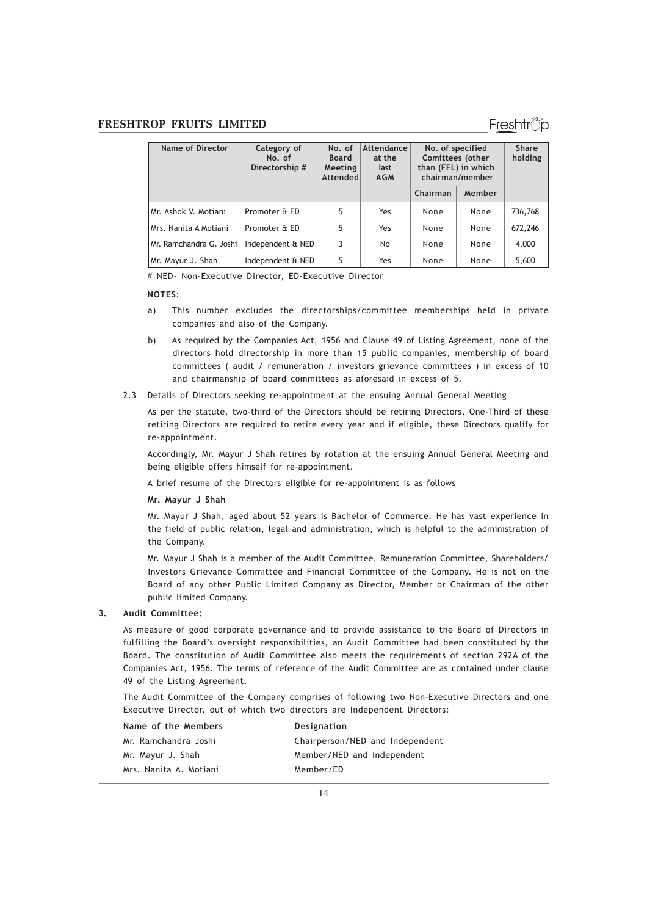| Name of Director | Category of No. of Directorship # | No. of Board Meeting Attended | Attendance at the last AGM | No. of specified Comittees (other than (FFL) in which chairman/member | | Share holding |
|---|---|---|---|---|---|---|
| | | | | Chairman | Member | |
| Mr. Ashok V. Motiani | Promoter & ED | 5 | Yes | None | None | 736,768 |
| Mrs. Nanita A Motiani | Promoter & ED | 5 | Yes | None | None | 672,246 |
| Mr. Ramchandra G. Joshi | Independent & NED | 3 | No | None | None | 4,000 |
| Mr. Mayur J. Shah | Independent & NED | 5 | Yes | None | None | 5,600 |

# NED- Non-Executive Director, ED-Executive Director

**NOTES**:

a) This number excludes the directorships/committee memberships held in private companies and also of the Company.

b) As required by the Companies Act, 1956 and Clause 49 of Listing Agreement, none of the directors hold directorship in more than 15 public companies, membership of board committees ( audit / remuneration / investors grievance committees ) in excess of 10 and chairmanship of board committees as aforesaid in excess of 5.

2.3 Details of Directors seeking re-appointment at the ensuing Annual General Meeting

As per the statute, two-third of the Directors should be retiring Directors, One-Third of these retiring Directors are required to retire every year and if eligible, these Directors qualify for re-appointment.

Accordingly, Mr. Mayur J Shah retires by rotation at the ensuing Annual General Meeting and being eligible offers himself for re-appointment.

A brief resume of the Directors eligible for re-appointment is as follows

**Mr. Mayur J Shah**

Mr. Mayur J Shah, aged about 52 years is Bachelor of Commerce. He has vast experience in the field of public relation, legal and administration, which is helpful to the administration of the Company.

Mr. Mayur J Shah is a member of the Audit Committee, Remuneration Committee, Shareholders/ Investors Grievance Committee and Financial Committee of the Company. He is not on the Board of any other Public Limited Company as Director, Member or Chairman of the other public limited Company.

## 3. Audit Committee:

As measure of good corporate governance and to provide assistance to the Board of Directors in fulfilling the Board's oversight responsibilities, an Audit Committee had been constituted by the Board. The constitution of Audit Committee also meets the requirements of section 292A of the Companies Act, 1956. The terms of reference of the Audit Committee are as contained under clause 49 of the Listing Agreement.

The Audit Committee of the Company comprises of following two Non-Executive Directors and one Executive Director, out of which two directors are Independent Directors:

| Name of the Members | Designation |
|---|---|
| Mr. Ramchandra Joshi | Chairperson/NED and Independent |
| Mr. Mayur J. Shah | Member/NED and Independent |
| Mrs. Nanita A. Motiani | Member/ED |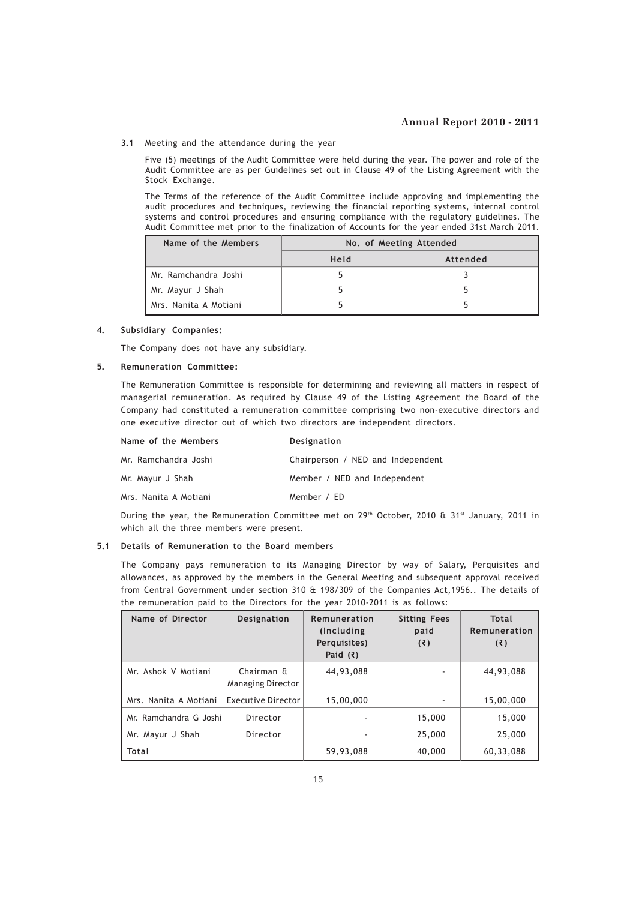**3.1** Meeting and the attendance during the year

Five (5) meetings of the Audit Committee were held during the year. The power and role of the Audit Committee are as per Guidelines set out in Clause 49 of the Listing Agreement with the Stock Exchange.

The Terms of the reference of the Audit Committee include approving and implementing the audit procedures and techniques, reviewing the financial reporting systems, internal control systems and control procedures and ensuring compliance with the regulatory guidelines. The Audit Committee met prior to the finalization of Accounts for the year ended 31st March 2011.

| Name of the Members | No. of Meeting Attended | |
|---|---|---|
| | Held | Attended |
| Mr. Ramchandra Joshi | 5 | 3 |
| Mr. Mayur J Shah | 5 | 5 |
| Mrs. Nanita A Motiani | 5 | 5 |

**4. Subsidiary Companies:**

The Company does not have any subsidiary.

**5. Remuneration Committee:**

The Remuneration Committee is responsible for determining and reviewing all matters in respect of managerial remuneration. As required by Clause 49 of the Listing Agreement the Board of the Company had constituted a remuneration committee comprising two non-executive directors and one executive director out of which two directors are independent directors.

| Name of the Members | Designation |
|---|---|
| Mr. Ramchandra Joshi | Chairperson / NED and Independent |
| Mr. Mayur J Shah | Member / NED and Independent |
| Mrs. Nanita A Motiani | Member / ED |

During the year, the Remuneration Committee met on 29th October, 2010 & 31st January, 2011 in which all the three members were present.

**5.1 Details of Remuneration to the Board members**

The Company pays remuneration to its Managing Director by way of Salary, Perquisites and allowances, as approved by the members in the General Meeting and subsequent approval received from Central Government under section 310 & 198/309 of the Companies Act,1956.. The details of the remuneration paid to the Directors for the year 2010-2011 is as follows:

| Name of Director | Designation | Remuneration (Including Perquisites) Paid (₹) | Sitting Fees paid (₹) | Total Remuneration (₹) |
|---|---|---|---|---|
| Mr. Ashok V Motiani | Chairman & Managing Director | 44,93,088 | - | 44,93,088 |
| Mrs. Nanita A Motiani | Executive Director | 15,00,000 | - | 15,00,000 |
| Mr. Ramchandra G Joshi | Director | - | 15,000 | 15,000 |
| Mr. Mayur J Shah | Director | - | 25,000 | 25,000 |
| **Total** | | 59,93,088 | 40,000 | 60,33,088 |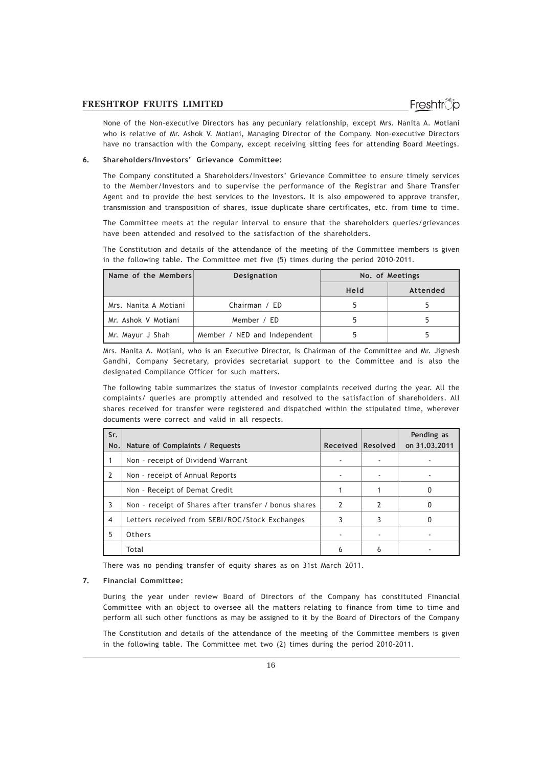None of the Non-executive Directors has any pecuniary relationship, except Mrs. Nanita A. Motiani who is relative of Mr. Ashok V. Motiani, Managing Director of the Company. Non-executive Directors have no transaction with the Company, except receiving sitting fees for attending Board Meetings.

## 6. Shareholders/Investors' Grievance Committee:

The Company constituted a Shareholders/Investors' Grievance Committee to ensure timely services to the Member/Investors and to supervise the performance of the Registrar and Share Transfer Agent and to provide the best services to the Investors. It is also empowered to approve transfer, transmission and transposition of shares, issue duplicate share certificates, etc. from time to time.

The Committee meets at the regular interval to ensure that the shareholders queries/grievances have been attended and resolved to the satisfaction of the shareholders.

The Constitution and details of the attendance of the meeting of the Committee members is given in the following table. The Committee met five (5) times during the period 2010-2011.

| Name of the Members | Designation | No. of Meetings | |
|---|---|---|---|
| | | Held | Attended |
| Mrs. Nanita A Motiani | Chairman / ED | 5 | 5 |
| Mr. Ashok V Motiani | Member / ED | 5 | 5 |
| Mr. Mayur J Shah | Member / NED and Independent | 5 | 5 |

Mrs. Nanita A. Motiani, who is an Executive Director, is Chairman of the Committee and Mr. Jignesh Gandhi, Company Secretary, provides secretarial support to the Committee and is also the designated Compliance Officer for such matters.

The following table summarizes the status of investor complaints received during the year. All the complaints/ queries are promptly attended and resolved to the satisfaction of shareholders. All shares received for transfer were registered and dispatched within the stipulated time, wherever documents were correct and valid in all respects.

| Sr. No. | Nature of Complaints / Requests | Received | Resolved | Pending as on 31.03.2011 |
|---|---|---|---|---|
| 1 | Non - receipt of Dividend Warrant | - | - | - |
| 2 | Non - receipt of Annual Reports | - | - | - |
| | Non - Receipt of Demat Credit | 1 | 1 | 0 |
| 3 | Non - receipt of Shares after transfer / bonus shares | 2 | 2 | 0 |
| 4 | Letters received from SEBI/ROC/Stock Exchanges | 3 | 3 | 0 |
| 5 | Others | - | - | - |
| | Total | 6 | 6 | - |

There was no pending transfer of equity shares as on 31st March 2011.

## 7. Financial Committee:

During the year under review Board of Directors of the Company has constituted Financial Committee with an object to oversee all the matters relating to finance from time to time and perform all such other functions as may be assigned to it by the Board of Directors of the Company

The Constitution and details of the attendance of the meeting of the Committee members is given in the following table. The Committee met two (2) times during the period 2010-2011.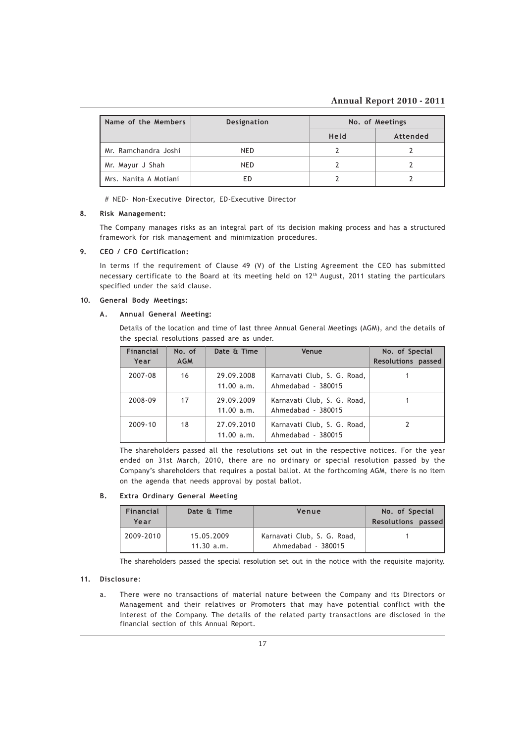| Name of the Members | Designation | No. of Meetings | |
|---|---|---|---|
| | | Held | Attended |
| Mr. Ramchandra Joshi | NED | 2 | 2 |
| Mr. Mayur J Shah | NED | 2 | 2 |
| Mrs. Nanita A Motiani | ED | 2 | 2 |

# NED- Non-Executive Director, ED-Executive Director

**8. Risk Management:**

The Company manages risks as an integral part of its decision making process and has a structured framework for risk management and minimization procedures.

**9. CEO / CFO Certification:**

In terms if the requirement of Clause 49 (V) of the Listing Agreement the CEO has submitted necessary certificate to the Board at its meeting held on 12th August, 2011 stating the particulars specified under the said clause.

**10. General Body Meetings:**

**A. Annual General Meeting:**

Details of the location and time of last three Annual General Meetings (AGM), and the details of the special resolutions passed are as under.

| Financial Year | No. of AGM | Date & Time | Venue | No. of Special Resolutions passed |
|---|---|---|---|---|
| 2007-08 | 16 | 29.09.2008 11.00 a.m. | Karnavati Club, S. G. Road, Ahmedabad - 380015 | 1 |
| 2008-09 | 17 | 29.09.2009 11.00 a.m. | Karnavati Club, S. G. Road, Ahmedabad - 380015 | 1 |
| 2009-10 | 18 | 27.09.2010 11.00 a.m. | Karnavati Club, S. G. Road, Ahmedabad - 380015 | 2 |

The shareholders passed all the resolutions set out in the respective notices. For the year ended on 31st March, 2010, there are no ordinary or special resolution passed by the Company's shareholders that requires a postal ballot. At the forthcoming AGM, there is no item on the agenda that needs approval by postal ballot.

**B. Extra Ordinary General Meeting**

| Financial Year | Date & Time | Venue | No. of Special Resolutions passed |
|---|---|---|---|
| 2009-2010 | 15.05.2009 11.30 a.m. | Karnavati Club, S. G. Road, Ahmedabad - 380015 | 1 |

The shareholders passed the special resolution set out in the notice with the requisite majority.

**11. Disclosure:**

a. There were no transactions of material nature between the Company and its Directors or Management and their relatives or Promoters that may have potential conflict with the interest of the Company. The details of the related party transactions are disclosed in the financial section of this Annual Report.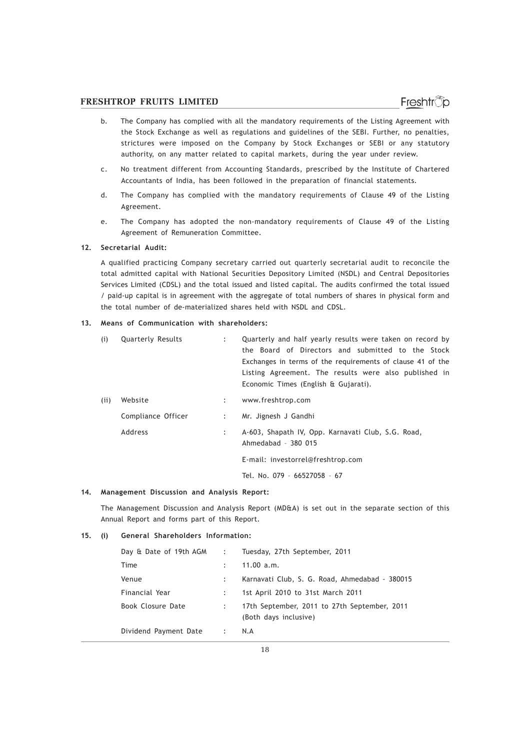b. The Company has complied with all the mandatory requirements of the Listing Agreement with the Stock Exchange as well as regulations and guidelines of the SEBI. Further, no penalties, strictures were imposed on the Company by Stock Exchanges or SEBI or any statutory authority, on any matter related to capital markets, during the year under review.

c. No treatment different from Accounting Standards, prescribed by the Institute of Chartered Accountants of India, has been followed in the preparation of financial statements.

d. The Company has complied with the mandatory requirements of Clause 49 of the Listing Agreement.

e. The Company has adopted the non-mandatory requirements of Clause 49 of the Listing Agreement of Remuneration Committee.

**12. Secretarial Audit:**

A qualified practicing Company secretary carried out quarterly secretarial audit to reconcile the total admitted capital with National Securities Depository Limited (NSDL) and Central Depositories Services Limited (CDSL) and the total issued and listed capital. The audits confirmed the total issued / paid-up capital is in agreement with the aggregate of total numbers of shares in physical form and the total number of de-materialized shares held with NSDL and CDSL.

**13. Means of Communication with shareholders:**

| | | | |
|---|---|---|---|
| (i) | Quarterly Results | : | Quarterly and half yearly results were taken on record by the Board of Directors and submitted to the Stock Exchanges in terms of the requirements of clause 41 of the Listing Agreement. The results were also published in Economic Times (English & Gujarati). |
| (ii) | Website | : | www.freshtrop.com |
| | Compliance Officer | : | Mr. Jignesh J Gandhi |
| | Address | : | A-603, Shapath IV, Opp. Karnavati Club, S.G. Road, Ahmedabad – 380 015 |
| | | | E-mail: investorrel@freshtrop.com |
| | | | Tel. No. 079 – 66527058 – 67 |

**14. Management Discussion and Analysis Report:**

The Management Discussion and Analysis Report (MD&A) is set out in the separate section of this Annual Report and forms part of this Report.

**15. (i) General Shareholders Information:**

| | | |
|---|---|---|
| Day & Date of 19th AGM | : | Tuesday, 27th September, 2011 |
| Time | : | 11.00 a.m. |
| Venue | : | Karnavati Club, S. G. Road, Ahmedabad - 380015 |
| Financial Year | : | 1st April 2010 to 31st March 2011 |
| Book Closure Date | : | 17th September, 2011 to 27th September, 2011 (Both days inclusive) |
| Dividend Payment Date | : | N.A |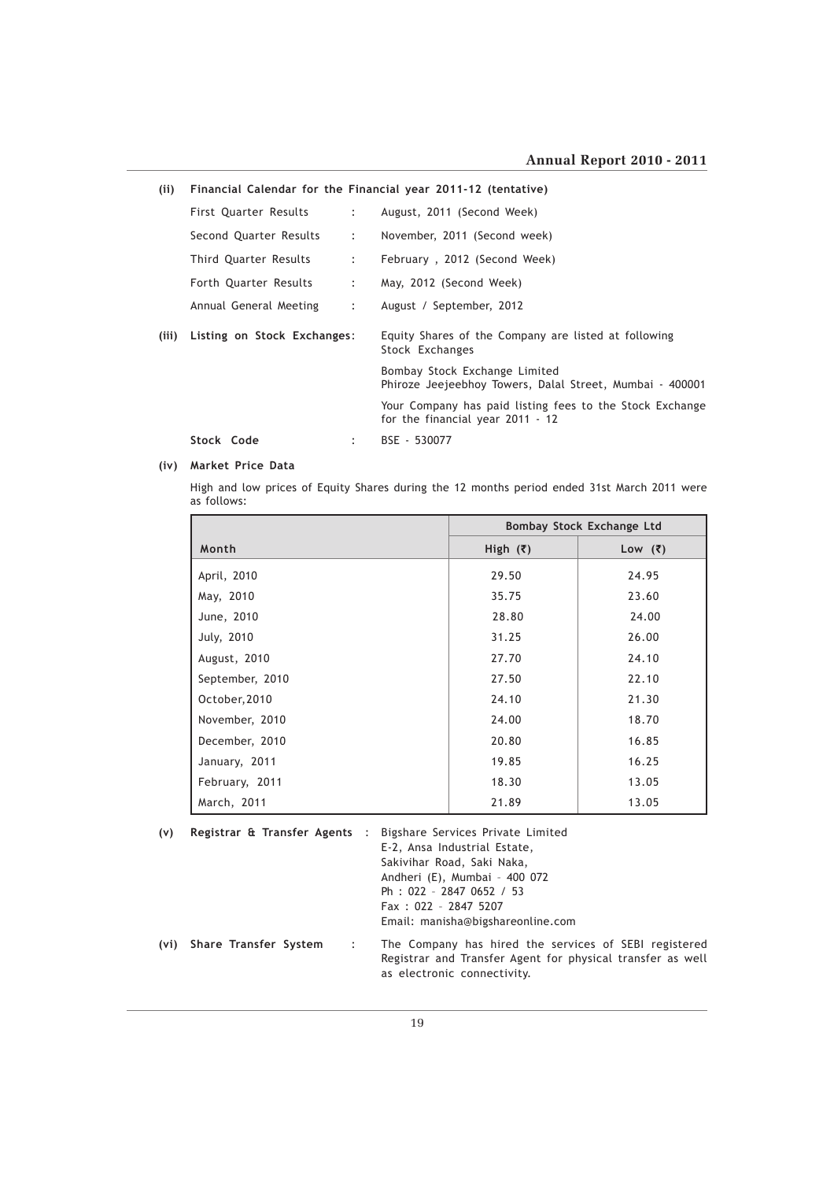**(ii) Financial Calendar for the Financial year 2011-12 (tentative)**

First Quarter Results : August, 2011 (Second Week)

Second Quarter Results : November, 2011 (Second week)

Third Quarter Results : February , 2012 (Second Week)

Forth Quarter Results : May, 2012 (Second Week)

Annual General Meeting : August / September, 2012

**(iii) Listing on Stock Exchanges:** Equity Shares of the Company are listed at following Stock Exchanges

Bombay Stock Exchange Limited
Phiroze Jeejeebhoy Towers, Dalal Street, Mumbai - 400001

Your Company has paid listing fees to the Stock Exchange for the financial year 2011 - 12

**Stock Code** : BSE - 530077

**(iv) Market Price Data**

High and low prices of Equity Shares during the 12 months period ended 31st March 2011 were as follows:

| | Bombay Stock Exchange Ltd | |
|---|---|---|
| **Month** | **High (₹)** | **Low (₹)** |
| April, 2010 | 29.50 | 24.95 |
| May, 2010 | 35.75 | 23.60 |
| June, 2010 | 28.80 | 24.00 |
| July, 2010 | 31.25 | 26.00 |
| August, 2010 | 27.70 | 24.10 |
| September, 2010 | 27.50 | 22.10 |
| October,2010 | 24.10 | 21.30 |
| November, 2010 | 24.00 | 18.70 |
| December, 2010 | 20.80 | 16.85 |
| January, 2011 | 19.85 | 16.25 |
| February, 2011 | 18.30 | 13.05 |
| March, 2011 | 21.89 | 13.05 |

**(v) Registrar & Transfer Agents** : Bigshare Services Private Limited
E-2, Ansa Industrial Estate,
Sakivihar Road, Saki Naka,
Andheri (E), Mumbai – 400 072
Ph : 022 – 2847 0652 / 53
Fax : 022 – 2847 5207
Email: manisha@bigshareonline.com

**(vi) Share Transfer System** : The Company has hired the services of SEBI registered Registrar and Transfer Agent for physical transfer as well as electronic connectivity.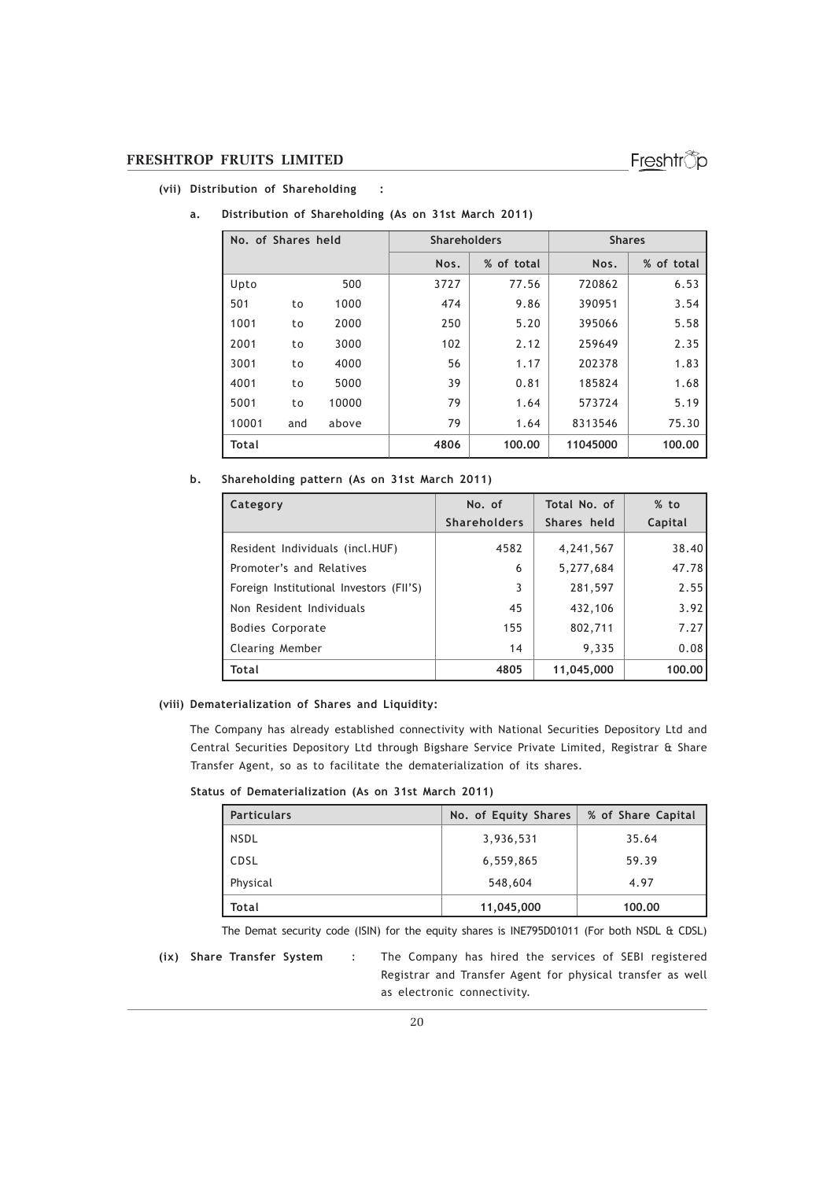**(vii) Distribution of Shareholding :**

**a. Distribution of Shareholding (As on 31st March 2011)**

| No. of Shares held | Shareholders | | Shares | |
|---|---|---|---|---|
| | Nos. | % of total | Nos. | % of total |
| Upto 500 | 3727 | 77.56 | 720862 | 6.53 |
| 501 to 1000 | 474 | 9.86 | 390951 | 3.54 |
| 1001 to 2000 | 250 | 5.20 | 395066 | 5.58 |
| 2001 to 3000 | 102 | 2.12 | 259649 | 2.35 |
| 3001 to 4000 | 56 | 1.17 | 202378 | 1.83 |
| 4001 to 5000 | 39 | 0.81 | 185824 | 1.68 |
| 5001 to 10000 | 79 | 1.64 | 573724 | 5.19 |
| 10001 and above | 79 | 1.64 | 8313546 | 75.30 |
| **Total** | **4806** | **100.00** | **11045000** | **100.00** |

**b. Shareholding pattern (As on 31st March 2011)**

| Category | No. of Shareholders | Total No. of Shares held | % to Capital |
|---|---|---|---|
| Resident Individuals (incl.HUF) | 4582 | 4,241,567 | 38.40 |
| Promoter's and Relatives | 6 | 5,277,684 | 47.78 |
| Foreign Institutional Investors (FII'S) | 3 | 281,597 | 2.55 |
| Non Resident Individuals | 45 | 432,106 | 3.92 |
| Bodies Corporate | 155 | 802,711 | 7.27 |
| Clearing Member | 14 | 9,335 | 0.08 |
| **Total** | **4805** | **11,045,000** | **100.00** |

**(viii) Dematerialization of Shares and Liquidity:**

The Company has already established connectivity with National Securities Depository Ltd and Central Securities Depository Ltd through Bigshare Service Private Limited, Registrar & Share Transfer Agent, so as to facilitate the dematerialization of its shares.

**Status of Dematerialization (As on 31st March 2011)**

| Particulars | No. of Equity Shares | % of Share Capital |
|---|---|---|
| NSDL | 3,936,531 | 35.64 |
| CDSL | 6,559,865 | 59.39 |
| Physical | 548,604 | 4.97 |
| **Total** | **11,045,000** | **100.00** |

The Demat security code (ISIN) for the equity shares is INE795D01011 (For both NSDL & CDSL)

**(ix) Share Transfer System** : The Company has hired the services of SEBI registered Registrar and Transfer Agent for physical transfer as well as electronic connectivity.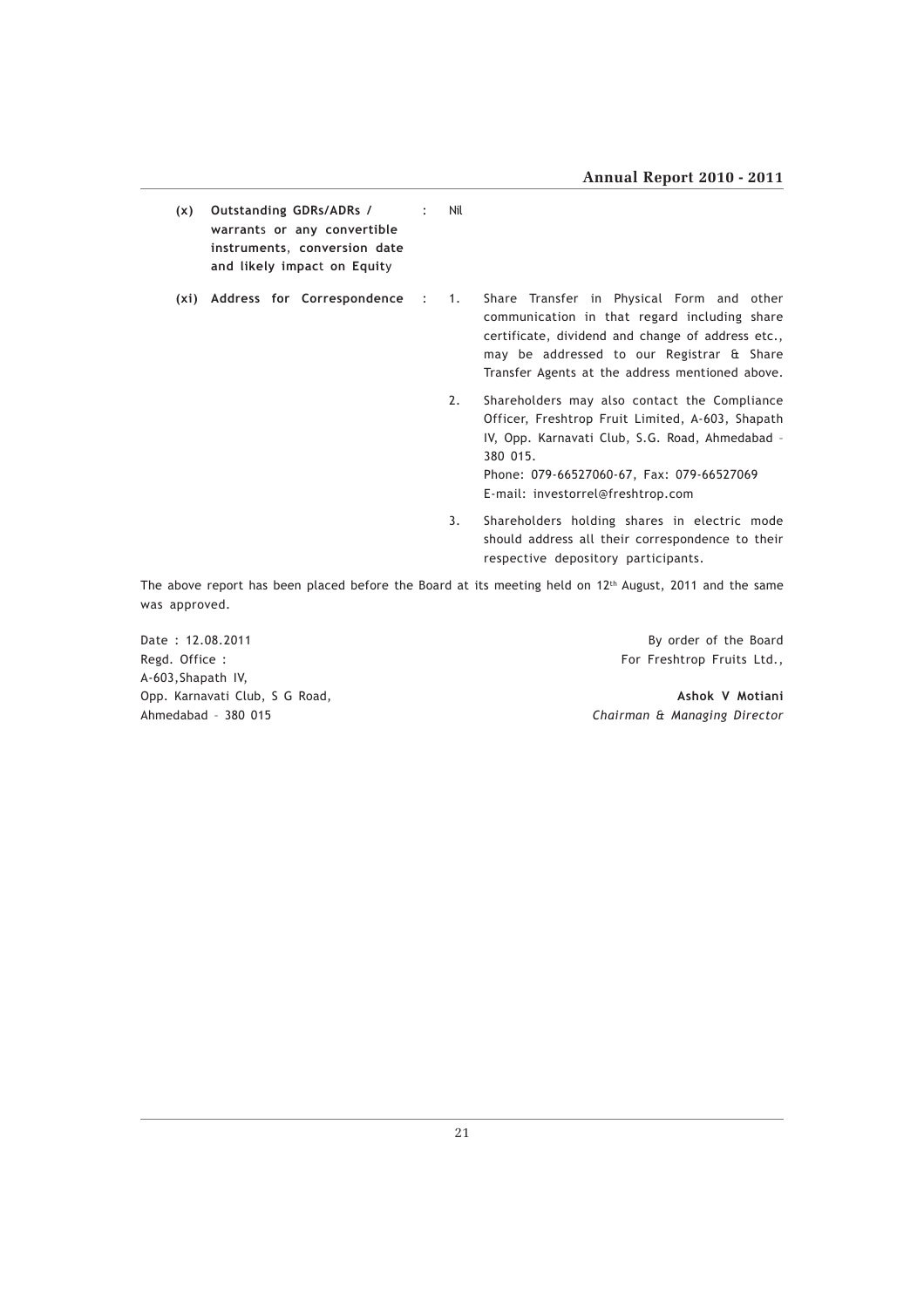| | | | |
|---|---|---|---|
| **(x)** | **Outstanding GDRs/ADRs / warrants or any convertible instruments, conversion date and likely impact on Equity** | : | Nil |
| **(xi)** | **Address for Correspondence** | : | 1. Share Transfer in Physical Form and other communication in that regard including share certificate, dividend and change of address etc., may be addressed to our Registrar & Share Transfer Agents at the address mentioned above. |
| | | | 2. Shareholders may also contact the Compliance Officer, Freshtrop Fruit Limited, A-603, Shapath IV, Opp. Karnavati Club, S.G. Road, Ahmedabad - 380 015.<br>Phone: 079-66527060-67, Fax: 079-66527069<br>E-mail: investorrel@freshtrop.com |
| | | | 3. Shareholders holding shares in electric mode should address all their correspondence to their respective depository participants. |

The above report has been placed before the Board at its meeting held on 12th August, 2011 and the same was approved.

Date : 12.08.2011
Regd. Office :
A-603,Shapath IV,
Opp. Karnavati Club, S G Road,
Ahmedabad - 380 015

By order of the Board
For Freshtrop Fruits Ltd.,

**Ashok V Motiani**
*Chairman & Managing Director*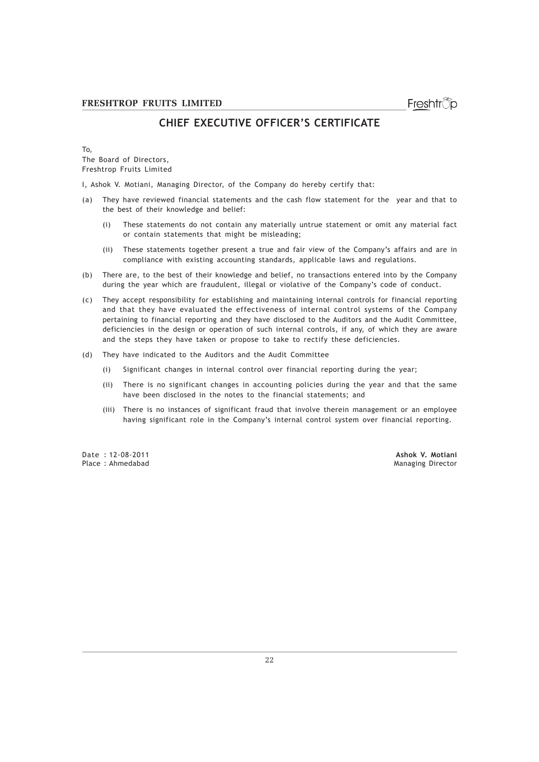# CHIEF EXECUTIVE OFFICER'S CERTIFICATE

To,
The Board of Directors,
Freshtrop Fruits Limited

I, Ashok V. Motiani, Managing Director, of the Company do hereby certify that:

(a) They have reviewed financial statements and the cash flow statement for the year and that to the best of their knowledge and belief:

 (i) These statements do not contain any materially untrue statement or omit any material fact or contain statements that might be misleading;

 (ii) These statements together present a true and fair view of the Company's affairs and are in compliance with existing accounting standards, applicable laws and regulations.

(b) There are, to the best of their knowledge and belief, no transactions entered into by the Company during the year which are fraudulent, illegal or violative of the Company's code of conduct.

(c) They accept responsibility for establishing and maintaining internal controls for financial reporting and that they have evaluated the effectiveness of internal control systems of the Company pertaining to financial reporting and they have disclosed to the Auditors and the Audit Committee, deficiencies in the design or operation of such internal controls, if any, of which they are aware and the steps they have taken or propose to take to rectify these deficiencies.

(d) They have indicated to the Auditors and the Audit Committee

 (i) Significant changes in internal control over financial reporting during the year;

 (ii) There is no significant changes in accounting policies during the year and that the same have been disclosed in the notes to the financial statements; and

 (iii) There is no instances of significant fraud that involve therein management or an employee having significant role in the Company's internal control system over financial reporting.

Date : 12-08-2011
Place : Ahmedabad

**Ashok V. Motiani**
Managing Director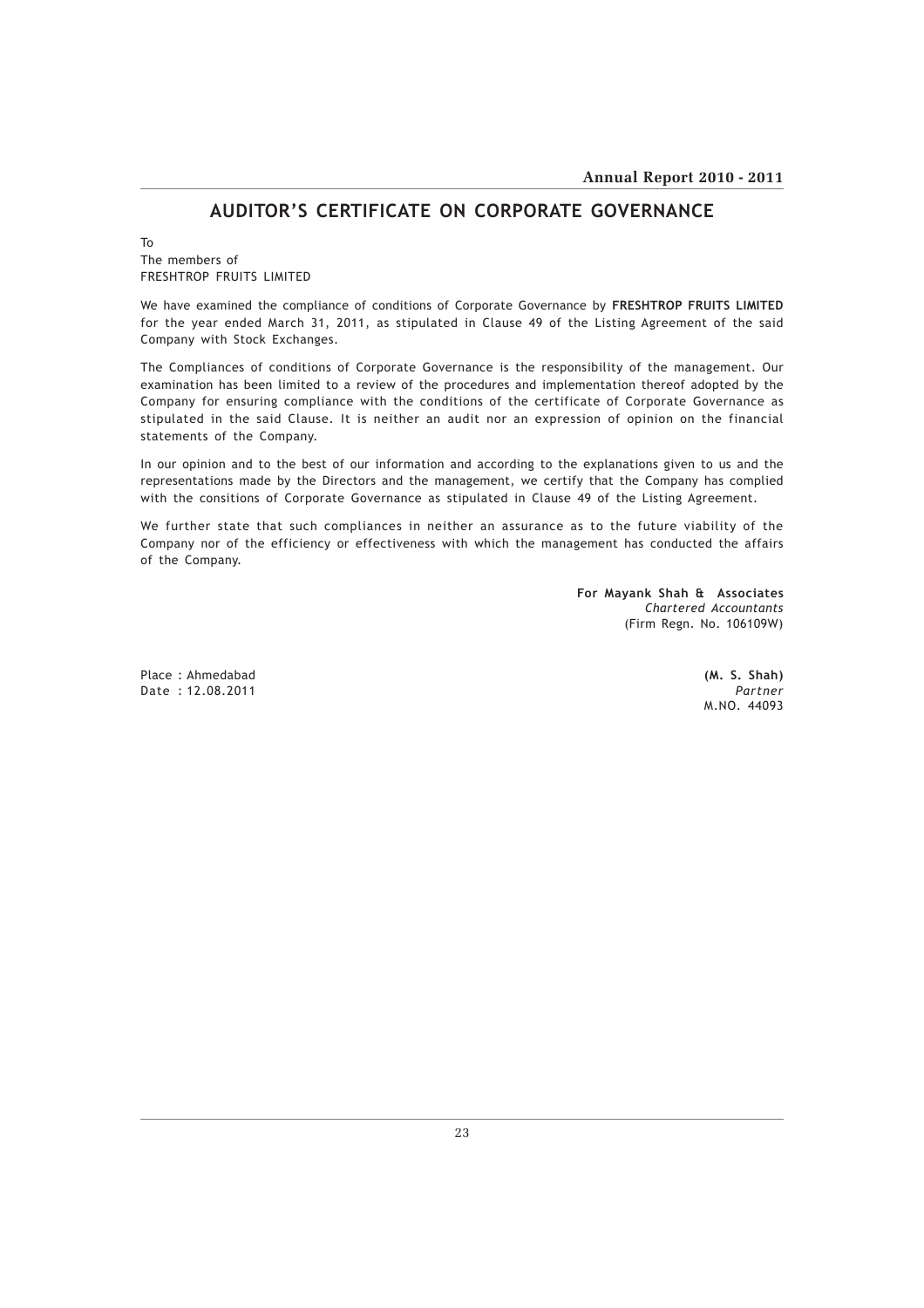# AUDITOR'S CERTIFICATE ON CORPORATE GOVERNANCE

To
The members of
FRESHTROP FRUITS LIMITED

We have examined the compliance of conditions of Corporate Governance by **FRESHTROP FRUITS LIMITED** for the year ended March 31, 2011, as stipulated in Clause 49 of the Listing Agreement of the said Company with Stock Exchanges.

The Compliances of conditions of Corporate Governance is the responsibility of the management. Our examination has been limited to a review of the procedures and implementation thereof adopted by the Company for ensuring compliance with the conditions of the certificate of Corporate Governance as stipulated in the said Clause. It is neither an audit nor an expression of opinion on the financial statements of the Company.

In our opinion and to the best of our information and according to the explanations given to us and the representations made by the Directors and the management, we certify that the Company has complied with the consitions of Corporate Governance as stipulated in Clause 49 of the Listing Agreement.

We further state that such compliances in neither an assurance as to the future viability of the Company nor of the efficiency or effectiveness with which the management has conducted the affairs of the Company.

**For Mayank Shah & Associates**
*Chartered Accountants*
(Firm Regn. No. 106109W)

Place : Ahmedabad
Date : 12.08.2011

**(M. S. Shah)**
*Partner*
M.NO. 44093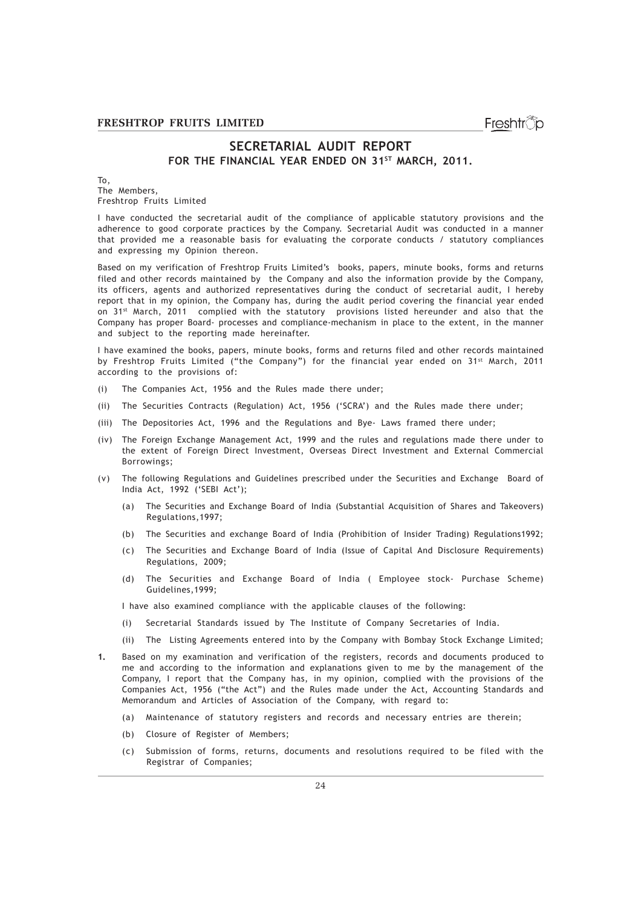# SECRETARIAL AUDIT REPORT

## FOR THE FINANCIAL YEAR ENDED ON 31ST MARCH, 2011.

To,
The Members,
Freshtrop Fruits Limited

I have conducted the secretarial audit of the compliance of applicable statutory provisions and the adherence to good corporate practices by the Company. Secretarial Audit was conducted in a manner that provided me a reasonable basis for evaluating the corporate conducts / statutory compliances and expressing my Opinion thereon.

Based on my verification of Freshtrop Fruits Limited's books, papers, minute books, forms and returns filed and other records maintained by the Company and also the information provide by the Company, its officers, agents and authorized representatives during the conduct of secretarial audit, I hereby report that in my opinion, the Company has, during the audit period covering the financial year ended on 31st March, 2011 complied with the statutory provisions listed hereunder and also that the Company has proper Board- processes and compliance-mechanism in place to the extent, in the manner and subject to the reporting made hereinafter.

I have examined the books, papers, minute books, forms and returns filed and other records maintained by Freshtrop Fruits Limited ("the Company") for the financial year ended on 31st March, 2011 according to the provisions of:

(i) The Companies Act, 1956 and the Rules made there under;

(ii) The Securities Contracts (Regulation) Act, 1956 ('SCRA') and the Rules made there under;

(iii) The Depositories Act, 1996 and the Regulations and Bye- Laws framed there under;

(iv) The Foreign Exchange Management Act, 1999 and the rules and regulations made there under to the extent of Foreign Direct Investment, Overseas Direct Investment and External Commercial Borrowings;

(v) The following Regulations and Guidelines prescribed under the Securities and Exchange Board of India Act, 1992 ('SEBI Act');

- (a) The Securities and Exchange Board of India (Substantial Acquisition of Shares and Takeovers) Regulations,1997;
- (b) The Securities and exchange Board of India (Prohibition of Insider Trading) Regulations1992;
- (c) The Securities and Exchange Board of India (Issue of Capital And Disclosure Requirements) Regulations, 2009;
- (d) The Securities and Exchange Board of India ( Employee stock- Purchase Scheme) Guidelines,1999;

I have also examined compliance with the applicable clauses of the following:

- (i) Secretarial Standards issued by The Institute of Company Secretaries of India.
- (ii) The Listing Agreements entered into by the Company with Bombay Stock Exchange Limited;

**1.** Based on my examination and verification of the registers, records and documents produced to me and according to the information and explanations given to me by the management of the Company, I report that the Company has, in my opinion, complied with the provisions of the Companies Act, 1956 ("the Act") and the Rules made under the Act, Accounting Standards and Memorandum and Articles of Association of the Company, with regard to:

- (a) Maintenance of statutory registers and records and necessary entries are therein;
- (b) Closure of Register of Members;
- (c) Submission of forms, returns, documents and resolutions required to be filed with the Registrar of Companies;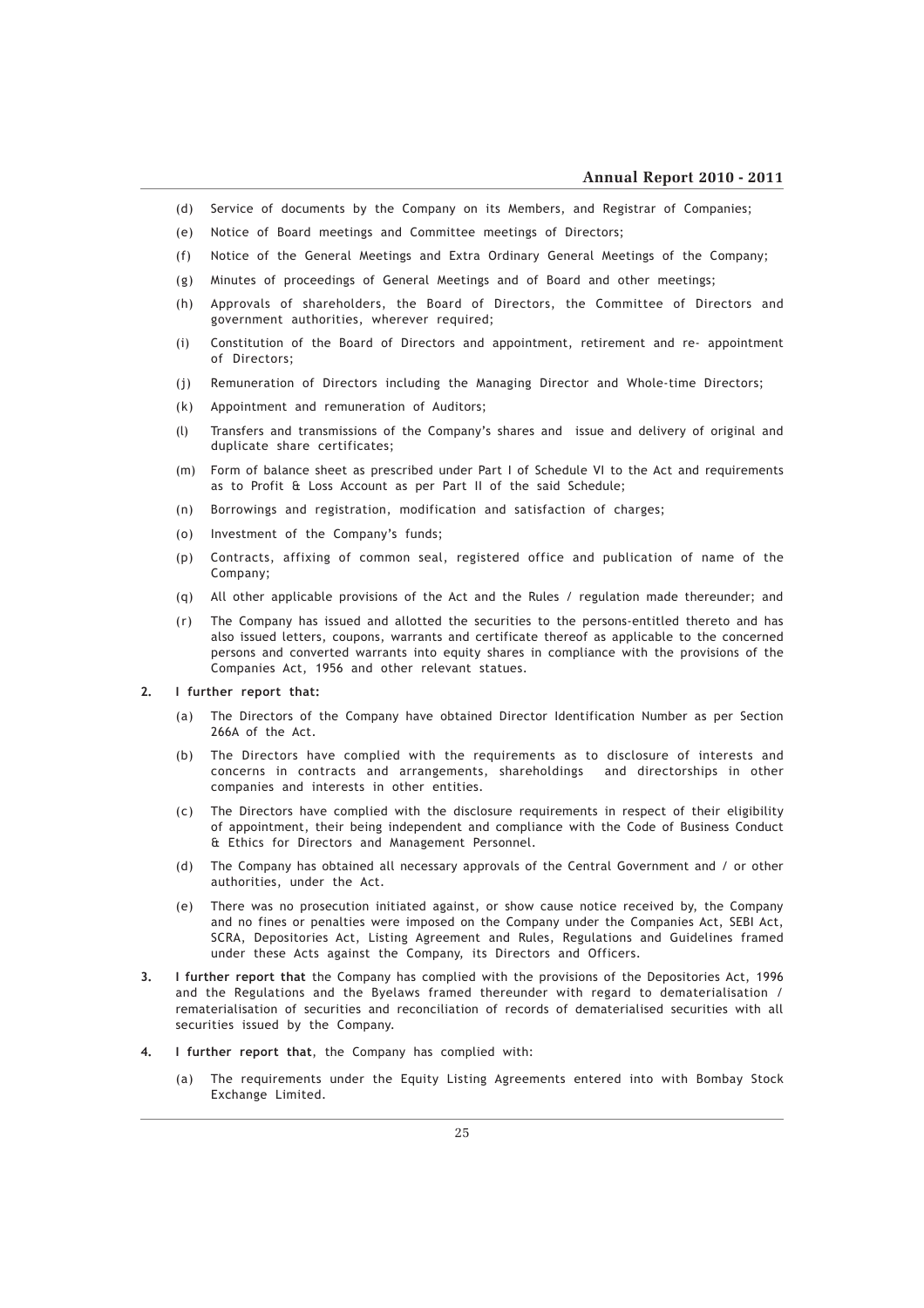(d) Service of documents by the Company on its Members, and Registrar of Companies;

(e) Notice of Board meetings and Committee meetings of Directors;

(f) Notice of the General Meetings and Extra Ordinary General Meetings of the Company;

(g) Minutes of proceedings of General Meetings and of Board and other meetings;

(h) Approvals of shareholders, the Board of Directors, the Committee of Directors and government authorities, wherever required;

(i) Constitution of the Board of Directors and appointment, retirement and re- appointment of Directors;

(j) Remuneration of Directors including the Managing Director and Whole-time Directors;

(k) Appointment and remuneration of Auditors;

(l) Transfers and transmissions of the Company's shares and issue and delivery of original and duplicate share certificates;

(m) Form of balance sheet as prescribed under Part I of Schedule VI to the Act and requirements as to Profit & Loss Account as per Part II of the said Schedule;

(n) Borrowings and registration, modification and satisfaction of charges;

(o) Investment of the Company's funds;

(p) Contracts, affixing of common seal, registered office and publication of name of the Company;

(q) All other applicable provisions of the Act and the Rules / regulation made thereunder; and

(r) The Company has issued and allotted the securities to the persons-entitled thereto and has also issued letters, coupons, warrants and certificate thereof as applicable to the concerned persons and converted warrants into equity shares in compliance with the provisions of the Companies Act, 1956 and other relevant statues.

**2. I further report that:**

(a) The Directors of the Company have obtained Director Identification Number as per Section 266A of the Act.

(b) The Directors have complied with the requirements as to disclosure of interests and concerns in contracts and arrangements, shareholdings and directorships in other companies and interests in other entities.

(c) The Directors have complied with the disclosure requirements in respect of their eligibility of appointment, their being independent and compliance with the Code of Business Conduct & Ethics for Directors and Management Personnel.

(d) The Company has obtained all necessary approvals of the Central Government and / or other authorities, under the Act.

(e) There was no prosecution initiated against, or show cause notice received by, the Company and no fines or penalties were imposed on the Company under the Companies Act, SEBI Act, SCRA, Depositories Act, Listing Agreement and Rules, Regulations and Guidelines framed under these Acts against the Company, its Directors and Officers.

**3. I further report that** the Company has complied with the provisions of the Depositories Act, 1996 and the Regulations and the Byelaws framed thereunder with regard to dematerialisation / rematerialisation of securities and reconciliation of records of dematerialised securities with all securities issued by the Company.

**4. I further report that**, the Company has complied with:

(a) The requirements under the Equity Listing Agreements entered into with Bombay Stock Exchange Limited.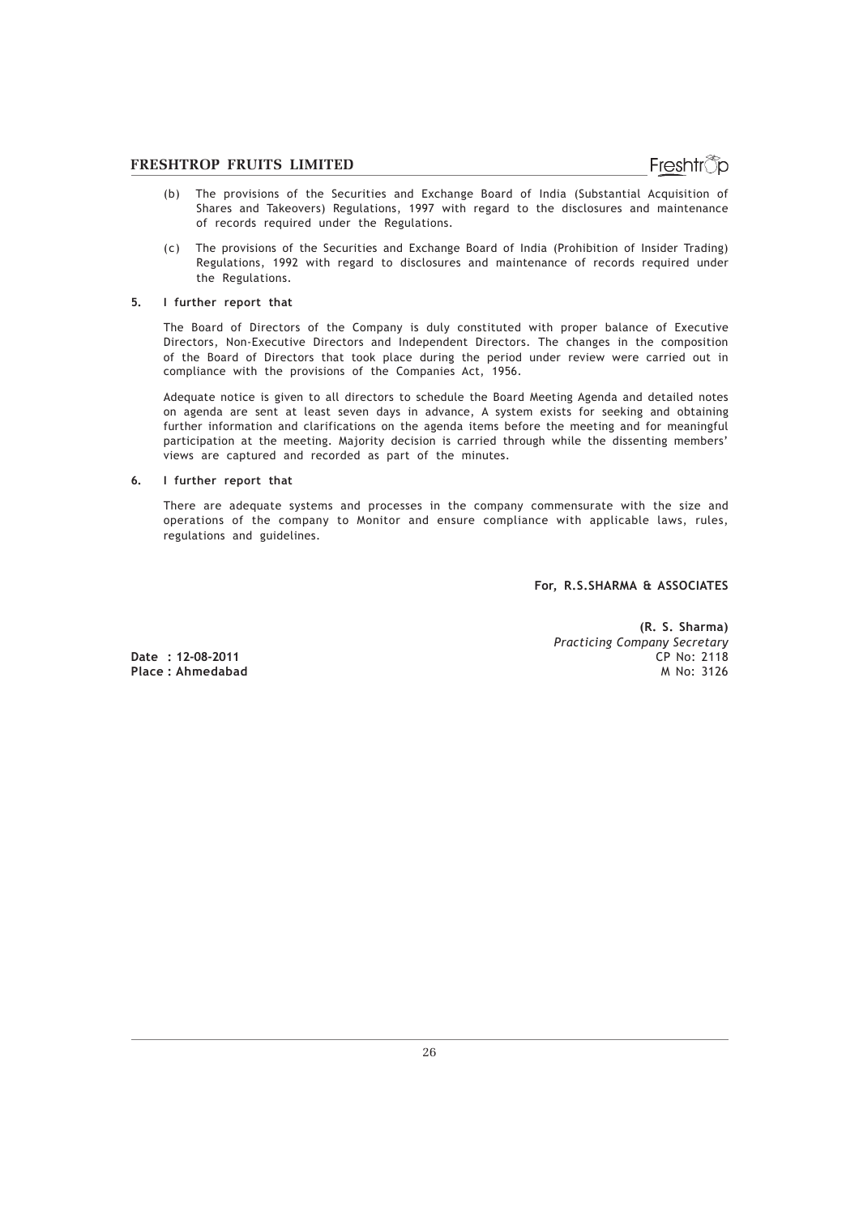(b) The provisions of the Securities and Exchange Board of India (Substantial Acquisition of Shares and Takeovers) Regulations, 1997 with regard to the disclosures and maintenance of records required under the Regulations.

(c) The provisions of the Securities and Exchange Board of India (Prohibition of Insider Trading) Regulations, 1992 with regard to disclosures and maintenance of records required under the Regulations.

**5. I further report that**

The Board of Directors of the Company is duly constituted with proper balance of Executive Directors, Non-Executive Directors and Independent Directors. The changes in the composition of the Board of Directors that took place during the period under review were carried out in compliance with the provisions of the Companies Act, 1956.

Adequate notice is given to all directors to schedule the Board Meeting Agenda and detailed notes on agenda are sent at least seven days in advance, A system exists for seeking and obtaining further information and clarifications on the agenda items before the meeting and for meaningful participation at the meeting. Majority decision is carried through while the dissenting members' views are captured and recorded as part of the minutes.

**6. I further report that**

There are adequate systems and processes in the company commensurate with the size and operations of the company to Monitor and ensure compliance with applicable laws, rules, regulations and guidelines.

**For, R.S.SHARMA & ASSOCIATES**

**(R. S. Sharma)**
*Practicing Company Secretary*
CP No: 2118
M No: 3126

**Date : 12-08-2011**
**Place : Ahmedabad**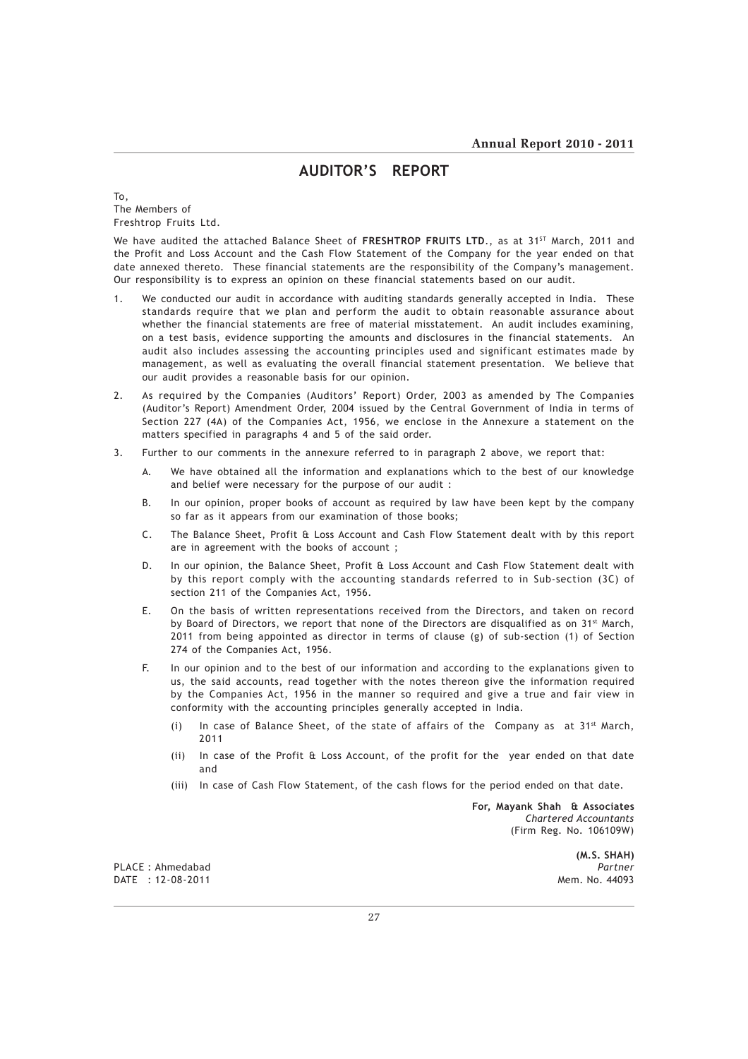# AUDITOR'S REPORT

To,
The Members of
Freshtrop Fruits Ltd.

We have audited the attached Balance Sheet of **FRESHTROP FRUITS LTD.**, as at 31ST March, 2011 and the Profit and Loss Account and the Cash Flow Statement of the Company for the year ended on that date annexed thereto. These financial statements are the responsibility of the Company's management. Our responsibility is to express an opinion on these financial statements based on our audit.

1. We conducted our audit in accordance with auditing standards generally accepted in India. These standards require that we plan and perform the audit to obtain reasonable assurance about whether the financial statements are free of material misstatement. An audit includes examining, on a test basis, evidence supporting the amounts and disclosures in the financial statements. An audit also includes assessing the accounting principles used and significant estimates made by management, as well as evaluating the overall financial statement presentation. We believe that our audit provides a reasonable basis for our opinion.

2. As required by the Companies (Auditors' Report) Order, 2003 as amended by The Companies (Auditor's Report) Amendment Order, 2004 issued by the Central Government of India in terms of Section 227 (4A) of the Companies Act, 1956, we enclose in the Annexure a statement on the matters specified in paragraphs 4 and 5 of the said order.

3. Further to our comments in the annexure referred to in paragraph 2 above, we report that:

   A. We have obtained all the information and explanations which to the best of our knowledge and belief were necessary for the purpose of our audit :

   B. In our opinion, proper books of account as required by law have been kept by the company so far as it appears from our examination of those books;

   C. The Balance Sheet, Profit & Loss Account and Cash Flow Statement dealt with by this report are in agreement with the books of account ;

   D. In our opinion, the Balance Sheet, Profit & Loss Account and Cash Flow Statement dealt with by this report comply with the accounting standards referred to in Sub-section (3C) of section 211 of the Companies Act, 1956.

   E. On the basis of written representations received from the Directors, and taken on record by Board of Directors, we report that none of the Directors are disqualified as on 31st March, 2011 from being appointed as director in terms of clause (g) of sub-section (1) of Section 274 of the Companies Act, 1956.

   F. In our opinion and to the best of our information and according to the explanations given to us, the said accounts, read together with the notes thereon give the information required by the Companies Act, 1956 in the manner so required and give a true and fair view in conformity with the accounting principles generally accepted in India.

      (i) In case of Balance Sheet, of the state of affairs of the Company as at 31st March, 2011

      (ii) In case of the Profit & Loss Account, of the profit for the year ended on that date and

      (iii) In case of Cash Flow Statement, of the cash flows for the period ended on that date.

**For, Mayank Shah & Associates**
*Chartered Accountants*
(Firm Reg. No. 106109W)

**(M.S. SHAH)**
*Partner*
Mem. No. 44093

PLACE : Ahmedabad
DATE : 12-08-2011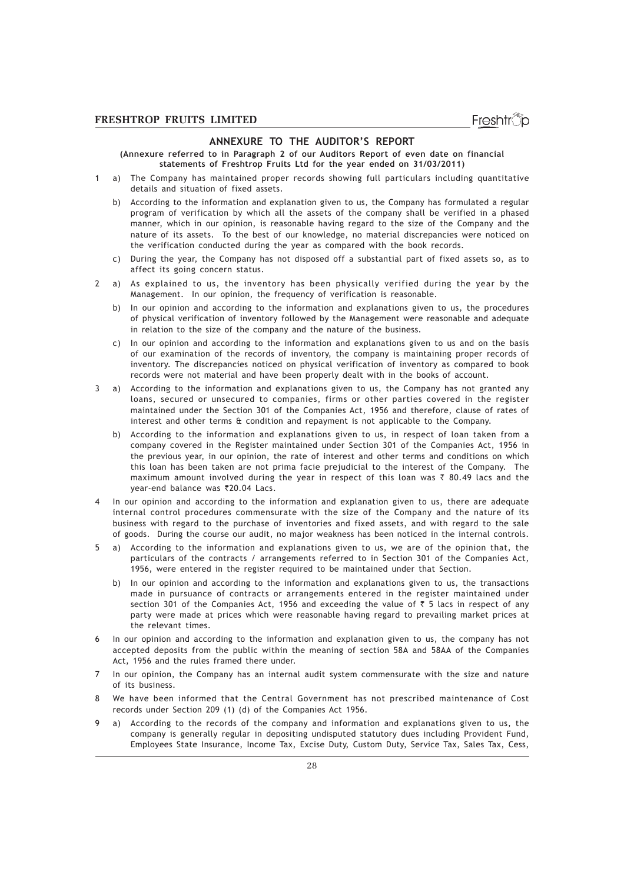## ANNEXURE TO THE AUDITOR'S REPORT

**(Annexure referred to in Paragraph 2 of our Auditors Report of even date on financial statements of Freshtrop Fruits Ltd for the year ended on 31/03/2011)**

1 a) The Company has maintained proper records showing full particulars including quantitative details and situation of fixed assets.

b) According to the information and explanation given to us, the Company has formulated a regular program of verification by which all the assets of the company shall be verified in a phased manner, which in our opinion, is reasonable having regard to the size of the Company and the nature of its assets. To the best of our knowledge, no material discrepancies were noticed on the verification conducted during the year as compared with the book records.

c) During the year, the Company has not disposed off a substantial part of fixed assets so, as to affect its going concern status.

2 a) As explained to us, the inventory has been physically verified during the year by the Management. In our opinion, the frequency of verification is reasonable.

b) In our opinion and according to the information and explanations given to us, the procedures of physical verification of inventory followed by the Management were reasonable and adequate in relation to the size of the company and the nature of the business.

c) In our opinion and according to the information and explanations given to us and on the basis of our examination of the records of inventory, the company is maintaining proper records of inventory. The discrepancies noticed on physical verification of inventory as compared to book records were not material and have been properly dealt with in the books of account.

3 a) According to the information and explanations given to us, the Company has not granted any loans, secured or unsecured to companies, firms or other parties covered in the register maintained under the Section 301 of the Companies Act, 1956 and therefore, clause of rates of interest and other terms & condition and repayment is not applicable to the Company.

b) According to the information and explanations given to us, in respect of loan taken from a company covered in the Register maintained under Section 301 of the Companies Act, 1956 in the previous year, in our opinion, the rate of interest and other terms and conditions on which this loan has been taken are not prima facie prejudicial to the interest of the Company. The maximum amount involved during the year in respect of this loan was ₹ 80.49 lacs and the year-end balance was ₹20.04 Lacs.

4 In our opinion and according to the information and explanation given to us, there are adequate internal control procedures commensurate with the size of the Company and the nature of its business with regard to the purchase of inventories and fixed assets, and with regard to the sale of goods. During the course our audit, no major weakness has been noticed in the internal controls.

5 a) According to the information and explanations given to us, we are of the opinion that, the particulars of the contracts / arrangements referred to in Section 301 of the Companies Act, 1956, were entered in the register required to be maintained under that Section.

b) In our opinion and according to the information and explanations given to us, the transactions made in pursuance of contracts or arrangements entered in the register maintained under section 301 of the Companies Act, 1956 and exceeding the value of ₹ 5 lacs in respect of any party were made at prices which were reasonable having regard to prevailing market prices at the relevant times.

6 In our opinion and according to the information and explanation given to us, the company has not accepted deposits from the public within the meaning of section 58A and 58AA of the Companies Act, 1956 and the rules framed there under.

7 In our opinion, the Company has an internal audit system commensurate with the size and nature of its business.

8 We have been informed that the Central Government has not prescribed maintenance of Cost records under Section 209 (1) (d) of the Companies Act 1956.

9 a) According to the records of the company and information and explanations given to us, the company is generally regular in depositing undisputed statutory dues including Provident Fund, Employees State Insurance, Income Tax, Excise Duty, Custom Duty, Service Tax, Sales Tax, Cess,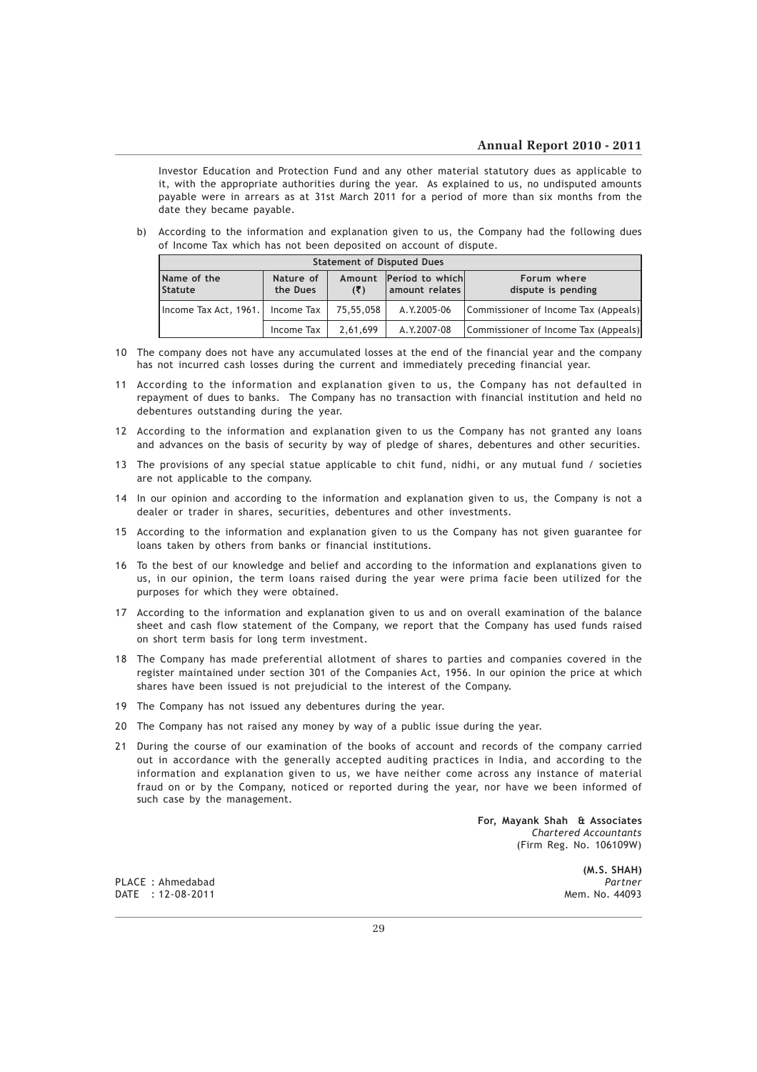Investor Education and Protection Fund and any other material statutory dues as applicable to it, with the appropriate authorities during the year. As explained to us, no undisputed amounts payable were in arrears as at 31st March 2011 for a period of more than six months from the date they became payable.

b) According to the information and explanation given to us, the Company had the following dues of Income Tax which has not been deposited on account of dispute.

| Statement of Disputed Dues | | | | |
|---|---|---|---|---|
| Name of the Statute | Nature of the Dues | Amount (₹) | Period to which amount relates | Forum where dispute is pending |
| Income Tax Act, 1961. | Income Tax | 75,55,058 | A.Y.2005-06 | Commissioner of Income Tax (Appeals) |
| | Income Tax | 2,61,699 | A.Y.2007-08 | Commissioner of Income Tax (Appeals) |

10 The company does not have any accumulated losses at the end of the financial year and the company has not incurred cash losses during the current and immediately preceding financial year.

11 According to the information and explanation given to us, the Company has not defaulted in repayment of dues to banks. The Company has no transaction with financial institution and held no debentures outstanding during the year.

12 According to the information and explanation given to us the Company has not granted any loans and advances on the basis of security by way of pledge of shares, debentures and other securities.

13 The provisions of any special statue applicable to chit fund, nidhi, or any mutual fund / societies are not applicable to the company.

14 In our opinion and according to the information and explanation given to us, the Company is not a dealer or trader in shares, securities, debentures and other investments.

15 According to the information and explanation given to us the Company has not given guarantee for loans taken by others from banks or financial institutions.

16 To the best of our knowledge and belief and according to the information and explanations given to us, in our opinion, the term loans raised during the year were prima facie been utilized for the purposes for which they were obtained.

17 According to the information and explanation given to us and on overall examination of the balance sheet and cash flow statement of the Company, we report that the Company has used funds raised on short term basis for long term investment.

18 The Company has made preferential allotment of shares to parties and companies covered in the register maintained under section 301 of the Companies Act, 1956. In our opinion the price at which shares have been issued is not prejudicial to the interest of the Company.

19 The Company has not issued any debentures during the year.

20 The Company has not raised any money by way of a public issue during the year.

21 During the course of our examination of the books of account and records of the company carried out in accordance with the generally accepted auditing practices in India, and according to the information and explanation given to us, we have neither come across any instance of material fraud on or by the Company, noticed or reported during the year, nor have we been informed of such case by the management.

**For, Mayank Shah & Associates**
*Chartered Accountants*
(Firm Reg. No. 106109W)

**(M.S. SHAH)**
*Partner*
Mem. No. 44093

PLACE : Ahmedabad
DATE : 12-08-2011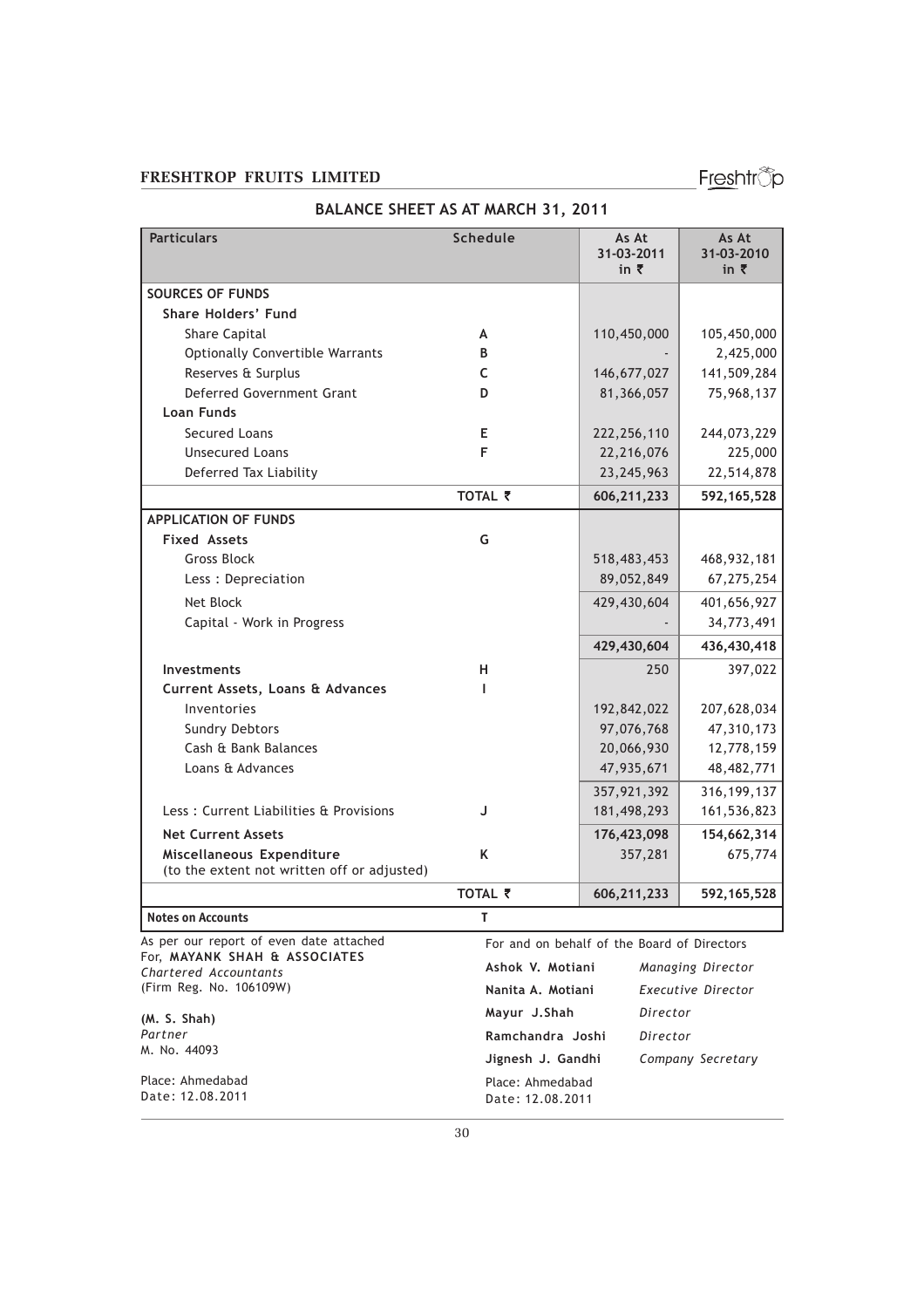# BALANCE SHEET AS AT MARCH 31, 2011

| Particulars | Schedule | As At 31-03-2011 in ₹ | As At 31-03-2010 in ₹ |
|---|---|---|---|
| **SOURCES OF FUNDS** | | | |
| **Share Holders' Fund** | | | |
| Share Capital | A | 110,450,000 | 105,450,000 |
| Optionally Convertible Warrants | B | - | 2,425,000 |
| Reserves & Surplus | C | 146,677,027 | 141,509,284 |
| Deferred Government Grant | D | 81,366,057 | 75,968,137 |
| **Loan Funds** | | | |
| Secured Loans | E | 222,256,110 | 244,073,229 |
| Unsecured Loans | F | 22,216,076 | 225,000 |
| Deferred Tax Liability | | 23,245,963 | 22,514,878 |
| | TOTAL ₹ | **606,211,233** | **592,165,528** |
| **APPLICATION OF FUNDS** | | | |
| **Fixed Assets** | G | | |
| Gross Block | | 518,483,453 | 468,932,181 |
| Less : Depreciation | | 89,052,849 | 67,275,254 |
| Net Block | | 429,430,604 | 401,656,927 |
| Capital - Work in Progress | | - | 34,773,491 |
| | | **429,430,604** | **436,430,418** |
| **Investments** | H | 250 | 397,022 |
| **Current Assets, Loans & Advances** | I | | |
| Inventories | | 192,842,022 | 207,628,034 |
| Sundry Debtors | | 97,076,768 | 47,310,173 |
| Cash & Bank Balances | | 20,066,930 | 12,778,159 |
| Loans & Advances | | 47,935,671 | 48,482,771 |
| | | 357,921,392 | 316,199,137 |
| Less : Current Liabilities & Provisions | J | 181,498,293 | 161,536,823 |
| **Net Current Assets** | | **176,423,098** | **154,662,314** |
| **Miscellaneous Expenditure** (to the extent not written off or adjusted) | K | 357,281 | 675,774 |
| | TOTAL ₹ | **606,211,233** | **592,165,528** |
| **Notes on Accounts** | T | | |

As per our report of even date attached
For, **MAYANK SHAH & ASSOCIATES**
*Chartered Accountants*
(Firm Reg. No. 106109W)

**(M. S. Shah)**
*Partner*
M. No. 44093

Place: Ahmedabad
Date: 12.08.2011

For and on behalf of the Board of Directors

| | |
|---|---|
| **Ashok V. Motiani** | *Managing Director* |
| **Nanita A. Motiani** | *Executive Director* |
| **Mayur J.Shah** | *Director* |
| **Ramchandra Joshi** | *Director* |
| **Jignesh J. Gandhi** | *Company Secretary* |

Place: Ahmedabad
Date: 12.08.2011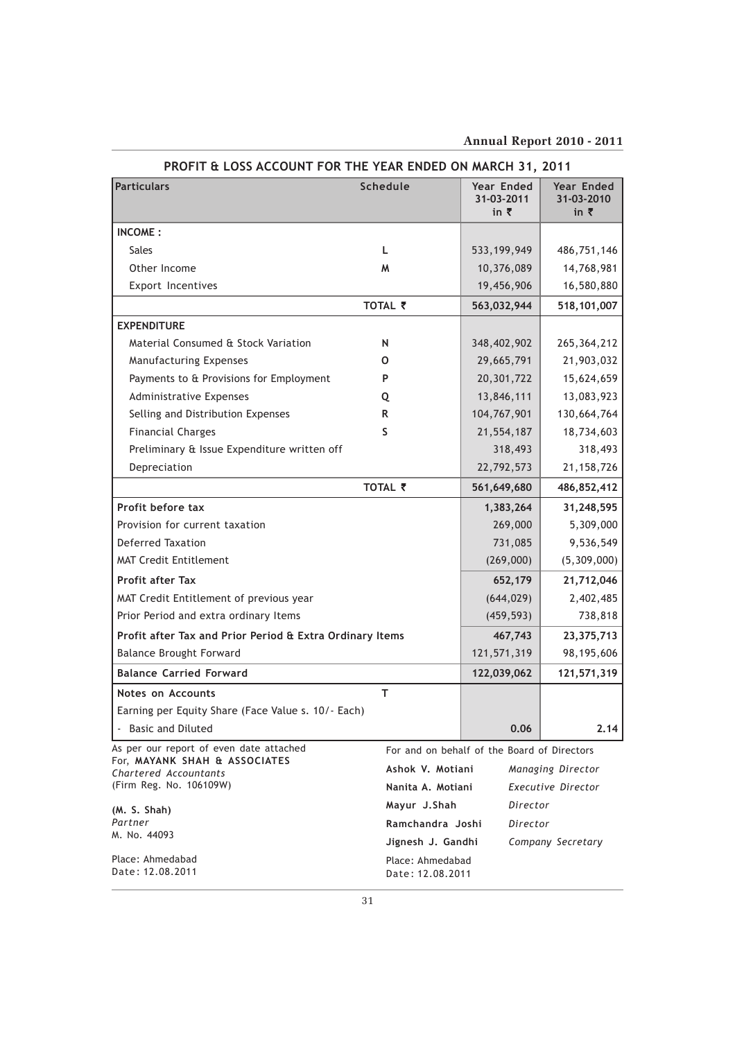## PROFIT & LOSS ACCOUNT FOR THE YEAR ENDED ON MARCH 31, 2011

| Particulars | Schedule | Year Ended 31-03-2011 in ₹ | Year Ended 31-03-2010 in ₹ |
|---|---|---|---|
| **INCOME :** | | | |
| Sales | L | 533,199,949 | 486,751,146 |
| Other Income | M | 10,376,089 | 14,768,981 |
| Export Incentives | | 19,456,906 | 16,580,880 |
| | TOTAL ₹ | **563,032,944** | **518,101,007** |
| **EXPENDITURE** | | | |
| Material Consumed & Stock Variation | N | 348,402,902 | 265,364,212 |
| Manufacturing Expenses | O | 29,665,791 | 21,903,032 |
| Payments to & Provisions for Employment | P | 20,301,722 | 15,624,659 |
| Administrative Expenses | Q | 13,846,111 | 13,083,923 |
| Selling and Distribution Expenses | R | 104,767,901 | 130,664,764 |
| Financial Charges | S | 21,554,187 | 18,734,603 |
| Preliminary & Issue Expenditure written off | | 318,493 | 318,493 |
| Depreciation | | 22,792,573 | 21,158,726 |
| | TOTAL ₹ | **561,649,680** | **486,852,412** |
| **Profit before tax** | | **1,383,264** | **31,248,595** |
| Provision for current taxation | | 269,000 | 5,309,000 |
| Deferred Taxation | | 731,085 | 9,536,549 |
| MAT Credit Entitlement | | (269,000) | (5,309,000) |
| **Profit after Tax** | | **652,179** | **21,712,046** |
| MAT Credit Entitlement of previous year | | (644,029) | 2,402,485 |
| Prior Period and extra ordinary Items | | (459,593) | 738,818 |
| **Profit after Tax and Prior Period & Extra Ordinary Items** | | **467,743** | **23,375,713** |
| Balance Brought Forward | | 121,571,319 | 98,195,606 |
| **Balance Carried Forward** | | **122,039,062** | **121,571,319** |
| **Notes on Accounts** | T | | |
| Earning per Equity Share (Face Value s. 10/- Each) | | | |
| - Basic and Diluted | | **0.06** | **2.14** |

As per our report of even date attached
For, **MAYANK SHAH & ASSOCIATES**
*Chartered Accountants*
(Firm Reg. No. 106109W)

**(M. S. Shah)**
*Partner*
M. No. 44093

Place: Ahmedabad
Date: 12.08.2011

For and on behalf of the Board of Directors

**Ashok V. Motiani** *Managing Director*
**Nanita A. Motiani** *Executive Director*
**Mayur J.Shah** *Director*
**Ramchandra Joshi** *Director*
**Jignesh J. Gandhi** *Company Secretary*

Place: Ahmedabad
Date: 12.08.2011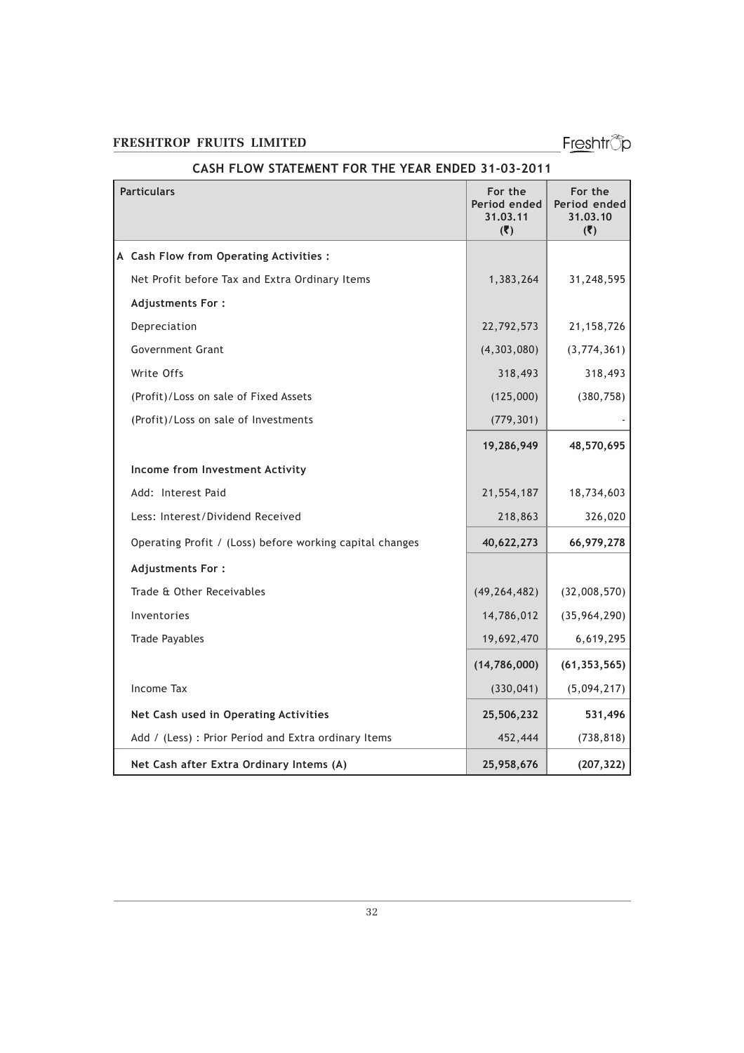## CASH FLOW STATEMENT FOR THE YEAR ENDED 31-03-2011

| Particulars | For the Period ended 31.03.11 (₹) | For the Period ended 31.03.10 (₹) |
|---|---|---|
| **A Cash Flow from Operating Activities :** | | |
| Net Profit before Tax and Extra Ordinary Items | 1,383,264 | 31,248,595 |
| **Adjustments For :** | | |
| Depreciation | 22,792,573 | 21,158,726 |
| Government Grant | (4,303,080) | (3,774,361) |
| Write Offs | 318,493 | 318,493 |
| (Profit)/Loss on sale of Fixed Assets | (125,000) | (380,758) |
| (Profit)/Loss on sale of Investments | (779,301) | - |
| | **19,286,949** | **48,570,695** |
| **Income from Investment Activity** | | |
| Add: Interest Paid | 21,554,187 | 18,734,603 |
| Less: Interest/Dividend Received | 218,863 | 326,020 |
| Operating Profit / (Loss) before working capital changes | **40,622,273** | **66,979,278** |
| **Adjustments For :** | | |
| Trade & Other Receivables | (49,264,482) | (32,008,570) |
| Inventories | 14,786,012 | (35,964,290) |
| Trade Payables | 19,692,470 | 6,619,295 |
| | **(14,786,000)** | **(61,353,565)** |
| Income Tax | (330,041) | (5,094,217) |
| **Net Cash used in Operating Activities** | **25,506,232** | **531,496** |
| Add / (Less) : Prior Period and Extra ordinary Items | 452,444 | (738,818) |
| **Net Cash after Extra Ordinary Intems (A)** | **25,958,676** | **(207,322)** |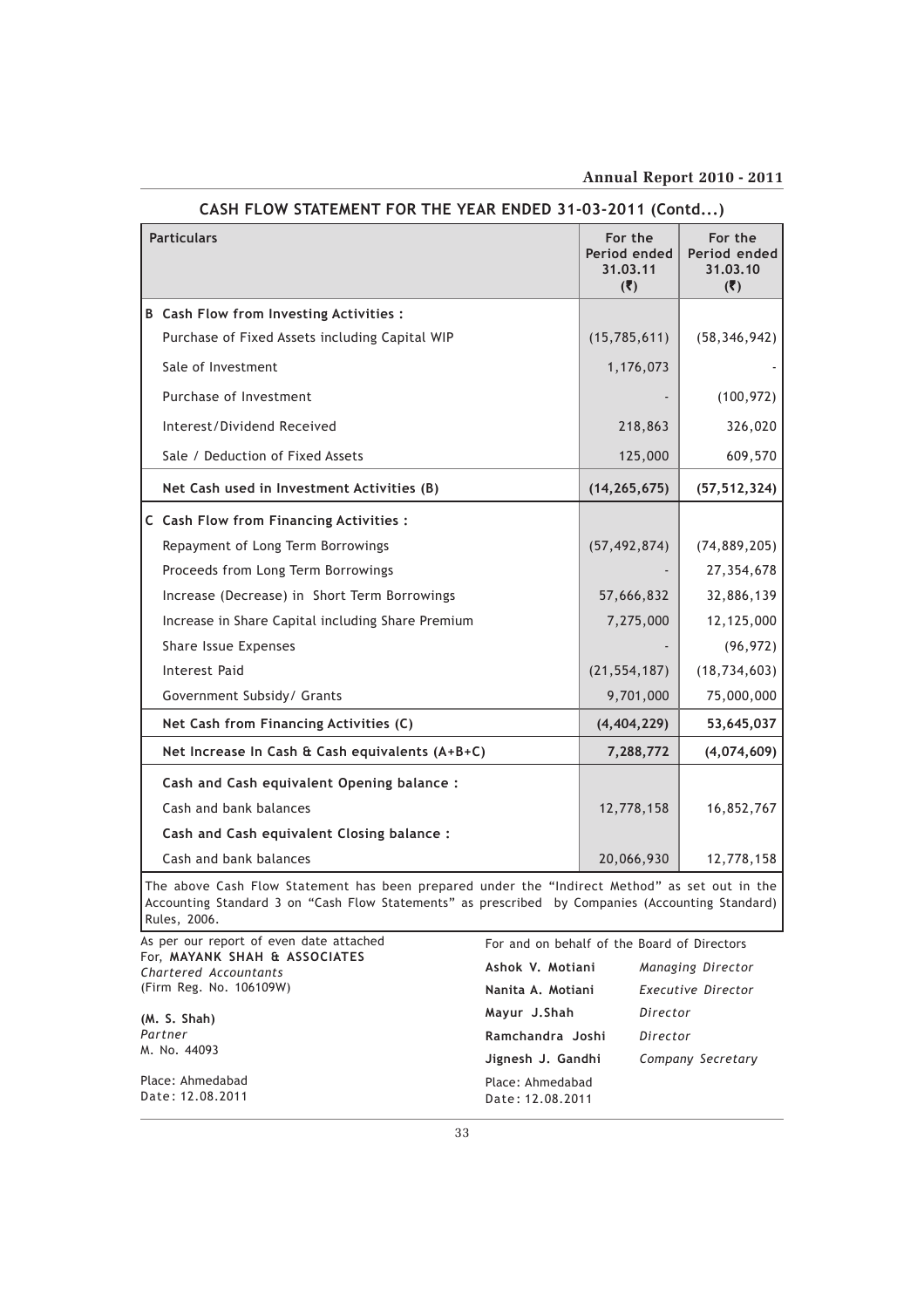## CASH FLOW STATEMENT FOR THE YEAR ENDED 31-03-2011 (Contd...)

| Particulars | For the Period ended 31.03.11 (₹) | For the Period ended 31.03.10 (₹) |
|---|---|---|
| **B Cash Flow from Investing Activities :** | | |
| Purchase of Fixed Assets including Capital WIP | (15,785,611) | (58,346,942) |
| Sale of Investment | 1,176,073 | - |
| Purchase of Investment | - | (100,972) |
| Interest/Dividend Received | 218,863 | 326,020 |
| Sale / Deduction of Fixed Assets | 125,000 | 609,570 |
| **Net Cash used in Investment Activities (B)** | **(14,265,675)** | **(57,512,324)** |
| **C Cash Flow from Financing Activities :** | | |
| Repayment of Long Term Borrowings | (57,492,874) | (74,889,205) |
| Proceeds from Long Term Borrowings | - | 27,354,678 |
| Increase (Decrease) in Short Term Borrowings | 57,666,832 | 32,886,139 |
| Increase in Share Capital including Share Premium | 7,275,000 | 12,125,000 |
| Share Issue Expenses | - | (96,972) |
| Interest Paid | (21,554,187) | (18,734,603) |
| Government Subsidy/ Grants | 9,701,000 | 75,000,000 |
| **Net Cash from Financing Activities (C)** | **(4,404,229)** | **53,645,037** |
| **Net Increase In Cash & Cash equivalents (A+B+C)** | **7,288,772** | **(4,074,609)** |
| **Cash and Cash equivalent Opening balance :** | | |
| Cash and bank balances | 12,778,158 | 16,852,767 |
| **Cash and Cash equivalent Closing balance :** | | |
| Cash and bank balances | 20,066,930 | 12,778,158 |

The above Cash Flow Statement has been prepared under the "Indirect Method" as set out in the Accounting Standard 3 on "Cash Flow Statements" as prescribed by Companies (Accounting Standard) Rules, 2006.

As per our report of even date attached
For, **MAYANK SHAH & ASSOCIATES**
*Chartered Accountants*
(Firm Reg. No. 106109W)

**(M. S. Shah)**
*Partner*
M. No. 44093

Place: Ahmedabad
Date: 12.08.2011

For and on behalf of the Board of Directors

**Ashok V. Motiani** — *Managing Director*
**Nanita A. Motiani** — *Executive Director*
**Mayur J.Shah** — *Director*
**Ramchandra Joshi** — *Director*
**Jignesh J. Gandhi** — *Company Secretary*

Place: Ahmedabad
Date: 12.08.2011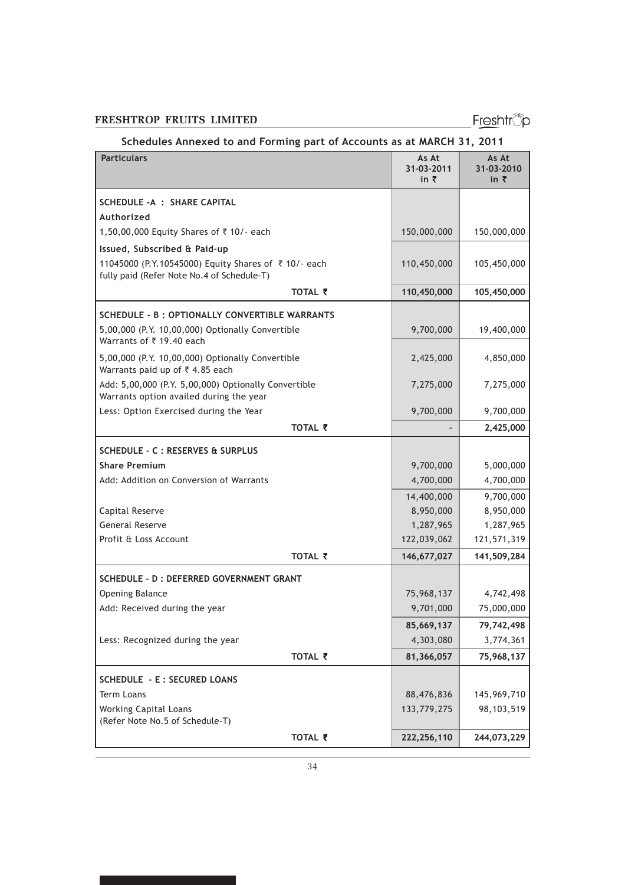## Schedules Annexed to and Forming part of Accounts as at MARCH 31, 2011

| Particulars | As At 31-03-2011 in ₹ | As At 31-03-2010 in ₹ |
|---|---|---|
| **SCHEDULE -A : SHARE CAPITAL** | | |
| **Authorized** | | |
| 1,50,00,000 Equity Shares of ₹ 10/- each | 150,000,000 | 150,000,000 |
| **Issued, Subscribed & Paid-up** | | |
| 11045000 (P.Y.10545000) Equity Shares of ₹ 10/- each fully paid (Refer Note No.4 of Schedule-T) | 110,450,000 | 105,450,000 |
| **TOTAL ₹** | **110,450,000** | **105,450,000** |
| **SCHEDULE - B : OPTIONALLY CONVERTIBLE WARRANTS** | | |
| 5,00,000 (P.Y. 10,00,000) Optionally Convertible Warrants of ₹ 19.40 each | 9,700,000 | 19,400,000 |
| 5,00,000 (P.Y. 10,00,000) Optionally Convertible Warrants paid up of ₹ 4.85 each | 2,425,000 | 4,850,000 |
| Add: 5,00,000 (P.Y. 5,00,000) Optionally Convertible Warrants option availed during the year | 7,275,000 | 7,275,000 |
| Less: Option Exercised during the Year | 9,700,000 | 9,700,000 |
| **TOTAL ₹** | **-** | **2,425,000** |
| **SCHEDULE - C : RESERVES & SURPLUS** | | |
| **Share Premium** | 9,700,000 | 5,000,000 |
| Add: Addition on Conversion of Warrants | 4,700,000 | 4,700,000 |
| | 14,400,000 | 9,700,000 |
| Capital Reserve | 8,950,000 | 8,950,000 |
| General Reserve | 1,287,965 | 1,287,965 |
| Profit & Loss Account | 122,039,062 | 121,571,319 |
| **TOTAL ₹** | **146,677,027** | **141,509,284** |
| **SCHEDULE - D : DEFERRED GOVERNMENT GRANT** | | |
| Opening Balance | 75,968,137 | 4,742,498 |
| Add: Received during the year | 9,701,000 | 75,000,000 |
| | **85,669,137** | **79,742,498** |
| Less: Recognized during the year | 4,303,080 | 3,774,361 |
| **TOTAL ₹** | **81,366,057** | **75,968,137** |
| **SCHEDULE - E : SECURED LOANS** | | |
| Term Loans | 88,476,836 | 145,969,710 |
| Working Capital Loans (Refer Note No.5 of Schedule-T) | 133,779,275 | 98,103,519 |
| **TOTAL ₹** | **222,256,110** | **244,073,229** |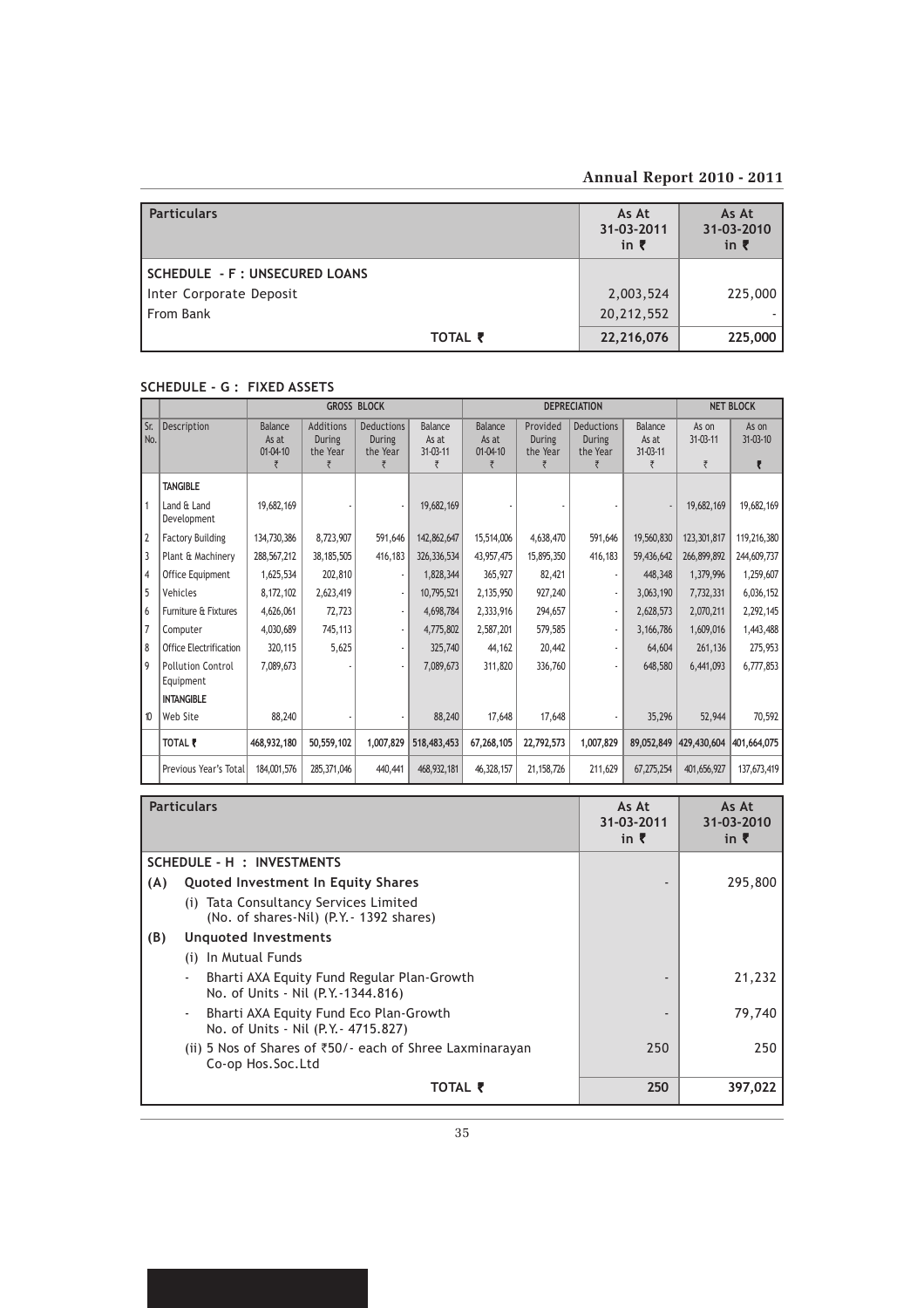| Particulars | As At 31-03-2011 in ₹ | As At 31-03-2010 in ₹ |
|---|---|---|
| **SCHEDULE - F : UNSECURED LOANS** | | |
| Inter Corporate Deposit | 2,003,524 | 225,000 |
| From Bank | 20,212,552 | - |
| **TOTAL ₹** | **22,216,076** | **225,000** |

**SCHEDULE - G : FIXED ASSETS**

| Sr. No. | Description | GROSS BLOCK | | | | DEPRECIATION | | | | NET BLOCK | |
|---|---|---|---|---|---|---|---|---|---|---|---|
| | | Balance As at 01-04-10 ₹ | Additions During the Year ₹ | Deductions During the Year ₹ | Balance As at 31-03-11 ₹ | Balance As at 01-04-10 ₹ | Provided During the Year ₹ | Deductions During the Year ₹ | Balance As at 31-03-11 ₹ | As on 31-03-11 ₹ | As on 31-03-10 ₹ |
| | **TANGIBLE** | | | | | | | | | | |
| 1 | Land & Land Development | 19,682,169 | - | - | 19,682,169 | - | - | - | - | 19,682,169 | 19,682,169 |
| 2 | Factory Building | 134,730,386 | 8,723,907 | 591,646 | 142,862,647 | 15,514,006 | 4,638,470 | 591,646 | 19,560,830 | 123,301,817 | 119,216,380 |
| 3 | Plant & Machinery | 288,567,212 | 38,185,505 | 416,183 | 326,336,534 | 43,957,475 | 15,895,350 | 416,183 | 59,436,642 | 266,899,892 | 244,609,737 |
| 4 | Office Equipment | 1,625,534 | 202,810 | - | 1,828,344 | 365,927 | 82,421 | - | 448,348 | 1,379,996 | 1,259,607 |
| 5 | Vehicles | 8,172,102 | 2,623,419 | - | 10,795,521 | 2,135,950 | 927,240 | - | 3,063,190 | 7,732,331 | 6,036,152 |
| 6 | Furniture & Fixtures | 4,626,061 | 72,723 | - | 4,698,784 | 2,333,916 | 294,657 | - | 2,628,573 | 2,070,211 | 2,292,145 |
| 7 | Computer | 4,030,689 | 745,113 | - | 4,775,802 | 2,587,201 | 579,585 | - | 3,166,786 | 1,609,016 | 1,443,488 |
| 8 | Office Electrification | 320,115 | 5,625 | - | 325,740 | 44,162 | 20,442 | - | 64,604 | 261,136 | 275,953 |
| 9 | Pollution Control Equipment | 7,089,673 | - | - | 7,089,673 | 311,820 | 336,760 | - | 648,580 | 6,441,093 | 6,777,853 |
| | **INTANGIBLE** | | | | | | | | | | |
| 10 | Web Site | 88,240 | - | - | 88,240 | 17,648 | 17,648 | - | 35,296 | 52,944 | 70,592 |
| | **TOTAL ₹** | **468,932,180** | **50,559,102** | **1,007,829** | **518,483,453** | **67,268,105** | **22,792,573** | **1,007,829** | **89,052,849** | **429,430,604** | **401,664,075** |
| | Previous Year's Total | 184,001,576 | 285,371,046 | 440,441 | 468,932,181 | 46,328,157 | 21,158,726 | 211,629 | 67,275,254 | 401,656,927 | 137,673,419 |

| Particulars | As At 31-03-2011 in ₹ | As At 31-03-2010 in ₹ |
|---|---|---|
| **SCHEDULE - H : INVESTMENTS** | | |
| **(A) Quoted Investment In Equity Shares** | - | 295,800 |
| (i) Tata Consultancy Services Limited (No. of shares-Nil) (P.Y.- 1392 shares) | | |
| **(B) Unquoted Investments** | | |
| (i) In Mutual Funds | | |
| - Bharti AXA Equity Fund Regular Plan-Growth No. of Units - Nil (P.Y.-1344.816) | - | 21,232 |
| - Bharti AXA Equity Fund Eco Plan-Growth No. of Units - Nil (P.Y.- 4715.827) | - | 79,740 |
| (ii) 5 Nos of Shares of ₹50/- each of Shree Laxminarayan Co-op Hos.Soc.Ltd | 250 | 250 |
| **TOTAL ₹** | **250** | **397,022** |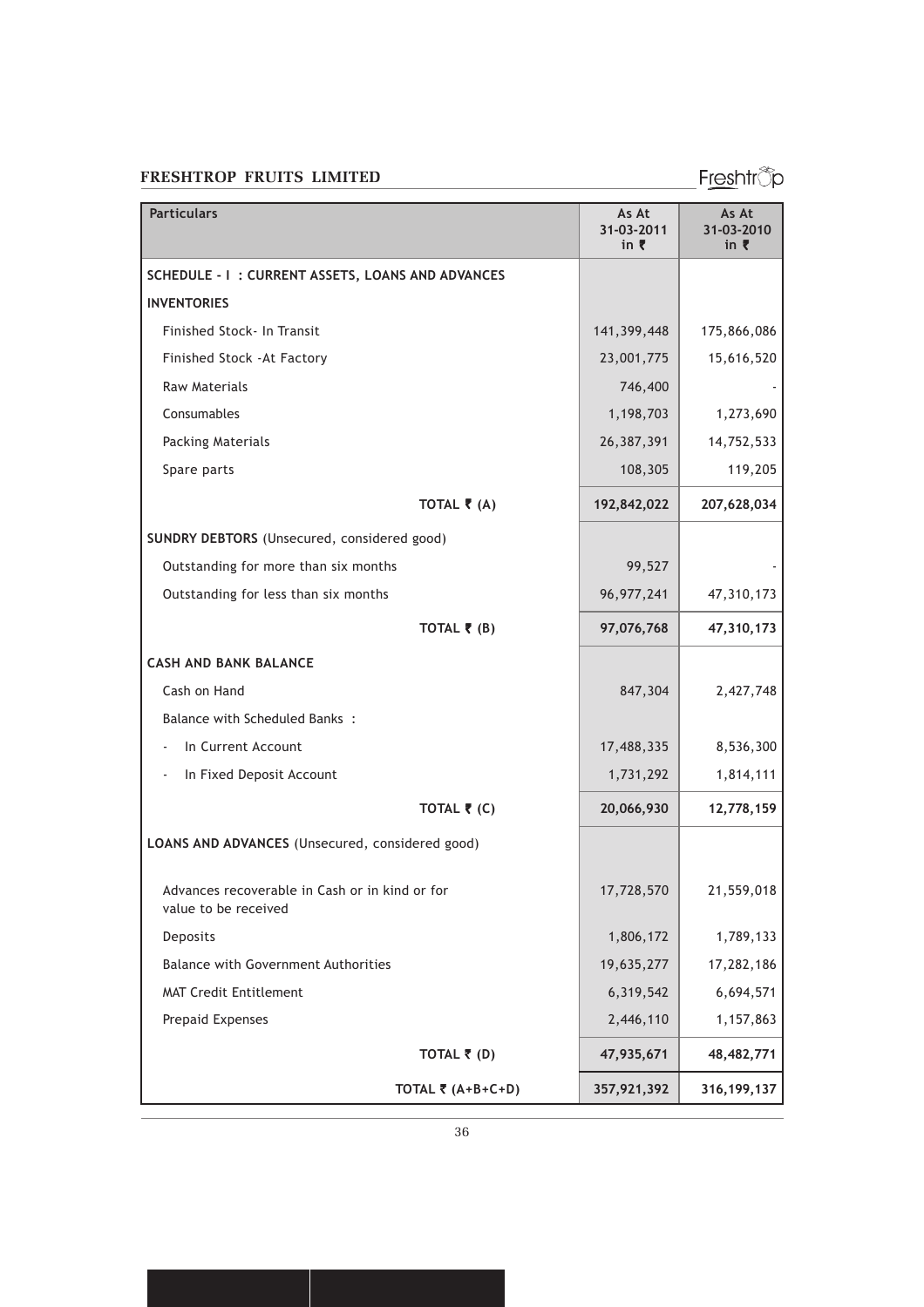| Particulars | As At 31-03-2011 in ₹ | As At 31-03-2010 in ₹ |
|---|---|---|
| **SCHEDULE - I : CURRENT ASSETS, LOANS AND ADVANCES** | | |
| **INVENTORIES** | | |
| Finished Stock- In Transit | 141,399,448 | 175,866,086 |
| Finished Stock -At Factory | 23,001,775 | 15,616,520 |
| Raw Materials | 746,400 | - |
| Consumables | 1,198,703 | 1,273,690 |
| Packing Materials | 26,387,391 | 14,752,533 |
| Spare parts | 108,305 | 119,205 |
| **TOTAL ₹ (A)** | **192,842,022** | **207,628,034** |
| **SUNDRY DEBTORS** (Unsecured, considered good) | | |
| Outstanding for more than six months | 99,527 | - |
| Outstanding for less than six months | 96,977,241 | 47,310,173 |
| **TOTAL ₹ (B)** | **97,076,768** | **47,310,173** |
| **CASH AND BANK BALANCE** | | |
| Cash on Hand | 847,304 | 2,427,748 |
| Balance with Scheduled Banks : | | |
| - In Current Account | 17,488,335 | 8,536,300 |
| - In Fixed Deposit Account | 1,731,292 | 1,814,111 |
| **TOTAL ₹ (C)** | **20,066,930** | **12,778,159** |
| **LOANS AND ADVANCES** (Unsecured, considered good) | | |
| Advances recoverable in Cash or in kind or for value to be received | 17,728,570 | 21,559,018 |
| Deposits | 1,806,172 | 1,789,133 |
| Balance with Government Authorities | 19,635,277 | 17,282,186 |
| MAT Credit Entitlement | 6,319,542 | 6,694,571 |
| Prepaid Expenses | 2,446,110 | 1,157,863 |
| **TOTAL ₹ (D)** | **47,935,671** | **48,482,771** |
| **TOTAL ₹ (A+B+C+D)** | **357,921,392** | **316,199,137** |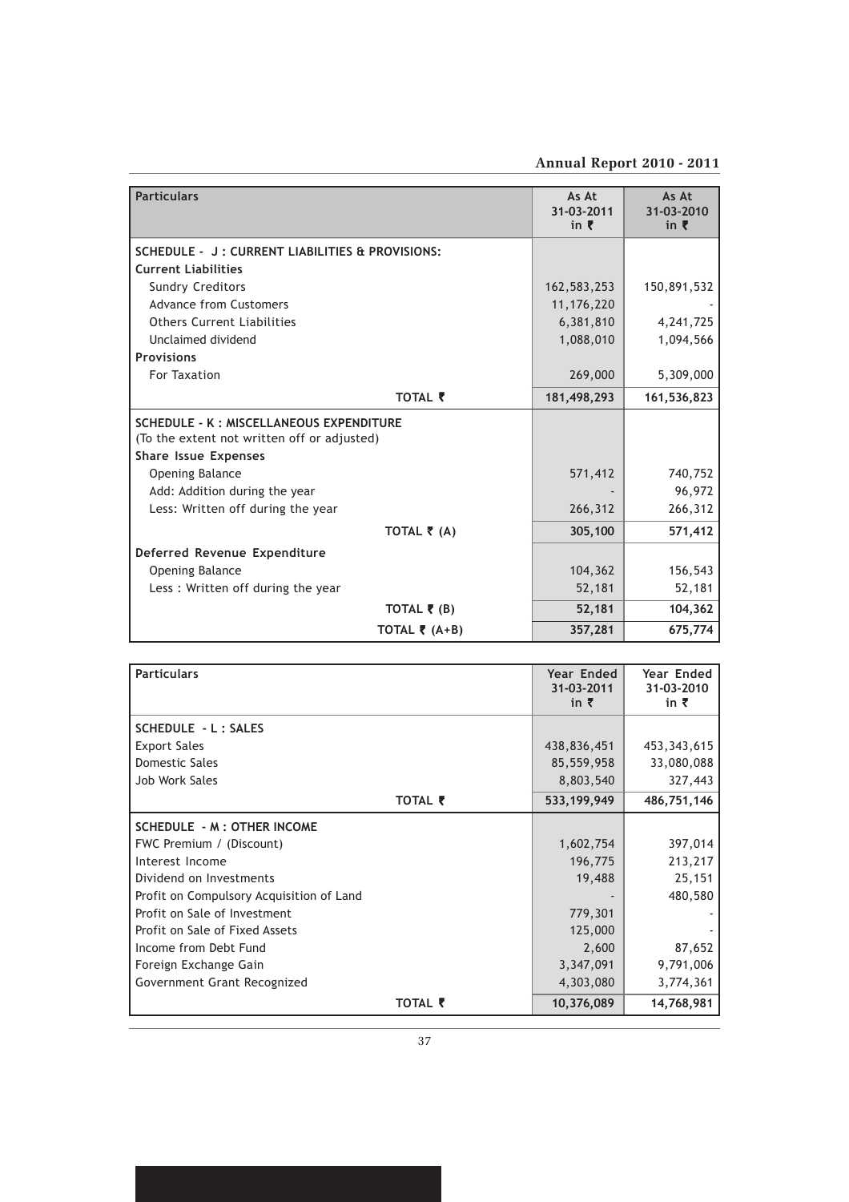| Particulars | As At 31-03-2011 in ₹ | As At 31-03-2010 in ₹ |
|---|---|---|
| **SCHEDULE - J : CURRENT LIABILITIES & PROVISIONS:** | | |
| **Current Liabilities** | | |
| Sundry Creditors | 162,583,253 | 150,891,532 |
| Advance from Customers | 11,176,220 | - |
| Others Current Liabilities | 6,381,810 | 4,241,725 |
| Unclaimed dividend | 1,088,010 | 1,094,566 |
| **Provisions** | | |
| For Taxation | 269,000 | 5,309,000 |
| **TOTAL ₹** | **181,498,293** | **161,536,823** |
| **SCHEDULE - K : MISCELLANEOUS EXPENDITURE** (To the extent not written off or adjusted) | | |
| **Share Issue Expenses** | | |
| Opening Balance | 571,412 | 740,752 |
| Add: Addition during the year | - | 96,972 |
| Less: Written off during the year | 266,312 | 266,312 |
| **TOTAL ₹ (A)** | **305,100** | **571,412** |
| **Deferred Revenue Expenditure** | | |
| Opening Balance | 104,362 | 156,543 |
| Less : Written off during the year | 52,181 | 52,181 |
| **TOTAL ₹ (B)** | **52,181** | **104,362** |
| **TOTAL ₹ (A+B)** | **357,281** | **675,774** |

| Particulars | Year Ended 31-03-2011 in ₹ | Year Ended 31-03-2010 in ₹ |
|---|---|---|
| **SCHEDULE - L : SALES** | | |
| Export Sales | 438,836,451 | 453,343,615 |
| Domestic Sales | 85,559,958 | 33,080,088 |
| Job Work Sales | 8,803,540 | 327,443 |
| **TOTAL ₹** | **533,199,949** | **486,751,146** |
| **SCHEDULE - M : OTHER INCOME** | | |
| FWC Premium / (Discount) | 1,602,754 | 397,014 |
| Interest Income | 196,775 | 213,217 |
| Dividend on Investments | 19,488 | 25,151 |
| Profit on Compulsory Acquisition of Land | - | 480,580 |
| Profit on Sale of Investment | 779,301 | - |
| Profit on Sale of Fixed Assets | 125,000 | - |
| Income from Debt Fund | 2,600 | 87,652 |
| Foreign Exchange Gain | 3,347,091 | 9,791,006 |
| Government Grant Recognized | 4,303,080 | 3,774,361 |
| **TOTAL ₹** | **10,376,089** | **14,768,981** |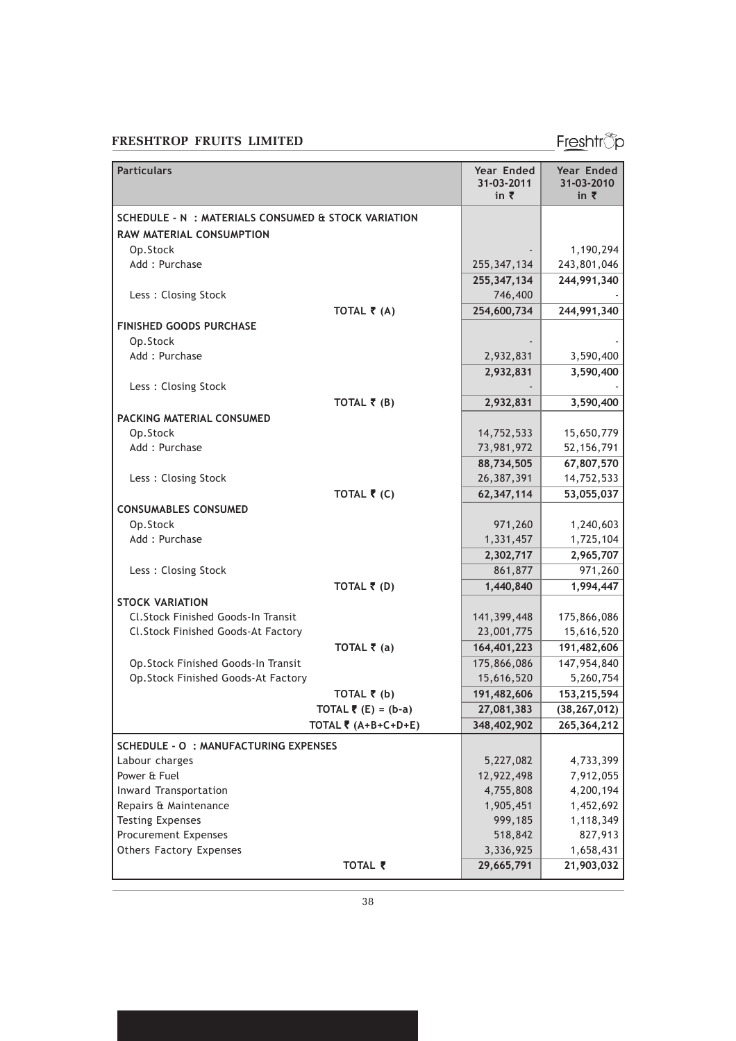| Particulars | Year Ended 31-03-2011 in ₹ | Year Ended 31-03-2010 in ₹ |
|---|---|---|
| **SCHEDULE - N : MATERIALS CONSUMED & STOCK VARIATION** | | |
| **RAW MATERIAL CONSUMPTION** | | |
| Op.Stock | - | 1,190,294 |
| Add : Purchase | 255,347,134 | 243,801,046 |
| | **255,347,134** | **244,991,340** |
| Less : Closing Stock | 746,400 | - |
| **TOTAL ₹ (A)** | **254,600,734** | **244,991,340** |
| **FINISHED GOODS PURCHASE** | | |
| Op.Stock | - | - |
| Add : Purchase | 2,932,831 | 3,590,400 |
| | **2,932,831** | **3,590,400** |
| Less : Closing Stock | - | - |
| **TOTAL ₹ (B)** | **2,932,831** | **3,590,400** |
| **PACKING MATERIAL CONSUMED** | | |
| Op.Stock | 14,752,533 | 15,650,779 |
| Add : Purchase | 73,981,972 | 52,156,791 |
| | **88,734,505** | **67,807,570** |
| Less : Closing Stock | 26,387,391 | 14,752,533 |
| **TOTAL ₹ (C)** | **62,347,114** | **53,055,037** |
| **CONSUMABLES CONSUMED** | | |
| Op.Stock | 971,260 | 1,240,603 |
| Add : Purchase | 1,331,457 | 1,725,104 |
| | **2,302,717** | **2,965,707** |
| Less : Closing Stock | 861,877 | 971,260 |
| **TOTAL ₹ (D)** | **1,440,840** | **1,994,447** |
| **STOCK VARIATION** | | |
| Cl.Stock Finished Goods-In Transit | 141,399,448 | 175,866,086 |
| Cl.Stock Finished Goods-At Factory | 23,001,775 | 15,616,520 |
| **TOTAL ₹ (a)** | **164,401,223** | **191,482,606** |
| Op.Stock Finished Goods-In Transit | 175,866,086 | 147,954,840 |
| Op.Stock Finished Goods-At Factory | 15,616,520 | 5,260,754 |
| **TOTAL ₹ (b)** | **191,482,606** | **153,215,594** |
| **TOTAL ₹ (E) = (b-a)** | **27,081,383** | **(38,267,012)** |
| **TOTAL ₹ (A+B+C+D+E)** | **348,402,902** | **265,364,212** |

| Particulars | Year Ended 31-03-2011 in ₹ | Year Ended 31-03-2010 in ₹ |
|---|---|---|
| **SCHEDULE - O : MANUFACTURING EXPENSES** | | |
| Labour charges | 5,227,082 | 4,733,399 |
| Power & Fuel | 12,922,498 | 7,912,055 |
| Inward Transportation | 4,755,808 | 4,200,194 |
| Repairs & Maintenance | 1,905,451 | 1,452,692 |
| Testing Expenses | 999,185 | 1,118,349 |
| Procurement Expenses | 518,842 | 827,913 |
| Others Factory Expenses | 3,336,925 | 1,658,431 |
| **TOTAL ₹** | **29,665,791** | **21,903,032** |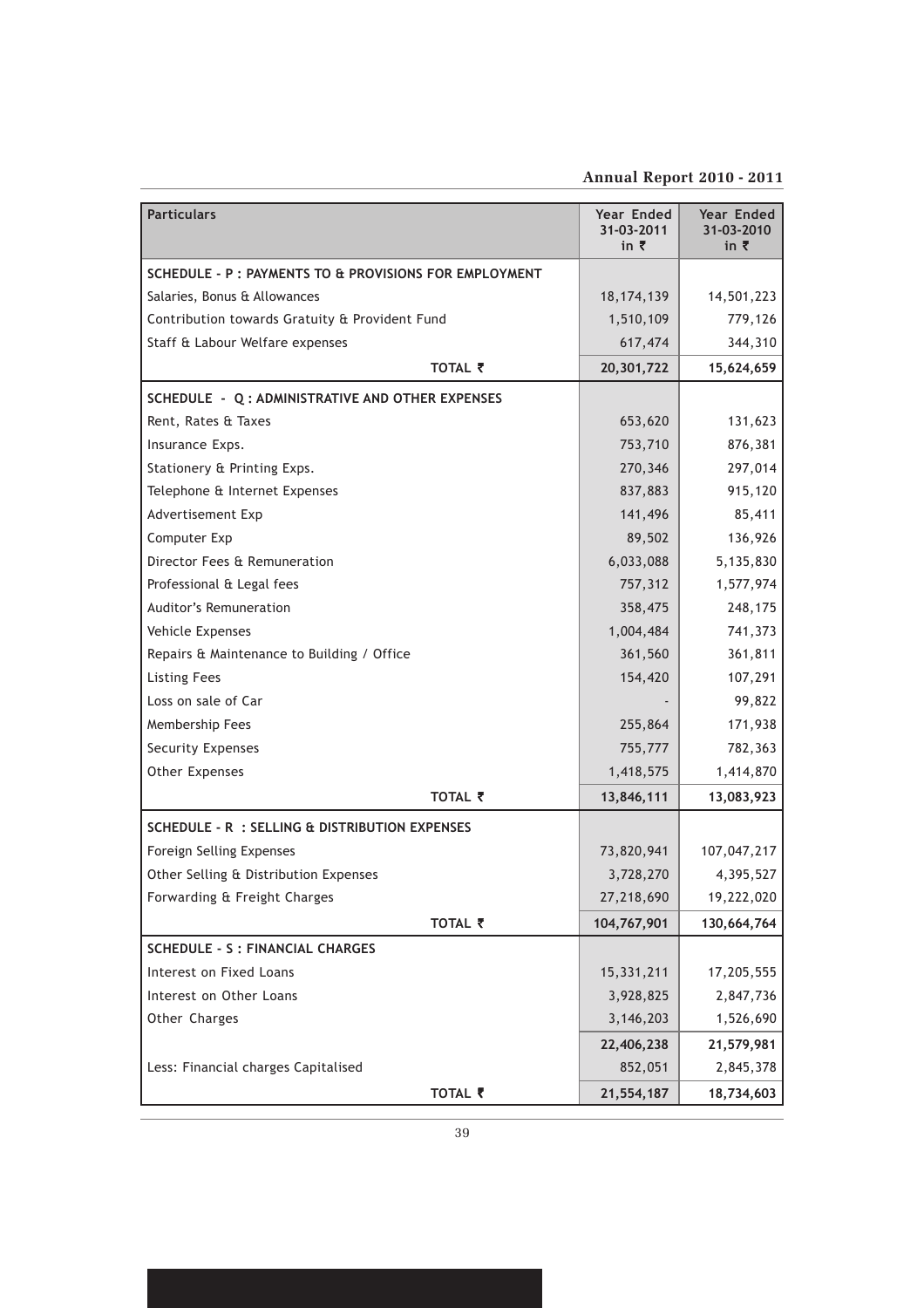| Particulars | Year Ended 31-03-2011 in ₹ | Year Ended 31-03-2010 in ₹ |
|---|---|---|
| **SCHEDULE - P : PAYMENTS TO & PROVISIONS FOR EMPLOYMENT** | | |
| Salaries, Bonus & Allowances | 18,174,139 | 14,501,223 |
| Contribution towards Gratuity & Provident Fund | 1,510,109 | 779,126 |
| Staff & Labour Welfare expenses | 617,474 | 344,310 |
| **TOTAL ₹** | **20,301,722** | **15,624,659** |
| **SCHEDULE - Q : ADMINISTRATIVE AND OTHER EXPENSES** | | |
| Rent, Rates & Taxes | 653,620 | 131,623 |
| Insurance Exps. | 753,710 | 876,381 |
| Stationery & Printing Exps. | 270,346 | 297,014 |
| Telephone & Internet Expenses | 837,883 | 915,120 |
| Advertisement Exp | 141,496 | 85,411 |
| Computer Exp | 89,502 | 136,926 |
| Director Fees & Remuneration | 6,033,088 | 5,135,830 |
| Professional & Legal fees | 757,312 | 1,577,974 |
| Auditor's Remuneration | 358,475 | 248,175 |
| Vehicle Expenses | 1,004,484 | 741,373 |
| Repairs & Maintenance to Building / Office | 361,560 | 361,811 |
| Listing Fees | 154,420 | 107,291 |
| Loss on sale of Car | - | 99,822 |
| Membership Fees | 255,864 | 171,938 |
| Security Expenses | 755,777 | 782,363 |
| Other Expenses | 1,418,575 | 1,414,870 |
| **TOTAL ₹** | **13,846,111** | **13,083,923** |
| **SCHEDULE - R : SELLING & DISTRIBUTION EXPENSES** | | |
| Foreign Selling Expenses | 73,820,941 | 107,047,217 |
| Other Selling & Distribution Expenses | 3,728,270 | 4,395,527 |
| Forwarding & Freight Charges | 27,218,690 | 19,222,020 |
| **TOTAL ₹** | **104,767,901** | **130,664,764** |
| **SCHEDULE - S : FINANCIAL CHARGES** | | |
| Interest on Fixed Loans | 15,331,211 | 17,205,555 |
| Interest on Other Loans | 3,928,825 | 2,847,736 |
| Other Charges | 3,146,203 | 1,526,690 |
| | **22,406,238** | **21,579,981** |
| Less: Financial charges Capitalised | 852,051 | 2,845,378 |
| **TOTAL ₹** | **21,554,187** | **18,734,603** |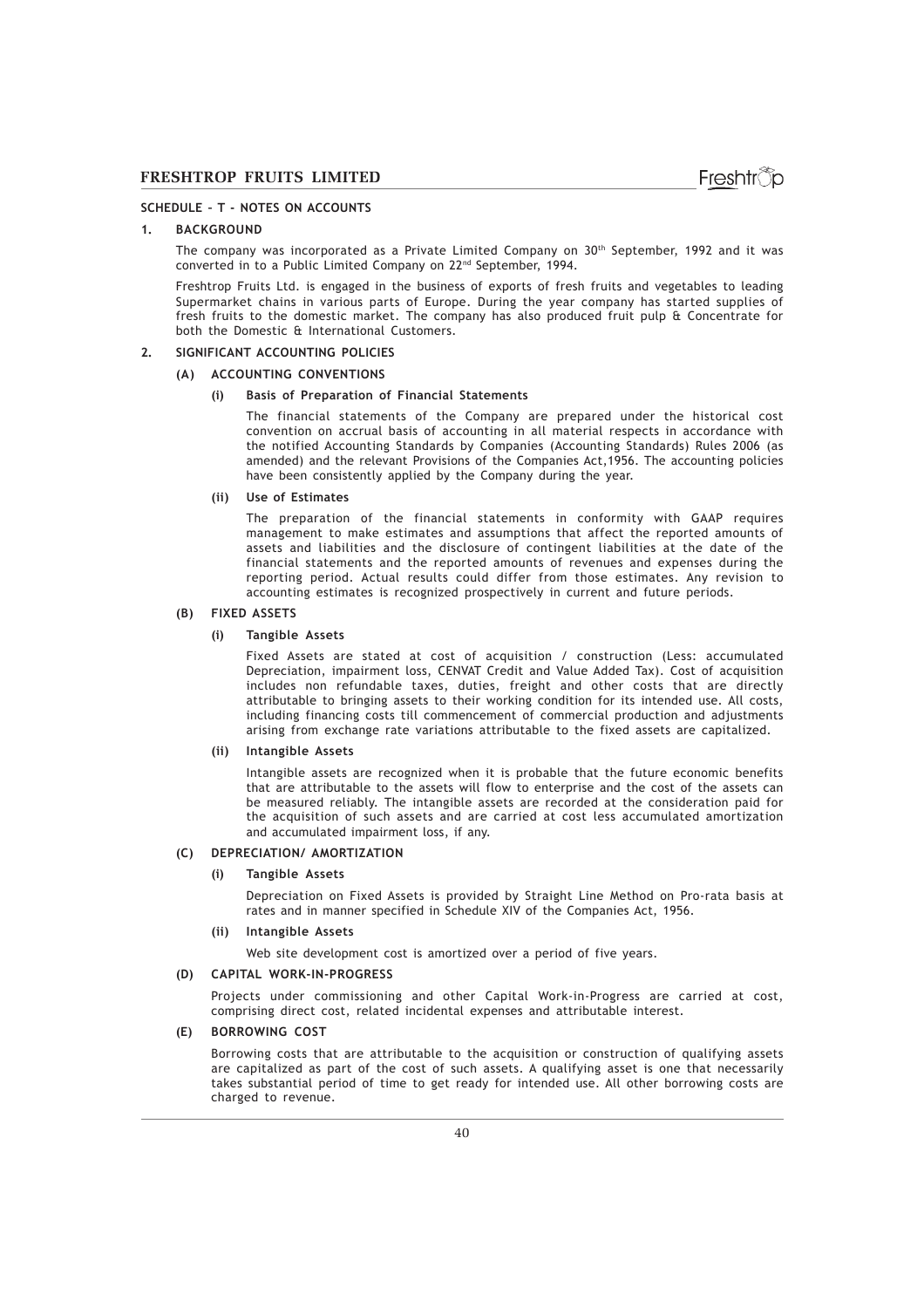## SCHEDULE – T - NOTES ON ACCOUNTS

### 1. BACKGROUND

The company was incorporated as a Private Limited Company on 30th September, 1992 and it was converted in to a Public Limited Company on 22nd September, 1994.

Freshtrop Fruits Ltd. is engaged in the business of exports of fresh fruits and vegetables to leading Supermarket chains in various parts of Europe. During the year company has started supplies of fresh fruits to the domestic market. The company has also produced fruit pulp & Concentrate for both the Domestic & International Customers.

### 2. SIGNIFICANT ACCOUNTING POLICIES

#### (A) ACCOUNTING CONVENTIONS

**(i) Basis of Preparation of Financial Statements**

The financial statements of the Company are prepared under the historical cost convention on accrual basis of accounting in all material respects in accordance with the notified Accounting Standards by Companies (Accounting Standards) Rules 2006 (as amended) and the relevant Provisions of the Companies Act,1956. The accounting policies have been consistently applied by the Company during the year.

**(ii) Use of Estimates**

The preparation of the financial statements in conformity with GAAP requires management to make estimates and assumptions that affect the reported amounts of assets and liabilities and the disclosure of contingent liabilities at the date of the financial statements and the reported amounts of revenues and expenses during the reporting period. Actual results could differ from those estimates. Any revision to accounting estimates is recognized prospectively in current and future periods.

#### (B) FIXED ASSETS

**(i) Tangible Assets**

Fixed Assets are stated at cost of acquisition / construction (Less: accumulated Depreciation, impairment loss, CENVAT Credit and Value Added Tax). Cost of acquisition includes non refundable taxes, duties, freight and other costs that are directly attributable to bringing assets to their working condition for its intended use. All costs, including financing costs till commencement of commercial production and adjustments arising from exchange rate variations attributable to the fixed assets are capitalized.

**(ii) Intangible Assets**

Intangible assets are recognized when it is probable that the future economic benefits that are attributable to the assets will flow to enterprise and the cost of the assets can be measured reliably. The intangible assets are recorded at the consideration paid for the acquisition of such assets and are carried at cost less accumulated amortization and accumulated impairment loss, if any.

#### (C) DEPRECIATION/ AMORTIZATION

**(i) Tangible Assets**

Depreciation on Fixed Assets is provided by Straight Line Method on Pro-rata basis at rates and in manner specified in Schedule XIV of the Companies Act, 1956.

**(ii) Intangible Assets**

Web site development cost is amortized over a period of five years.

#### (D) CAPITAL WORK-IN-PROGRESS

Projects under commissioning and other Capital Work-in-Progress are carried at cost, comprising direct cost, related incidental expenses and attributable interest.

#### (E) BORROWING COST

Borrowing costs that are attributable to the acquisition or construction of qualifying assets are capitalized as part of the cost of such assets. A qualifying asset is one that necessarily takes substantial period of time to get ready for intended use. All other borrowing costs are charged to revenue.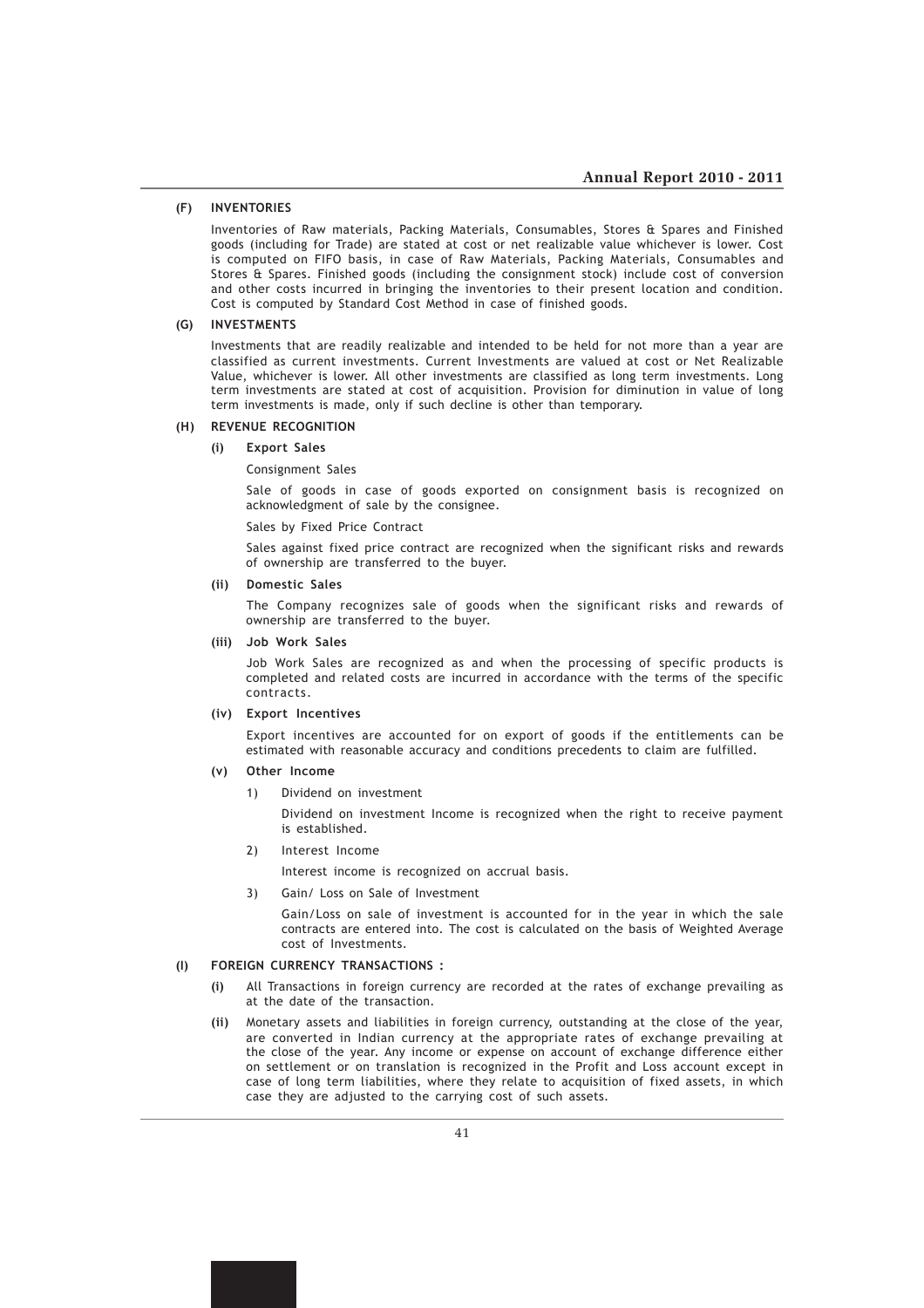### (F) INVENTORIES

Inventories of Raw materials, Packing Materials, Consumables, Stores & Spares and Finished goods (including for Trade) are stated at cost or net realizable value whichever is lower. Cost is computed on FIFO basis, in case of Raw Materials, Packing Materials, Consumables and Stores & Spares. Finished goods (including the consignment stock) include cost of conversion and other costs incurred in bringing the inventories to their present location and condition. Cost is computed by Standard Cost Method in case of finished goods.

### (G) INVESTMENTS

Investments that are readily realizable and intended to be held for not more than a year are classified as current investments. Current Investments are valued at cost or Net Realizable Value, whichever is lower. All other investments are classified as long term investments. Long term investments are stated at cost of acquisition. Provision for diminution in value of long term investments is made, only if such decline is other than temporary.

### (H) REVENUE RECOGNITION

**(i) Export Sales**

Consignment Sales

Sale of goods in case of goods exported on consignment basis is recognized on acknowledgment of sale by the consignee.

Sales by Fixed Price Contract

Sales against fixed price contract are recognized when the significant risks and rewards of ownership are transferred to the buyer.

**(ii) Domestic Sales**

The Company recognizes sale of goods when the significant risks and rewards of ownership are transferred to the buyer.

**(iii) Job Work Sales**

Job Work Sales are recognized as and when the processing of specific products is completed and related costs are incurred in accordance with the terms of the specific contracts.

**(iv) Export Incentives**

Export incentives are accounted for on export of goods if the entitlements can be estimated with reasonable accuracy and conditions precedents to claim are fulfilled.

**(v) Other Income**

1) Dividend on investment

   Dividend on investment Income is recognized when the right to receive payment is established.

2) Interest Income

   Interest income is recognized on accrual basis.

3) Gain/ Loss on Sale of Investment

   Gain/Loss on sale of investment is accounted for in the year in which the sale contracts are entered into. The cost is calculated on the basis of Weighted Average cost of Investments.

### (I) FOREIGN CURRENCY TRANSACTIONS :

**(i)** All Transactions in foreign currency are recorded at the rates of exchange prevailing as at the date of the transaction.

**(ii)** Monetary assets and liabilities in foreign currency, outstanding at the close of the year, are converted in Indian currency at the appropriate rates of exchange prevailing at the close of the year. Any income or expense on account of exchange difference either on settlement or on translation is recognized in the Profit and Loss account except in case of long term liabilities, where they relate to acquisition of fixed assets, in which case they are adjusted to the carrying cost of such assets.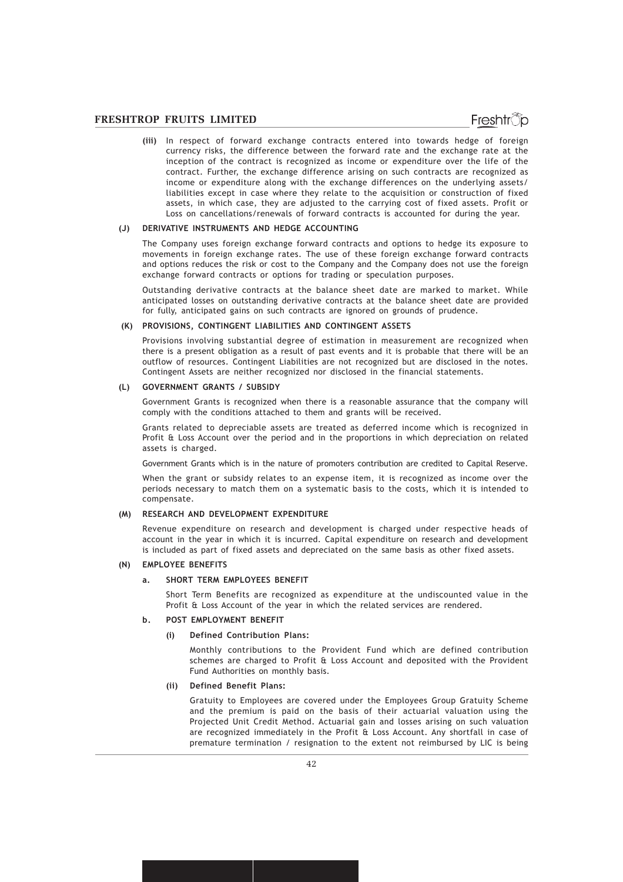**(iii)** In respect of forward exchange contracts entered into towards hedge of foreign currency risks, the difference between the forward rate and the exchange rate at the inception of the contract is recognized as income or expenditure over the life of the contract. Further, the exchange difference arising on such contracts are recognized as income or expenditure along with the exchange differences on the underlying assets/ liabilities except in case where they relate to the acquisition or construction of fixed assets, in which case, they are adjusted to the carrying cost of fixed assets. Profit or Loss on cancellations/renewals of forward contracts is accounted for during the year.

**(J) DERIVATIVE INSTRUMENTS AND HEDGE ACCOUNTING**

The Company uses foreign exchange forward contracts and options to hedge its exposure to movements in foreign exchange rates. The use of these foreign exchange forward contracts and options reduces the risk or cost to the Company and the Company does not use the foreign exchange forward contracts or options for trading or speculation purposes.

Outstanding derivative contracts at the balance sheet date are marked to market. While anticipated losses on outstanding derivative contracts at the balance sheet date are provided for fully, anticipated gains on such contracts are ignored on grounds of prudence.

**(K) PROVISIONS, CONTINGENT LIABILITIES AND CONTINGENT ASSETS**

Provisions involving substantial degree of estimation in measurement are recognized when there is a present obligation as a result of past events and it is probable that there will be an outflow of resources. Contingent Liabilities are not recognized but are disclosed in the notes. Contingent Assets are neither recognized nor disclosed in the financial statements.

**(L) GOVERNMENT GRANTS / SUBSIDY**

Government Grants is recognized when there is a reasonable assurance that the company will comply with the conditions attached to them and grants will be received.

Grants related to depreciable assets are treated as deferred income which is recognized in Profit & Loss Account over the period and in the proportions in which depreciation on related assets is charged.

Government Grants which is in the nature of promoters contribution are credited to Capital Reserve.

When the grant or subsidy relates to an expense item, it is recognized as income over the periods necessary to match them on a systematic basis to the costs, which it is intended to compensate.

**(M) RESEARCH AND DEVELOPMENT EXPENDITURE**

Revenue expenditure on research and development is charged under respective heads of account in the year in which it is incurred. Capital expenditure on research and development is included as part of fixed assets and depreciated on the same basis as other fixed assets.

**(N) EMPLOYEE BENEFITS**

**a. SHORT TERM EMPLOYEES BENEFIT**

Short Term Benefits are recognized as expenditure at the undiscounted value in the Profit & Loss Account of the year in which the related services are rendered.

**b. POST EMPLOYMENT BENEFIT**

**(i) Defined Contribution Plans:**

Monthly contributions to the Provident Fund which are defined contribution schemes are charged to Profit & Loss Account and deposited with the Provident Fund Authorities on monthly basis.

**(ii) Defined Benefit Plans:**

Gratuity to Employees are covered under the Employees Group Gratuity Scheme and the premium is paid on the basis of their actuarial valuation using the Projected Unit Credit Method. Actuarial gain and losses arising on such valuation are recognized immediately in the Profit & Loss Account. Any shortfall in case of premature termination / resignation to the extent not reimbursed by LIC is being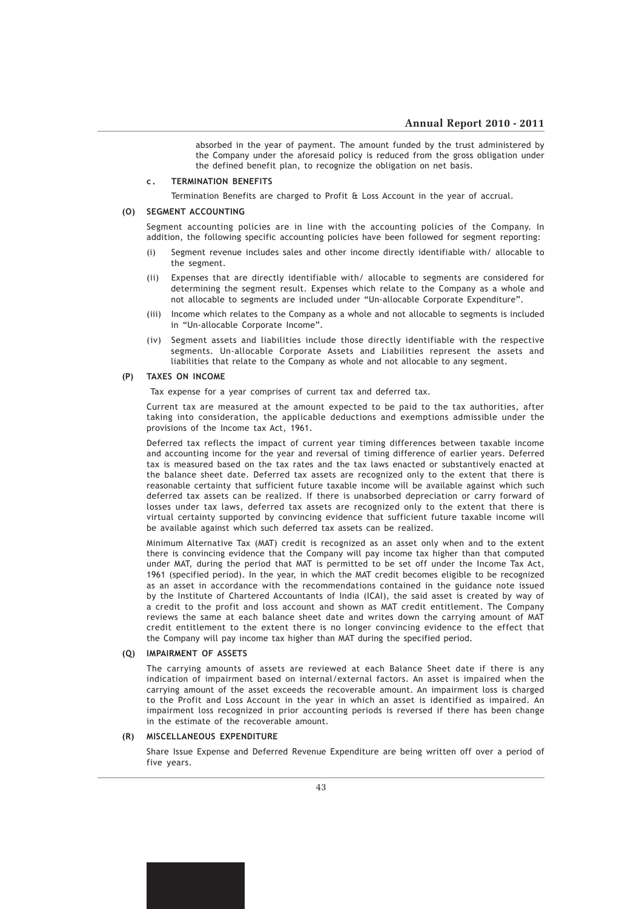absorbed in the year of payment. The amount funded by the trust administered by the Company under the aforesaid policy is reduced from the gross obligation under the defined benefit plan, to recognize the obligation on net basis.

**c. TERMINATION BENEFITS**

Termination Benefits are charged to Profit & Loss Account in the year of accrual.

**(O) SEGMENT ACCOUNTING**

Segment accounting policies are in line with the accounting policies of the Company. In addition, the following specific accounting policies have been followed for segment reporting:

(i) Segment revenue includes sales and other income directly identifiable with/ allocable to the segment.

(ii) Expenses that are directly identifiable with/ allocable to segments are considered for determining the segment result. Expenses which relate to the Company as a whole and not allocable to segments are included under "Un-allocable Corporate Expenditure".

(iii) Income which relates to the Company as a whole and not allocable to segments is included in "Un-allocable Corporate Income".

(iv) Segment assets and liabilities include those directly identifiable with the respective segments. Un-allocable Corporate Assets and Liabilities represent the assets and liabilities that relate to the Company as whole and not allocable to any segment.

**(P) TAXES ON INCOME**

Tax expense for a year comprises of current tax and deferred tax.

Current tax are measured at the amount expected to be paid to the tax authorities, after taking into consideration, the applicable deductions and exemptions admissible under the provisions of the Income tax Act, 1961.

Deferred tax reflects the impact of current year timing differences between taxable income and accounting income for the year and reversal of timing difference of earlier years. Deferred tax is measured based on the tax rates and the tax laws enacted or substantively enacted at the balance sheet date. Deferred tax assets are recognized only to the extent that there is reasonable certainty that sufficient future taxable income will be available against which such deferred tax assets can be realized. If there is unabsorbed depreciation or carry forward of losses under tax laws, deferred tax assets are recognized only to the extent that there is virtual certainty supported by convincing evidence that sufficient future taxable income will be available against which such deferred tax assets can be realized.

Minimum Alternative Tax (MAT) credit is recognized as an asset only when and to the extent there is convincing evidence that the Company will pay income tax higher than that computed under MAT, during the period that MAT is permitted to be set off under the Income Tax Act, 1961 (specified period). In the year, in which the MAT credit becomes eligible to be recognized as an asset in accordance with the recommendations contained in the guidance note issued by the Institute of Chartered Accountants of India (ICAI), the said asset is created by way of a credit to the profit and loss account and shown as MAT credit entitlement. The Company reviews the same at each balance sheet date and writes down the carrying amount of MAT credit entitlement to the extent there is no longer convincing evidence to the effect that the Company will pay income tax higher than MAT during the specified period.

**(Q) IMPAIRMENT OF ASSETS**

The carrying amounts of assets are reviewed at each Balance Sheet date if there is any indication of impairment based on internal/external factors. An asset is impaired when the carrying amount of the asset exceeds the recoverable amount. An impairment loss is charged to the Profit and Loss Account in the year in which an asset is identified as impaired. An impairment loss recognized in prior accounting periods is reversed if there has been change in the estimate of the recoverable amount.

**(R) MISCELLANEOUS EXPENDITURE**

Share Issue Expense and Deferred Revenue Expenditure are being written off over a period of five years.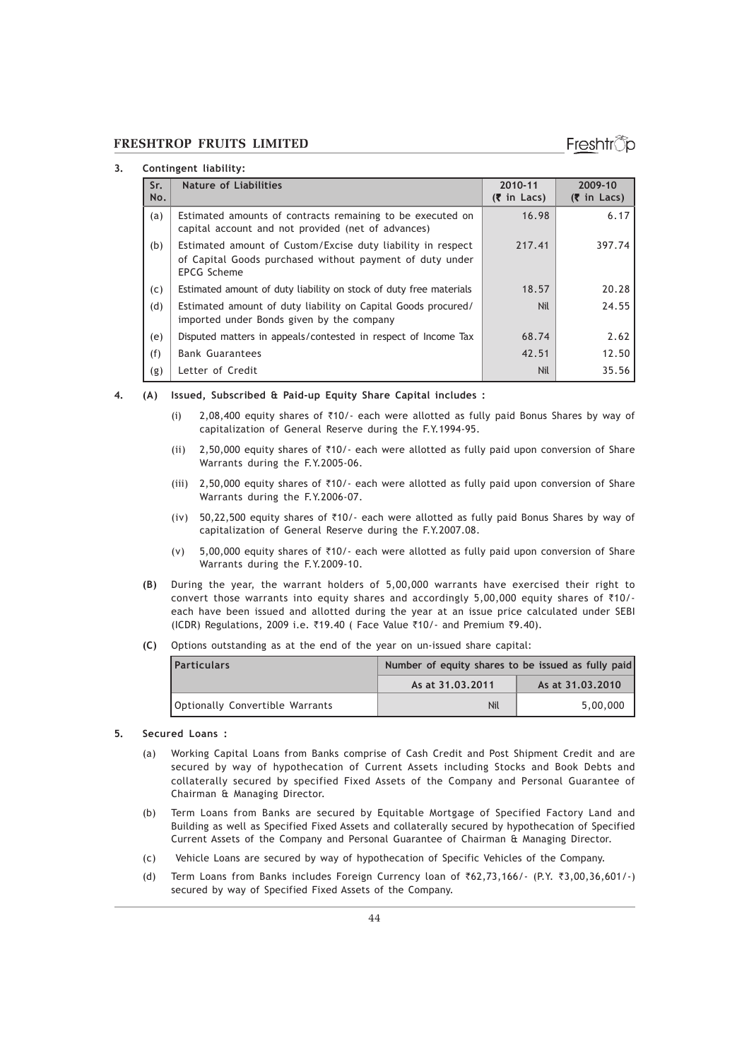3. **Contingent liability:**

| Sr. No. | Nature of Liabilities | 2010-11 (₹ in Lacs) | 2009-10 (₹ in Lacs) |
|---|---|---|---|
| (a) | Estimated amounts of contracts remaining to be executed on capital account and not provided (net of advances) | 16.98 | 6.17 |
| (b) | Estimated amount of Custom/Excise duty liability in respect of Capital Goods purchased without payment of duty under EPCG Scheme | 217.41 | 397.74 |
| (c) | Estimated amount of duty liability on stock of duty free materials | 18.57 | 20.28 |
| (d) | Estimated amount of duty liability on Capital Goods procured/ imported under Bonds given by the company | Nil | 24.55 |
| (e) | Disputed matters in appeals/contested in respect of Income Tax | 68.74 | 2.62 |
| (f) | Bank Guarantees | 42.51 | 12.50 |
| (g) | Letter of Credit | Nil | 35.56 |

4. **(A) Issued, Subscribed & Paid-up Equity Share Capital includes :**

   (i) 2,08,400 equity shares of ₹10/- each were allotted as fully paid Bonus Shares by way of capitalization of General Reserve during the F.Y.1994-95.

   (ii) 2,50,000 equity shares of ₹10/- each were allotted as fully paid upon conversion of Share Warrants during the F.Y.2005-06.

   (iii) 2,50,000 equity shares of ₹10/- each were allotted as fully paid upon conversion of Share Warrants during the F.Y.2006-07.

   (iv) 50,22,500 equity shares of ₹10/- each were allotted as fully paid Bonus Shares by way of capitalization of General Reserve during the F.Y.2007.08.

   (v) 5,00,000 equity shares of ₹10/- each were allotted as fully paid upon conversion of Share Warrants during the F.Y.2009-10.

   **(B)** During the year, the warrant holders of 5,00,000 warrants have exercised their right to convert those warrants into equity shares and accordingly 5,00,000 equity shares of ₹10/- each have been issued and allotted during the year at an issue price calculated under SEBI (ICDR) Regulations, 2009 i.e. ₹19.40 ( Face Value ₹10/- and Premium ₹9.40).

   **(C)** Options outstanding as at the end of the year on un-issued share capital:

| Particulars | Number of equity shares to be issued as fully paid | |
|---|---|---|
| | As at 31.03.2011 | As at 31.03.2010 |
| Optionally Convertible Warrants | Nil | 5,00,000 |

5. **Secured Loans :**

   (a) Working Capital Loans from Banks comprise of Cash Credit and Post Shipment Credit and are secured by way of hypothecation of Current Assets including Stocks and Book Debts and collaterally secured by specified Fixed Assets of the Company and Personal Guarantee of Chairman & Managing Director.

   (b) Term Loans from Banks are secured by Equitable Mortgage of Specified Factory Land and Building as well as Specified Fixed Assets and collaterally secured by hypothecation of Specified Current Assets of the Company and Personal Guarantee of Chairman & Managing Director.

   (c) Vehicle Loans are secured by way of hypothecation of Specific Vehicles of the Company.

   (d) Term Loans from Banks includes Foreign Currency loan of ₹62,73,166/- (P.Y. ₹3,00,36,601/-) secured by way of Specified Fixed Assets of the Company.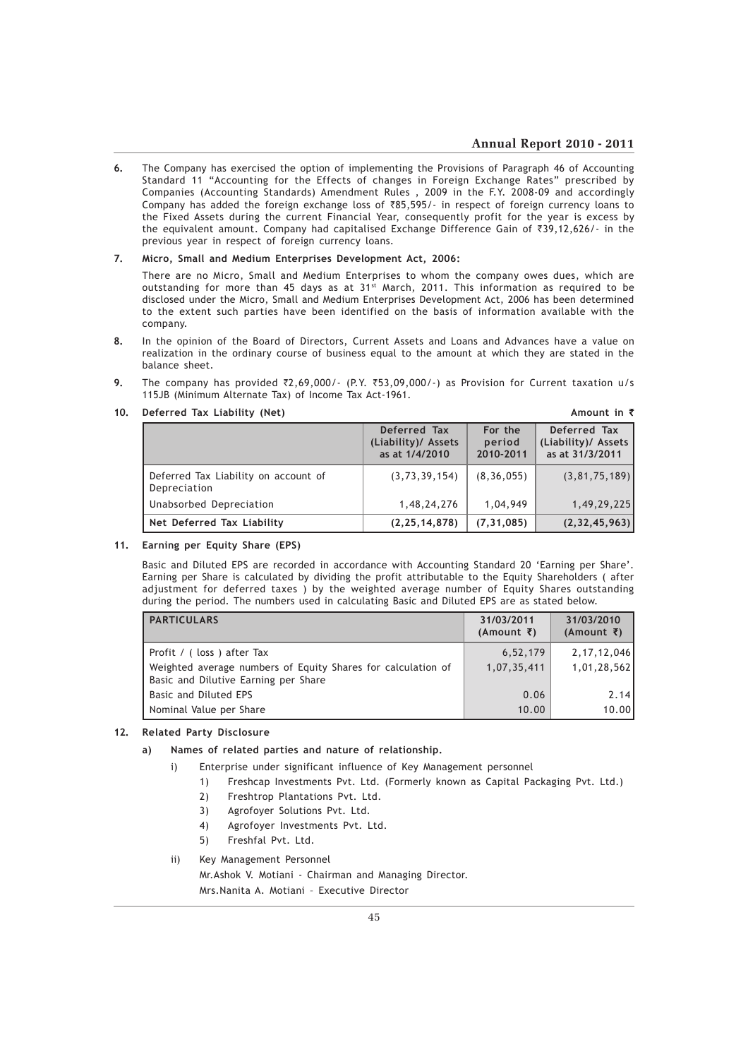6. The Company has exercised the option of implementing the Provisions of Paragraph 46 of Accounting Standard 11 "Accounting for the Effects of changes in Foreign Exchange Rates" prescribed by Companies (Accounting Standards) Amendment Rules , 2009 in the F.Y. 2008-09 and accordingly Company has added the foreign exchange loss of ₹85,595/- in respect of foreign currency loans to the Fixed Assets during the current Financial Year, consequently profit for the year is excess by the equivalent amount. Company had capitalised Exchange Difference Gain of ₹39,12,626/- in the previous year in respect of foreign currency loans.

7. **Micro, Small and Medium Enterprises Development Act, 2006:**

   There are no Micro, Small and Medium Enterprises to whom the company owes dues, which are outstanding for more than 45 days as at 31st March, 2011. This information as required to be disclosed under the Micro, Small and Medium Enterprises Development Act, 2006 has been determined to the extent such parties have been identified on the basis of information available with the company.

8. In the opinion of the Board of Directors, Current Assets and Loans and Advances have a value on realization in the ordinary course of business equal to the amount at which they are stated in the balance sheet.

9. The company has provided ₹2,69,000/- (P.Y. ₹53,09,000/-) as Provision for Current taxation u/s 115JB (Minimum Alternate Tax) of Income Tax Act-1961.

10. **Deferred Tax Liability (Net)** **Amount in ₹**

| | Deferred Tax (Liability)/ Assets as at 1/4/2010 | For the period 2010-2011 | Deferred Tax (Liability)/ Assets as at 31/3/2011 |
|---|---|---|---|
| Deferred Tax Liability on account of Depreciation | (3,73,39,154) | (8,36,055) | (3,81,75,189) |
| Unabsorbed Depreciation | 1,48,24,276 | 1,04,949 | 1,49,29,225 |
| **Net Deferred Tax Liability** | **(2,25,14,878)** | **(7,31,085)** | **(2,32,45,963)** |

11. **Earning per Equity Share (EPS)**

   Basic and Diluted EPS are recorded in accordance with Accounting Standard 20 'Earning per Share'. Earning per Share is calculated by dividing the profit attributable to the Equity Shareholders ( after adjustment for deferred taxes ) by the weighted average number of Equity Shares outstanding during the period. The numbers used in calculating Basic and Diluted EPS are as stated below.

| PARTICULARS | 31/03/2011 (Amount ₹) | 31/03/2010 (Amount ₹) |
|---|---|---|
| Profit / ( loss ) after Tax | 6,52,179 | 2,17,12,046 |
| Weighted average numbers of Equity Shares for calculation of Basic and Dilutive Earning per Share | 1,07,35,411 | 1,01,28,562 |
| Basic and Diluted EPS | 0.06 | 2.14 |
| Nominal Value per Share | 10.00 | 10.00 |

12. **Related Party Disclosure**

   a) **Names of related parties and nature of relationship.**

      i) Enterprise under significant influence of Key Management personnel
         1) Freshcap Investments Pvt. Ltd. (Formerly known as Capital Packaging Pvt. Ltd.)
         2) Freshtrop Plantations Pvt. Ltd.
         3) Agrofoyer Solutions Pvt. Ltd.
         4) Agrofoyer Investments Pvt. Ltd.
         5) Freshfal Pvt. Ltd.

      ii) Key Management Personnel

         Mr.Ashok V. Motiani - Chairman and Managing Director.

         Mrs.Nanita A. Motiani – Executive Director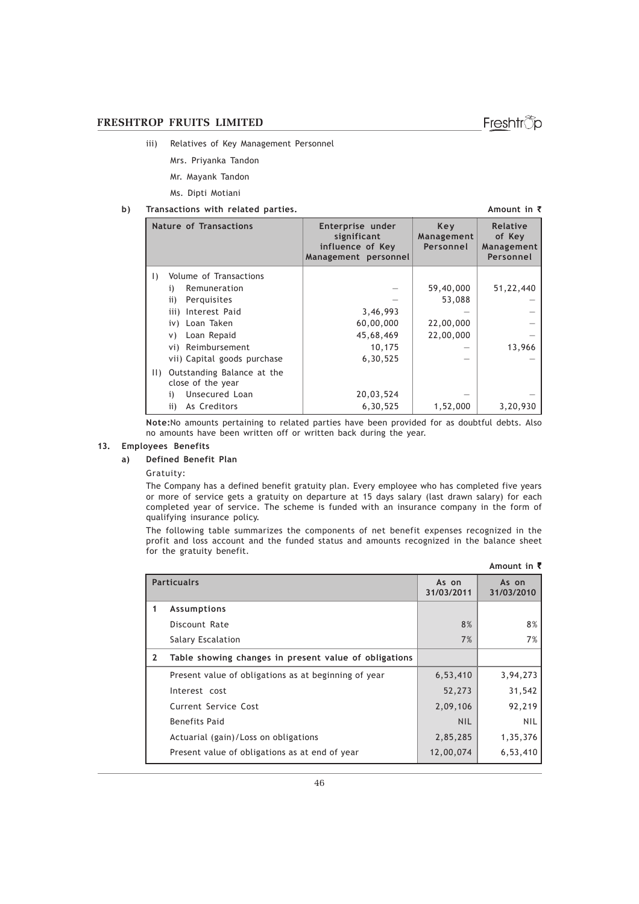iii) Relatives of Key Management Personnel

Mrs. Priyanka Tandon

Mr. Mayank Tandon

Ms. Dipti Motiani

**b) Transactions with related parties.** **Amount in ₹**

| Nature of Transactions | Enterprise under significant influence of Key Management personnel | Key Management Personnel | Relative of Key Management Personnel |
|---|---|---|---|
| I) Volume of Transactions | | | |
| i) Remuneration | – | 59,40,000 | 51,22,440 |
| ii) Perquisites | – | 53,088 | – |
| iii) Interest Paid | 3,46,993 | – | – |
| iv) Loan Taken | 60,00,000 | 22,00,000 | – |
| v) Loan Repaid | 45,68,469 | 22,00,000 | – |
| vi) Reimbursement | 10,175 | – | 13,966 |
| vii) Capital goods purchase | 6,30,525 | – | – |
| II) Outstanding Balance at the close of the year | | | |
| i) Unsecured Loan | 20,03,524 | – | – |
| ii) As Creditors | 6,30,525 | 1,52,000 | 3,20,930 |

**Note:**No amounts pertaining to related parties have been provided for as doubtful debts. Also no amounts have been written off or written back during the year.

## 13. Employees Benefits

### a) Defined Benefit Plan

Gratuity:

The Company has a defined benefit gratuity plan. Every employee who has completed five years or more of service gets a gratuity on departure at 15 days salary (last drawn salary) for each completed year of service. The scheme is funded with an insurance company in the form of qualifying insurance policy.

The following table summarizes the components of net benefit expenses recognized in the profit and loss account and the funded status and amounts recognized in the balance sheet for the gratuity benefit.

**Amount in ₹**

| | Particualrs | As on 31/03/2011 | As on 31/03/2010 |
|---|---|---|---|
| 1 | **Assumptions** | | |
| | Discount Rate | 8% | 8% |
| | Salary Escalation | 7% | 7% |
| 2 | **Table showing changes in present value of obligations** | | |
| | Present value of obligations as at beginning of year | 6,53,410 | 3,94,273 |
| | Interest cost | 52,273 | 31,542 |
| | Current Service Cost | 2,09,106 | 92,219 |
| | Benefits Paid | NIL | NIL |
| | Actuarial (gain)/Loss on obligations | 2,85,285 | 1,35,376 |
| | Present value of obligations as at end of year | 12,00,074 | 6,53,410 |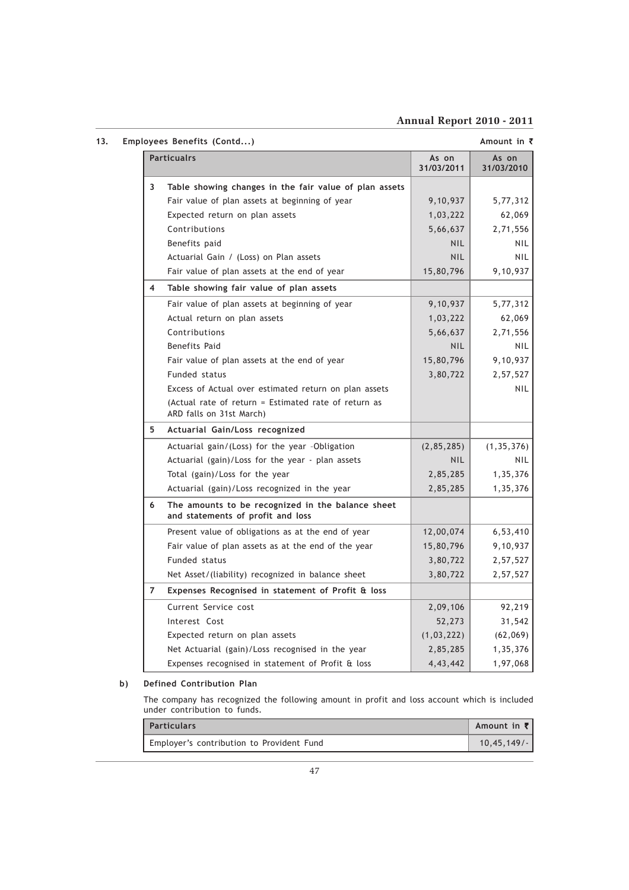**13. Employees Benefits (Contd...)** Amount in ₹

| | Particualrs | As on 31/03/2011 | As on 31/03/2010 |
|---|---|---|---|
| **3** | **Table showing changes in the fair value of plan assets** | | |
| | Fair value of plan assets at beginning of year | 9,10,937 | 5,77,312 |
| | Expected return on plan assets | 1,03,222 | 62,069 |
| | Contributions | 5,66,637 | 2,71,556 |
| | Benefits paid | NIL | NIL |
| | Actuarial Gain / (Loss) on Plan assets | NIL | NIL |
| | Fair value of plan assets at the end of year | 15,80,796 | 9,10,937 |
| **4** | **Table showing fair value of plan assets** | | |
| | Fair value of plan assets at beginning of year | 9,10,937 | 5,77,312 |
| | Actual return on plan assets | 1,03,222 | 62,069 |
| | Contributions | 5,66,637 | 2,71,556 |
| | Benefits Paid | NIL | NIL |
| | Fair value of plan assets at the end of year | 15,80,796 | 9,10,937 |
| | Funded status | 3,80,722 | 2,57,527 |
| | Excess of Actual over estimated return on plan assets | | NIL |
| | (Actual rate of return = Estimated rate of return as ARD falls on 31st March) | | |
| **5** | **Actuarial Gain/Loss recognized** | | |
| | Actuarial gain/(Loss) for the year -Obligation | (2,85,285) | (1,35,376) |
| | Actuarial (gain)/Loss for the year - plan assets | NIL | NIL |
| | Total (gain)/Loss for the year | 2,85,285 | 1,35,376 |
| | Actuarial (gain)/Loss recognized in the year | 2,85,285 | 1,35,376 |
| **6** | **The amounts to be recognized in the balance sheet and statements of profit and loss** | | |
| | Present value of obligations as at the end of year | 12,00,074 | 6,53,410 |
| | Fair value of plan assets as at the end of the year | 15,80,796 | 9,10,937 |
| | Funded status | 3,80,722 | 2,57,527 |
| | Net Asset/(liability) recognized in balance sheet | 3,80,722 | 2,57,527 |
| **7** | **Expenses Recognised in statement of Profit & loss** | | |
| | Current Service cost | 2,09,106 | 92,219 |
| | Interest Cost | 52,273 | 31,542 |
| | Expected return on plan assets | (1,03,222) | (62,069) |
| | Net Actuarial (gain)/Loss recognised in the year | 2,85,285 | 1,35,376 |
| | Expenses recognised in statement of Profit & loss | 4,43,442 | 1,97,068 |

**b) Defined Contribution Plan**

The company has recognized the following amount in profit and loss account which is included under contribution to funds.

| Particulars | Amount in ₹ |
|---|---|
| Employer's contribution to Provident Fund | 10,45,149/- |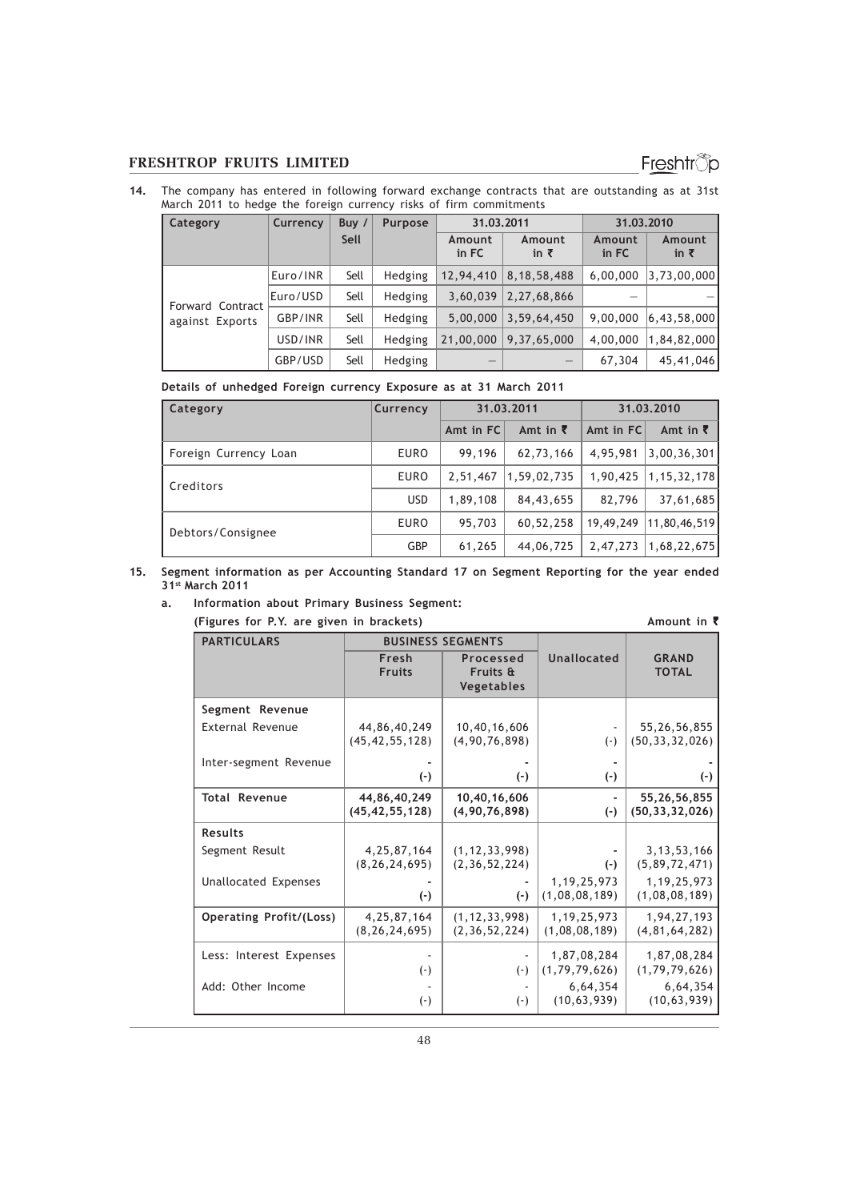14. The company has entered in following forward exchange contracts that are outstanding as at 31st March 2011 to hedge the foreign currency risks of firm commitments

| Category | Currency | Buy / Sell | Purpose | 31.03.2011 | | 31.03.2010 | |
|---|---|---|---|---|---|---|---|
| | | | | Amount in FC | Amount in ₹ | Amount in FC | Amount in ₹ |
| Forward Contract against Exports | Euro/INR | Sell | Hedging | 12,94,410 | 8,18,58,488 | 6,00,000 | 3,73,00,000 |
| | Euro/USD | Sell | Hedging | 3,60,039 | 2,27,68,866 | – | – |
| | GBP/INR | Sell | Hedging | 5,00,000 | 3,59,64,450 | 9,00,000 | 6,43,58,000 |
| | USD/INR | Sell | Hedging | 21,00,000 | 9,37,65,000 | 4,00,000 | 1,84,82,000 |
| | GBP/USD | Sell | Hedging | – | – | 67,304 | 45,41,046 |

**Details of unhedged Foreign currency Exposure as at 31 March 2011**

| Category | Currency | 31.03.2011 | | 31.03.2010 | |
|---|---|---|---|---|---|
| | | Amt in FC | Amt in ₹ | Amt in FC | Amt in ₹ |
| Foreign Currency Loan | EURO | 99,196 | 62,73,166 | 4,95,981 | 3,00,36,301 |
| Creditors | EURO | 2,51,467 | 1,59,02,735 | 1,90,425 | 1,15,32,178 |
| | USD | 1,89,108 | 84,43,655 | 82,796 | 37,61,685 |
| Debtors/Consignee | EURO | 95,703 | 60,52,258 | 19,49,249 | 11,80,46,519 |
| | GBP | 61,265 | 44,06,725 | 2,47,273 | 1,68,22,675 |

**15. Segment information as per Accounting Standard 17 on Segment Reporting for the year ended 31st March 2011**

**a. Information about Primary Business Segment:**

**(Figures for P.Y. are given in brackets)** **Amount in ₹**

| PARTICULARS | BUSINESS SEGMENTS | | Unallocated | GRAND TOTAL |
|---|---|---|---|---|
| | Fresh Fruits | Processed Fruits & Vegetables | | |
| **Segment Revenue** | | | | |
| External Revenue | 44,86,40,249 (45,42,55,128) | 10,40,16,606 (4,90,76,898) | - (-) | 55,26,56,855 (50,33,32,026) |
| Inter-segment Revenue | - (-) | - (-) | - (-) | - (-) |
| **Total Revenue** | **44,86,40,249 (45,42,55,128)** | **10,40,16,606 (4,90,76,898)** | **- (-)** | **55,26,56,855 (50,33,32,026)** |
| **Results** | | | | |
| Segment Result | 4,25,87,164 (8,26,24,695) | (1,12,33,998) (2,36,52,224) | - (-) | 3,13,53,166 (5,89,72,471) |
| Unallocated Expenses | - (-) | - (-) | 1,19,25,973 (1,08,08,189) | 1,19,25,973 (1,08,08,189) |
| **Operating Profit/(Loss)** | 4,25,87,164 (8,26,24,695) | (1,12,33,998) (2,36,52,224) | 1,19,25,973 (1,08,08,189) | 1,94,27,193 (4,81,64,282) |
| Less: Interest Expenses | - (-) | - (-) | 1,87,08,284 (1,79,79,626) | 1,87,08,284 (1,79,79,626) |
| Add: Other Income | - (-) | - (-) | 6,64,354 (10,63,939) | 6,64,354 (10,63,939) |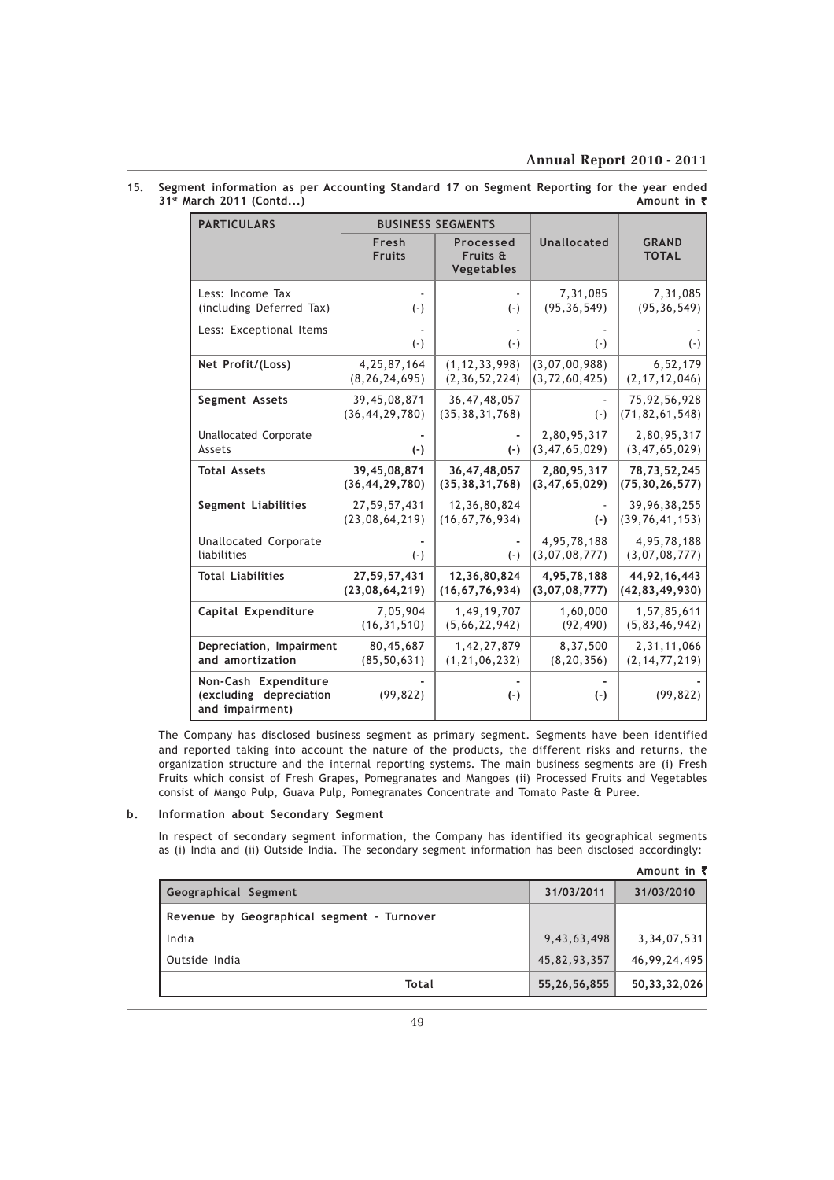**15. Segment information as per Accounting Standard 17 on Segment Reporting for the year ended 31st March 2011 (Contd...)**

Amount in ₹

| PARTICULARS | BUSINESS SEGMENTS | | Unallocated | GRAND TOTAL |
|---|---|---|---|---|
| | Fresh Fruits | Processed Fruits & Vegetables | | |
| Less: Income Tax (including Deferred Tax) | - (-) | - (-) | 7,31,085 (95,36,549) | 7,31,085 (95,36,549) |
| Less: Exceptional Items | - (-) | - (-) | - (-) | - (-) |
| **Net Profit/(Loss)** | 4,25,87,164 (8,26,24,695) | (1,12,33,998) (2,36,52,224) | (3,07,00,988) (3,72,60,425) | 6,52,179 (2,17,12,046) |
| **Segment Assets** | 39,45,08,871 (36,44,29,780) | 36,47,48,057 (35,38,31,768) | - (-) | 75,92,56,928 (71,82,61,548) |
| Unallocated Corporate Assets | - (-) | - (-) | 2,80,95,317 (3,47,65,029) | 2,80,95,317 (3,47,65,029) |
| **Total Assets** | **39,45,08,871 (36,44,29,780)** | **36,47,48,057 (35,38,31,768)** | **2,80,95,317 (3,47,65,029)** | **78,73,52,245 (75,30,26,577)** |
| **Segment Liabilities** | 27,59,57,431 (23,08,64,219) | 12,36,80,824 (16,67,76,934) | - (-) | 39,96,38,255 (39,76,41,153) |
| Unallocated Corporate liabilities | - (-) | - (-) | 4,95,78,188 (3,07,08,777) | 4,95,78,188 (3,07,08,777) |
| **Total Liabilities** | **27,59,57,431 (23,08,64,219)** | **12,36,80,824 (16,67,76,934)** | **4,95,78,188 (3,07,08,777)** | **44,92,16,443 (42,83,49,930)** |
| **Capital Expenditure** | 7,05,904 (16,31,510) | 1,49,19,707 (5,66,22,942) | 1,60,000 (92,490) | 1,57,85,611 (5,83,46,942) |
| **Depreciation, Impairment and amortization** | 80,45,687 (85,50,631) | 1,42,27,879 (1,21,06,232) | 8,37,500 (8,20,356) | 2,31,11,066 (2,14,77,219) |
| **Non-Cash Expenditure (excluding depreciation and impairment)** | - (99,822) | - (-) | - (-) | - (99,822) |

The Company has disclosed business segment as primary segment. Segments have been identified and reported taking into account the nature of the products, the different risks and returns, the organization structure and the internal reporting systems. The main business segments are (i) Fresh Fruits which consist of Fresh Grapes, Pomegranates and Mangoes (ii) Processed Fruits and Vegetables consist of Mango Pulp, Guava Pulp, Pomegranates Concentrate and Tomato Paste & Puree.

**b. Information about Secondary Segment**

In respect of secondary segment information, the Company has identified its geographical segments as (i) India and (ii) Outside India. The secondary segment information has been disclosed accordingly:

Amount in ₹

| Geographical Segment | 31/03/2011 | 31/03/2010 |
|---|---|---|
| Revenue by Geographical segment - Turnover | | |
| India | 9,43,63,498 | 3,34,07,531 |
| Outside India | 45,82,93,357 | 46,99,24,495 |
| Total | 55,26,56,855 | 50,33,32,026 |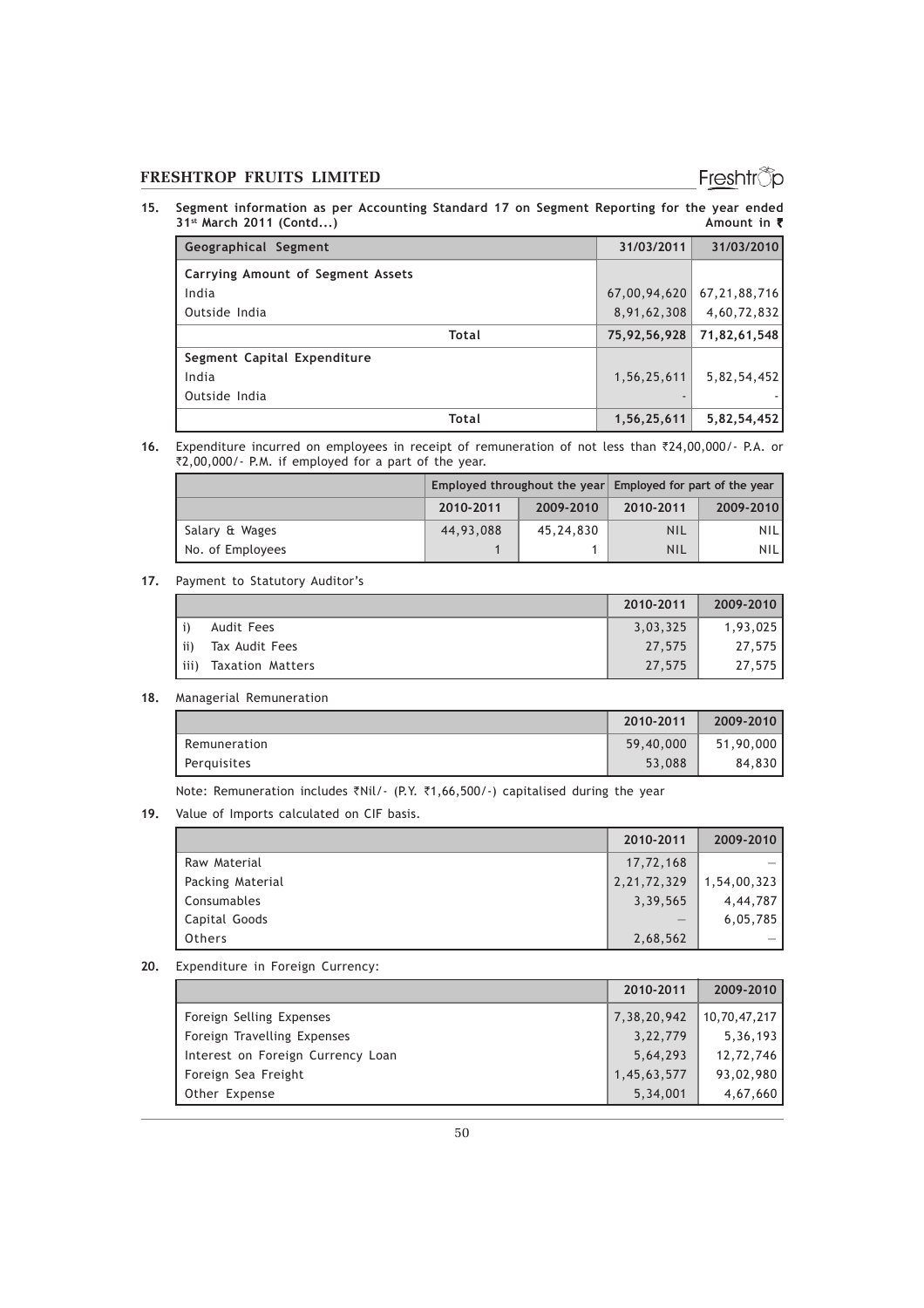**15. Segment information as per Accounting Standard 17 on Segment Reporting for the year ended 31st March 2011 (Contd...)** **Amount in ₹**

| Geographical Segment | 31/03/2011 | 31/03/2010 |
|---|---|---|
| **Carrying Amount of Segment Assets** | | |
| India | 67,00,94,620 | 67,21,88,716 |
| Outside India | 8,91,62,308 | 4,60,72,832 |
| **Total** | **75,92,56,928** | **71,82,61,548** |
| **Segment Capital Expenditure** | | |
| India | 1,56,25,611 | 5,82,54,452 |
| Outside India | - | - |
| **Total** | **1,56,25,611** | **5,82,54,452** |

**16.** Expenditure incurred on employees in receipt of remuneration of not less than ₹24,00,000/- P.A. or ₹2,00,000/- P.M. if employed for a part of the year.

| | Employed throughout the year | | Employed for part of the year | |
|---|---|---|---|---|
| | 2010-2011 | 2009-2010 | 2010-2011 | 2009-2010 |
| Salary & Wages | 44,93,088 | 45,24,830 | NIL | NIL |
| No. of Employees | 1 | 1 | NIL | NIL |

**17.** Payment to Statutory Auditor's

| | 2010-2011 | 2009-2010 |
|---|---|---|
| i) Audit Fees | 3,03,325 | 1,93,025 |
| ii) Tax Audit Fees | 27,575 | 27,575 |
| iii) Taxation Matters | 27,575 | 27,575 |

**18.** Managerial Remuneration

| | 2010-2011 | 2009-2010 |
|---|---|---|
| Remuneration | 59,40,000 | 51,90,000 |
| Perquisites | 53,088 | 84,830 |

Note: Remuneration includes ₹Nil/- (P.Y. ₹1,66,500/-) capitalised during the year

**19.** Value of Imports calculated on CIF basis.

| | 2010-2011 | 2009-2010 |
|---|---|---|
| Raw Material | 17,72,168 | – |
| Packing Material | 2,21,72,329 | 1,54,00,323 |
| Consumables | 3,39,565 | 4,44,787 |
| Capital Goods | – | 6,05,785 |
| Others | 2,68,562 | – |

**20.** Expenditure in Foreign Currency:

| | 2010-2011 | 2009-2010 |
|---|---|---|
| Foreign Selling Expenses | 7,38,20,942 | 10,70,47,217 |
| Foreign Travelling Expenses | 3,22,779 | 5,36,193 |
| Interest on Foreign Currency Loan | 5,64,293 | 12,72,746 |
| Foreign Sea Freight | 1,45,63,577 | 93,02,980 |
| Other Expense | 5,34,001 | 4,67,660 |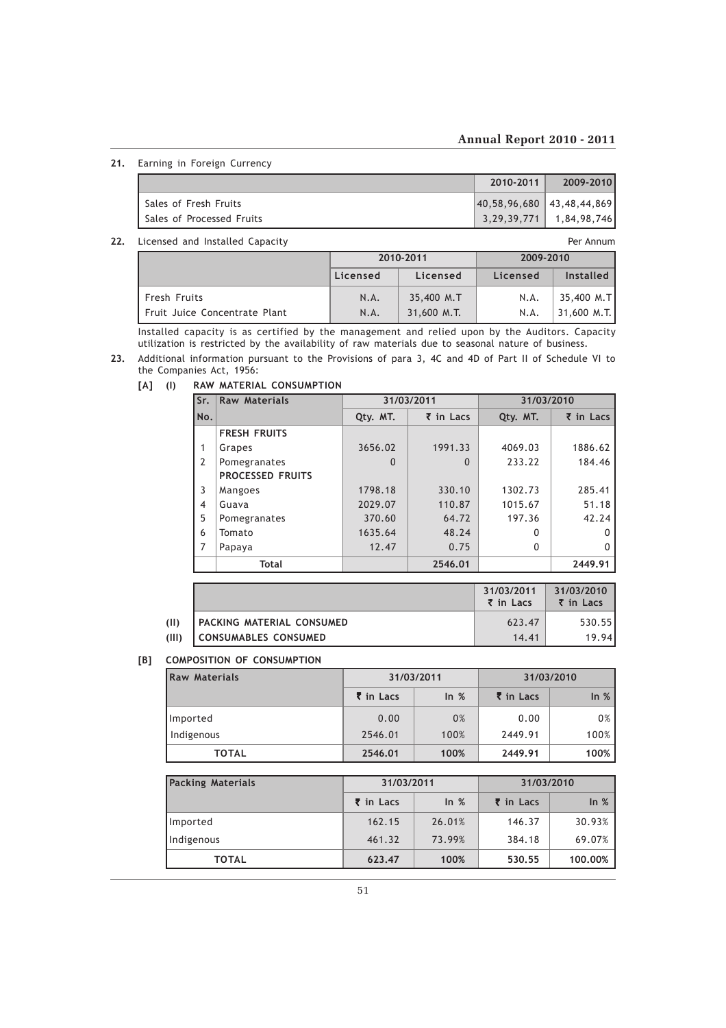**21.** Earning in Foreign Currency

| | 2010-2011 | 2009-2010 |
|---|---|---|
| Sales of Fresh Fruits | 40,58,96,680 | 43,48,44,869 |
| Sales of Processed Fruits | 3,29,39,771 | 1,84,98,746 |

**22.** Licensed and Installed Capacity

Per Annum

| | 2010-2011 | | 2009-2010 | |
|---|---|---|---|---|
| | Licensed | Licensed | Licensed | Installed |
| Fresh Fruits | N.A. | 35,400 M.T | N.A. | 35,400 M.T |
| Fruit Juice Concentrate Plant | N.A. | 31,600 M.T. | N.A. | 31,600 M.T. |

Installed capacity is as certified by the management and relied upon by the Auditors. Capacity utilization is restricted by the availability of raw materials due to seasonal nature of business.

**23.** Additional information pursuant to the Provisions of para 3, 4C and 4D of Part II of Schedule VI to the Companies Act, 1956:

**[A] (I) RAW MATERIAL CONSUMPTION**

| Sr. No. | Raw Materials | 31/03/2011 | | 31/03/2010 | |
|---|---|---|---|---|---|
| | | Qty. MT. | ₹ in Lacs | Qty. MT. | ₹ in Lacs |
| | **FRESH FRUITS** | | | | |
| 1 | Grapes | 3656.02 | 1991.33 | 4069.03 | 1886.62 |
| 2 | Pomegranates | 0 | 0 | 233.22 | 184.46 |
| | **PROCESSED FRUITS** | | | | |
| 3 | Mangoes | 1798.18 | 330.10 | 1302.73 | 285.41 |
| 4 | Guava | 2029.07 | 110.87 | 1015.67 | 51.18 |
| 5 | Pomegranates | 370.60 | 64.72 | 197.36 | 42.24 |
| 6 | Tomato | 1635.64 | 48.24 | 0 | 0 |
| 7 | Papaya | 12.47 | 0.75 | 0 | 0 |
| | **Total** | | **2546.01** | | **2449.91** |

| | | 31/03/2011 ₹ in Lacs | 31/03/2010 ₹ in Lacs |
|---|---|---|---|
| (II) | PACKING MATERIAL CONSUMED | 623.47 | 530.55 |
| (III) | CONSUMABLES CONSUMED | 14.41 | 19.94 |

**[B] COMPOSITION OF CONSUMPTION**

| Raw Materials | 31/03/2011 | | 31/03/2010 | |
|---|---|---|---|---|
| | ₹ in Lacs | In % | ₹ in Lacs | In % |
| Imported | 0.00 | 0% | 0.00 | 0% |
| Indigenous | 2546.01 | 100% | 2449.91 | 100% |
| **TOTAL** | **2546.01** | **100%** | **2449.91** | **100%** |

| Packing Materials | 31/03/2011 | | 31/03/2010 | |
|---|---|---|---|---|
| | ₹ in Lacs | In % | ₹ in Lacs | In % |
| Imported | 162.15 | 26.01% | 146.37 | 30.93% |
| Indigenous | 461.32 | 73.99% | 384.18 | 69.07% |
| **TOTAL** | **623.47** | **100%** | **530.55** | **100.00%** |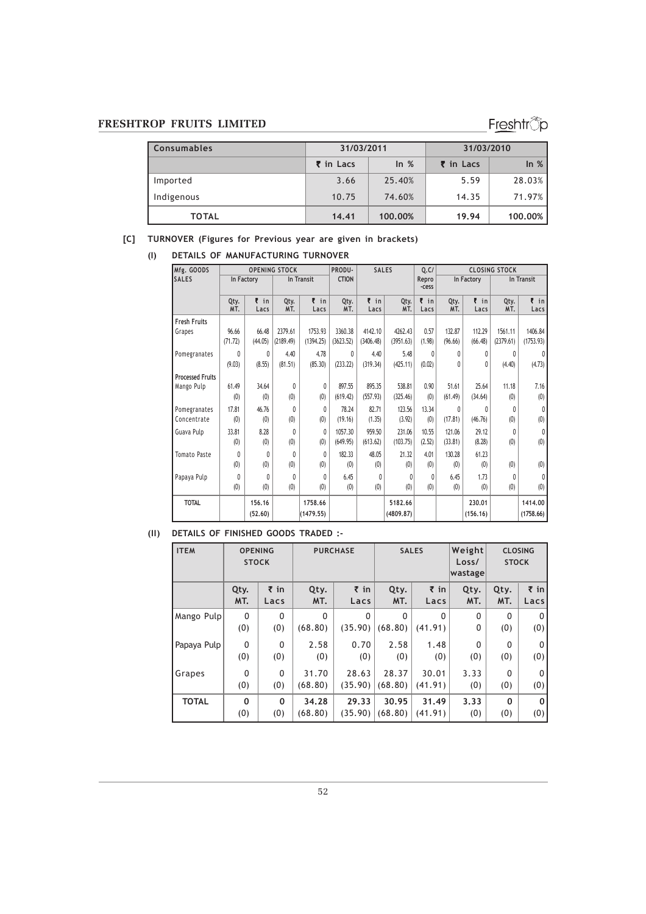| Consumables | 31/03/2011 | | 31/03/2010 | |
|---|---|---|---|---|
| | ₹ in Lacs | In % | ₹ in Lacs | In % |
| Imported | 3.66 | 25.40% | 5.59 | 28.03% |
| Indigenous | 10.75 | 74.60% | 14.35 | 71.97% |
| **TOTAL** | **14.41** | **100.00%** | **19.94** | **100.00%** |

**[C] TURNOVER (Figures for Previous year are given in brackets)**

**(I) DETAILS OF MANUFACTURING TURNOVER**

| Mfg. GOODS SALES | OPENING STOCK | | | | PRODU-CTION | SALES | | Q.C/ Repro -cess | CLOSING STOCK | | | |
|---|---|---|---|---|---|---|---|---|---|---|---|---|
| | In Factory | | In Transit | | | | | | In Factory | | In Transit | |
| | Qty. MT. | ₹ in Lacs | Qty. MT. | ₹ in Lacs | Qty. MT. | ₹ in Lacs | Qty. MT. | ₹ in Lacs | Qty. MT. | ₹ in Lacs | Qty. MT. | ₹ in Lacs |
| **Fresh Fruits** | | | | | | | | | | | | |
| Grapes | 96.66 (71.72) | 66.48 (44.05) | 2379.61 (2189.49) | 1753.93 (1394.25) | 3360.38 (3623.52) | 4142.10 (3406.48) | 4262.43 (3951.63) | 0.57 (1.98) | 132.87 (96.66) | 112.29 (66.48) | 1561.11 (2379.61) | 1406.84 (1753.93) |
| Pomegranates | 0 (9.03) | 0 (8.55) | 4.40 (81.51) | 4.78 (85.30) | 0 (233.22) | 4.40 (319.34) | 5.48 (425.11) | 0 (0.02) | 0 0 | 0 0 | 0 (4.40) | 0 (4.73) |
| **Processed Fruits** | | | | | | | | | | | | |
| Mango Pulp | 61.49 (0) | 34.64 (0) | 0 (0) | 0 (0) | 897.55 (619.42) | 895.35 (557.93) | 538.81 (325.46) | 0.90 (0) | 51.61 (61.49) | 25.64 (34.64) | 11.18 (0) | 7.16 (0) |
| Pomegranates Concentrate | 17.81 (0) | 46.76 (0) | 0 (0) | 0 (0) | 78.24 (19.16) | 82.71 (1.35) | 123.56 (3.92) | 13.34 (0) | 0 (17.81) | 0 (46.76) | 0 (0) | 0 (0) |
| Guava Pulp | 33.81 (0) | 8.28 (0) | 0 (0) | 0 (0) | 1057.30 (649.95) | 959.50 (613.62) | 231.06 (103.75) | 10.55 (2.52) | 121.06 (33.81) | 29.12 (8.28) | 0 (0) | 0 (0) |
| Tomato Paste | 0 (0) | 0 (0) | 0 (0) | 0 (0) | 182.33 (0) | 48.05 (0) | 21.32 (0) | 4.01 (0) | 130.28 (0) | 61.23 (0) | (0) | (0) |
| Papaya Pulp | 0 (0) | 0 (0) | 0 (0) | 0 (0) | 6.45 (0) | 0 (0) | 0 (0) | 0 (0) | 6.45 (0) | 1.73 (0) | 0 (0) | 0 (0) |
| **TOTAL** | | 156.16 (52.60) | | 1758.66 (1479.55) | | | 5182.66 (4809.87) | | | 230.01 (156.16) | | 1414.00 (1758.66) |

**(II) DETAILS OF FINISHED GOODS TRADED :-**

| ITEM | OPENING STOCK | | PURCHASE | | SALES | | Weight Loss/ wastage | CLOSING STOCK | |
|---|---|---|---|---|---|---|---|---|---|
| | Qty. MT. | ₹ in Lacs | Qty. MT. | ₹ in Lacs | Qty. MT. | ₹ in Lacs | Qty. MT. | Qty. MT. | ₹ in Lacs |
| Mango Pulp | 0 (0) | 0 (0) | 0 (68.80) | 0 (35.90) | 0 (68.80) | 0 (41.91) | 0 0 | 0 (0) | 0 (0) |
| Papaya Pulp | 0 (0) | 0 (0) | 2.58 (0) | 0.70 (0) | 2.58 (0) | 1.48 (0) | 0 (0) | 0 (0) | 0 (0) |
| Grapes | 0 (0) | 0 (0) | 31.70 (68.80) | 28.63 (35.90) | 28.37 (68.80) | 30.01 (41.91) | 3.33 (0) | 0 (0) | 0 (0) |
| **TOTAL** | **0** (0) | **0** (0) | **34.28** (68.80) | **29.33** (35.90) | **30.95** (68.80) | **31.49** (41.91) | **3.33** (0) | **0** (0) | **0** (0) |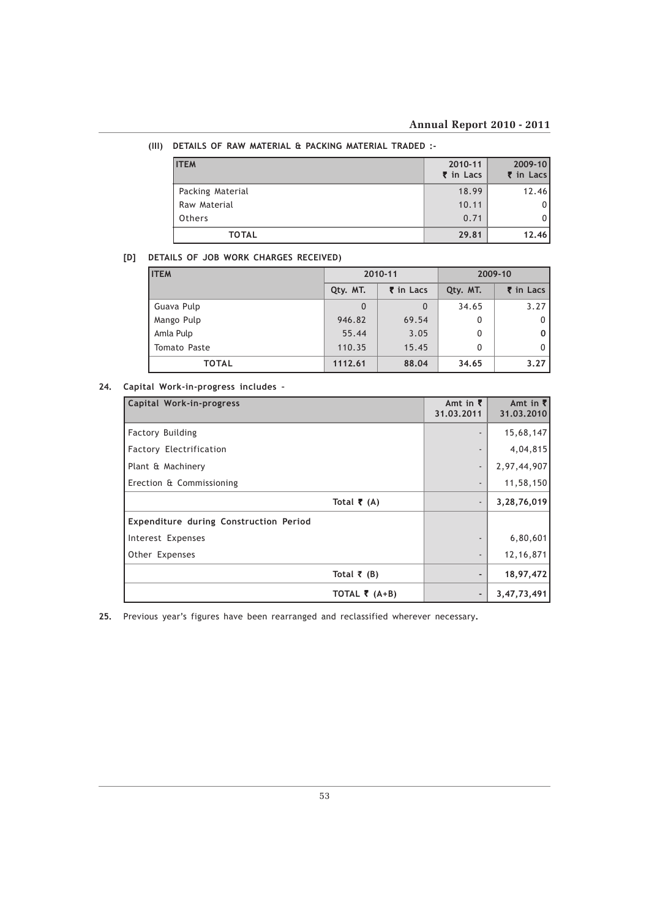**(III) DETAILS OF RAW MATERIAL & PACKING MATERIAL TRADED :-**

| ITEM | 2010-11 ₹ in Lacs | 2009-10 ₹ in Lacs |
|---|---|---|
| Packing Material | 18.99 | 12.46 |
| Raw Material | 10.11 | 0 |
| Others | 0.71 | 0 |
| **TOTAL** | **29.81** | **12.46** |

**[D] DETAILS OF JOB WORK CHARGES RECEIVED)**

| ITEM | 2010-11 | | 2009-10 | |
|---|---|---|---|---|
| | Qty. MT. | ₹ in Lacs | Qty. MT. | ₹ in Lacs |
| Guava Pulp | 0 | 0 | 34.65 | 3.27 |
| Mango Pulp | 946.82 | 69.54 | 0 | 0 |
| Amla Pulp | 55.44 | 3.05 | 0 | 0 |
| Tomato Paste | 110.35 | 15.45 | 0 | 0 |
| **TOTAL** | **1112.61** | **88.04** | **34.65** | **3.27** |

**24. Capital Work-in-progress includes –**

| Capital Work-in-progress | Amt in ₹ 31.03.2011 | Amt in ₹ 31.03.2010 |
|---|---|---|
| Factory Building | - | 15,68,147 |
| Factory Electrification | - | 4,04,815 |
| Plant & Machinery | - | 2,97,44,907 |
| Erection & Commissioning | - | 11,58,150 |
| Total ₹ (A) | - | **3,28,76,019** |
| **Expenditure during Construction Period** | | |
| Interest Expenses | - | 6,80,601 |
| Other Expenses | - | 12,16,871 |
| Total ₹ (B) | - | **18,97,472** |
| TOTAL ₹ (A+B) | - | **3,47,73,491** |

**25.** Previous year's figures have been rearranged and reclassified wherever necessary.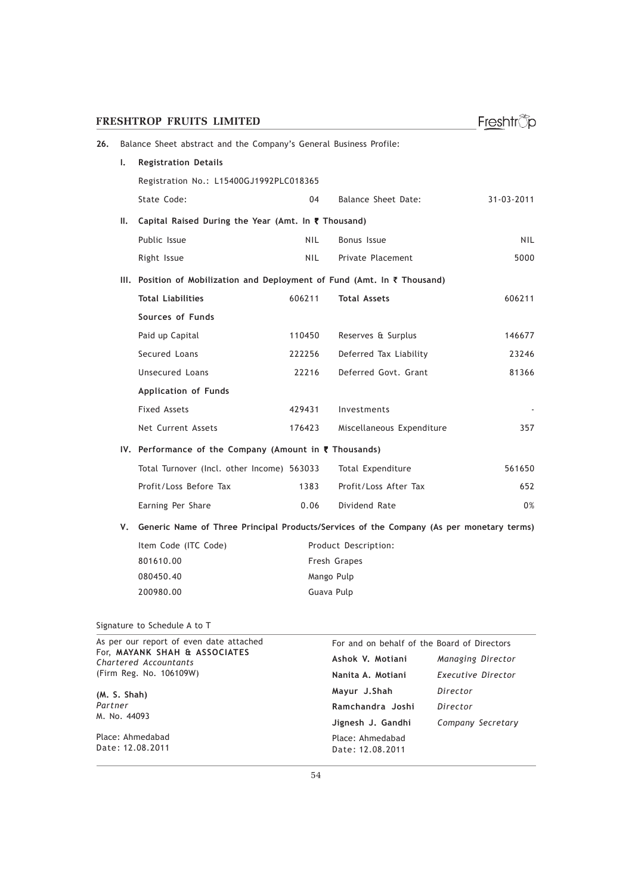**26.** Balance Sheet abstract and the Company's General Business Profile:

**I. Registration Details**

| | | | |
|---|---|---|---|
| Registration No.: L15400GJ1992PLC018365 | | | |
| State Code: | 04 | Balance Sheet Date: | 31-03-2011 |

**II. Capital Raised During the Year (Amt. In ₹ Thousand)**

| | | | |
|---|---|---|---|
| Public Issue | NIL | Bonus Issue | NIL |
| Right Issue | NIL | Private Placement | 5000 |

**III. Position of Mobilization and Deployment of Fund (Amt. In ₹ Thousand)**

| | | | |
|---|---|---|---|
| **Total Liabilities** | 606211 | **Total Assets** | 606211 |
| **Sources of Funds** | | | |
| Paid up Capital | 110450 | Reserves & Surplus | 146677 |
| Secured Loans | 222256 | Deferred Tax Liability | 23246 |
| Unsecured Loans | 22216 | Deferred Govt. Grant | 81366 |
| **Application of Funds** | | | |
| Fixed Assets | 429431 | Investments | - |
| Net Current Assets | 176423 | Miscellaneous Expenditure | 357 |

**IV. Performance of the Company (Amount in ₹ Thousands)**

| | | | |
|---|---|---|---|
| Total Turnover (Incl. other Income) | 563033 | Total Expenditure | 561650 |
| Profit/Loss Before Tax | 1383 | Profit/Loss After Tax | 652 |
| Earning Per Share | 0.06 | Dividend Rate | 0% |

**V. Generic Name of Three Principal Products/Services of the Company (As per monetary terms)**

| Item Code (ITC Code) | Product Description: |
|---|---|
| 801610.00 | Fresh Grapes |
| 080450.40 | Mango Pulp |
| 200980.00 | Guava Pulp |

Signature to Schedule A to T

As per our report of even date attached
For, **MAYANK SHAH & ASSOCIATES**
*Chartered Accountants*
(Firm Reg. No. 106109W)

**(M. S. Shah)**
*Partner*
M. No. 44093

Place: Ahmedabad
Date: 12.08.2011

For and on behalf of the Board of Directors

| | |
|---|---|
| **Ashok V. Motiani** | *Managing Director* |
| **Nanita A. Motiani** | *Executive Director* |
| **Mayur J.Shah** | *Director* |
| **Ramchandra Joshi** | *Director* |
| **Jignesh J. Gandhi** | *Company Secretary* |

Place: Ahmedabad
Date: 12.08.2011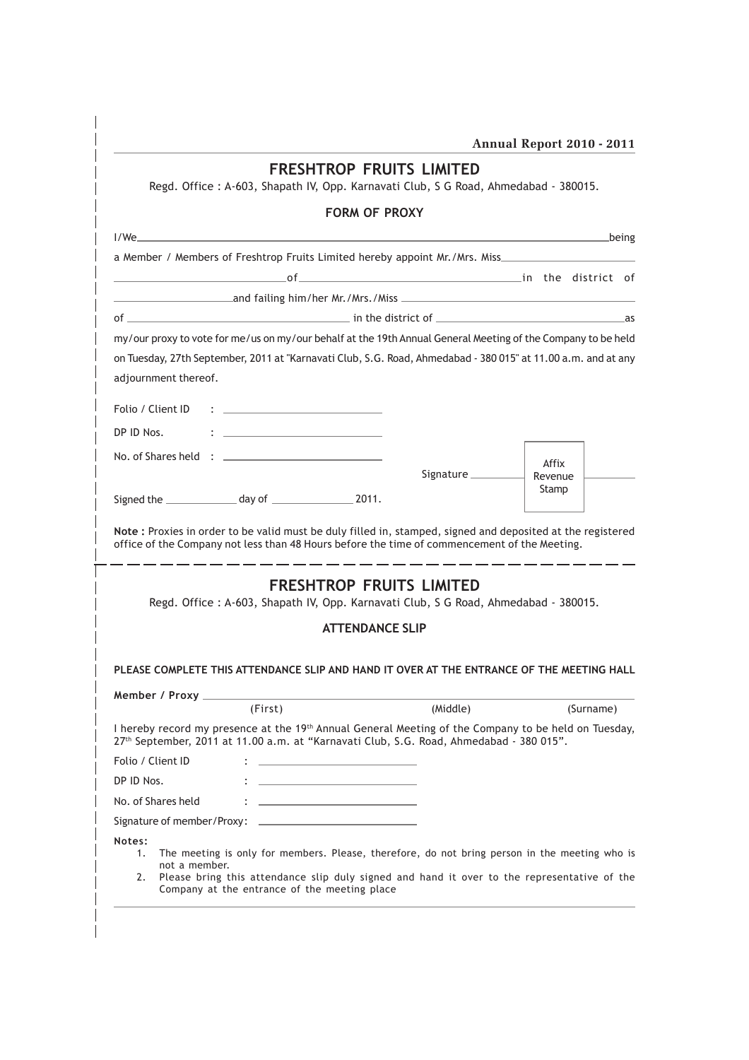# FRESHTROP FRUITS LIMITED

Regd. Office : A-603, Shapath IV, Opp. Karnavati Club, S G Road, Ahmedabad - 380015.

## FORM OF PROXY

I/We ______________________________________________________________ being

a Member / Members of Freshtrop Fruits Limited hereby appoint Mr./Mrs. Miss ____________________

____________________ of ______________________________ in the district of

____________________ and failing him/her Mr./Mrs./Miss ______________________________

of ______________________________ in the district of ______________________________ as

my/our proxy to vote for me/us on my/our behalf at the 19th Annual General Meeting of the Company to be held on Tuesday, 27th September, 2011 at "Karnavati Club, S.G. Road, Ahmedabad - 380 015" at 11.00 a.m. and at any adjournment thereof.

Folio / Client ID : ____________________

DP ID Nos. : ____________________

No. of Shares held : ____________________

Signature ____________ [Affix Revenue Stamp] ____________

Signed the ____________ day of ____________ 2011.

**Note :** Proxies in order to be valid must be duly filled in, stamped, signed and deposited at the registered office of the Company not less than 48 Hours before the time of commencement of the Meeting.

---

# FRESHTROP FRUITS LIMITED

Regd. Office : A-603, Shapath IV, Opp. Karnavati Club, S G Road, Ahmedabad - 380015.

## ATTENDANCE SLIP

**PLEASE COMPLETE THIS ATTENDANCE SLIP AND HAND IT OVER AT THE ENTRANCE OF THE MEETING HALL**

**Member / Proxy** ______________________________________________________________

(First) (Middle) (Surname)

I hereby record my presence at the 19th Annual General Meeting of the Company to be held on Tuesday, 27th September, 2011 at 11.00 a.m. at "Karnavati Club, S.G. Road, Ahmedabad - 380 015".

Folio / Client ID : ____________________

DP ID Nos. : ____________________

No. of Shares held : ____________________

Signature of member/Proxy: ____________________

**Notes:**

1. The meeting is only for members. Please, therefore, do not bring person in the meeting who is not a member.
2. Please bring this attendance slip duly signed and hand it over to the representative of the Company at the entrance of the meeting place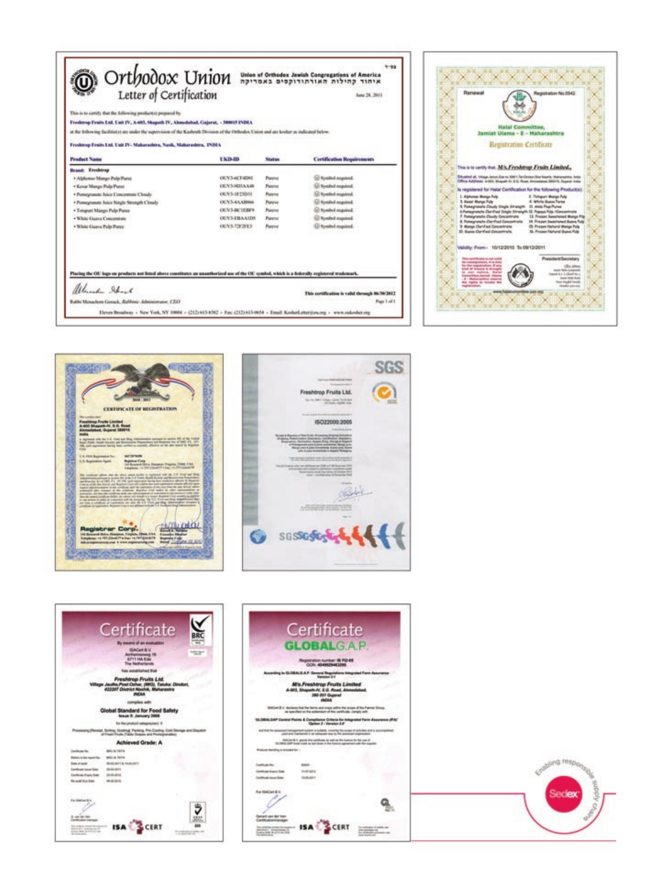# Orthodox Union

## Letter of Certification

Union of Orthodox Jewish Congregations of America
איחוד קהילות האורתודוקסים באמריקה

June 28, 2011

This is to certify that the following product(s) prepared by

**Freshtrop Fruits Ltd. Unit IV, A-603, Shapath IV, Ahmedabad, Gujarat, - 380015 INDIA**

at the following facility(ies) are under the supervision of the Kashruth Division of the Orthodox Union and are kosher as indicated below.

**Freshtrop Fruits Ltd. Unit IV- Maharashtra, Nasik, Maharashtra, INDIA**

| Product Name | UKD-ID | Status | Certification Requirements |
|---|---|---|---|
| **Brand: Freshtrop** | | | |
| • Alphonso Mango Pulp/Puree | OUV3-6CF4D91 | Pareve | Symbol required. |
| • Kesar Mango Pulp/Puree | OUV3-9D3AA48 | Pareve | Symbol required. |
| • Pomegranate Juice Concentrate Cloudy | OUV3-1F23D31 | Pareve | Symbol required. |
| • Pomegranate Juice Single Strength Cloudy | OUV3-4AAB866 | Pareve | Symbol required. |
| • Totapuri Mango Pulp/Puree | OUV3-BC1EBF9 | Pareve | Symbol required. |
| • White Guava Concentrate | OUV3-EBAA1D5 | Pareve | Symbol required. |
| • White Guava Pulp/Puree | OUV3-72F2FE3 | Pareve | Symbol required. |

**Placing the OU logo on products not listed above constitutes an unauthorized use of the OU symbol, which is a federally registered trademark.**

**This certification is valid through 06/30/2012**

Rabbi Menachem Genack, Rabbinic Administrator, CEO

Eleven Broadway • New York, NY 10004 • (212) 613-8382 • Fax: (212) 613-0654 • Email: KosherLetter@ou.org • www.oukosher.org

---

Renewal

Registration No.0542

**Halal Committee, Jamiat Ulama - E - Maharashtra**

**Registration Certificate**

This is to certify that, **M/s. Freshtrop Fruits Limited.**

Situated at: Village Janori (Dist no 1061), Tal Dindori Dist Nashik, Maharashtra, India
Office Address: A-603, Shapath IV, S.G. Road, Ahmedabad 380015, Gujarat, India

Is registered for Halal Certification for the following Product(s):

1. Alphonso Mango Pulp
2. Totapuri Mango Pulp
3. Kesar Mango Pulp
4. White Guava Puree
5. Pomegranate Cloudy Single Strength
6. Pomegranate Clarified Single Strength
7. Pomegranate Cloudy Concentrate
8. Pomegranate Clarified Concentrate
9. Mango Clarified Concentrate
10. Guava Clarified Concentrate
11. Amla Pulp/Puree
12. Papaya Pulp /Concentrate
13. Frozen Sweetened Mango Pulp
14. Frozen Sweetened Guava Pulp
15. Frozen Natural Mango Pulp
16. Frozen Natural Guava Pulp

Validity: From:- 10/12/2010 To 09/12/2011

President/Secretary

www.halalcommittee.jum.org

---

2010 - 2011

**CERTIFICATE OF REGISTRATION**

Freshtrop Fruits Limited
A-603 Shapath-IV, S.G. Road
Ahmedabad, Gujarat 380015
India

Registrar Corp.

---

SGS

Freshtrop Fruits Ltd.

ISO22000:2005

---

# Certificate

By means of an evaluation

ISACert B.V.
Amhemseweg 18
6711 HA Ede
The Netherlands

has established that

***Freshtrop Fruits Ltd.***
***Village Jaulke, Post Ozhar, (MIG), Taluka: Dindori, 422207 District Nashik, Maharashtra***
***INDIA***

complies with

**Global Standard for Food Safety**
**Issue 5: January 2008**

Processing (Receipt, Sorting, Grading, Packing, Pre-Cooling, Cold Storage and Dispatch of Fresh Fruits (Table Grapes and Pomegranates))

**Achieved Grade: A**

ISA CERT

---

# Certificate

## GLOBALG.A.P.

Registration number: IS FG-05

**M/s.Freshtrop Fruits Limited**
**A-603, Shapath-IV, S.G. Road, Ahmedabad,**
**380 051 Gujarat**
**INDIA**

ISA CERT

---

Sedex – Enabling responsible supply chains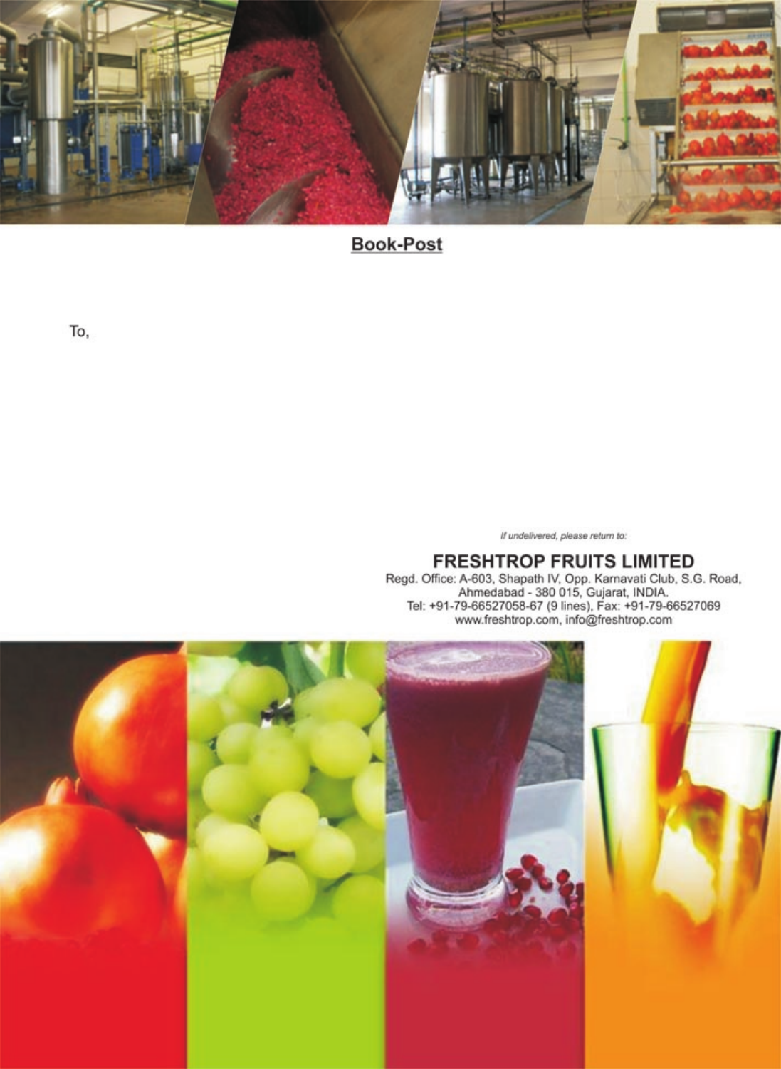**Book-Post**

To,

*If undelivered, please return to:*

**FRESHTROP FRUITS LIMITED**

Regd. Office: A-603, Shapath IV, Opp. Karnavati Club, S.G. Road,
Ahmedabad - 380 015, Gujarat, INDIA.
Tel: +91-79-66527058-67 (9 lines), Fax: +91-79-66527069
www.freshtrop.com, info@freshtrop.com